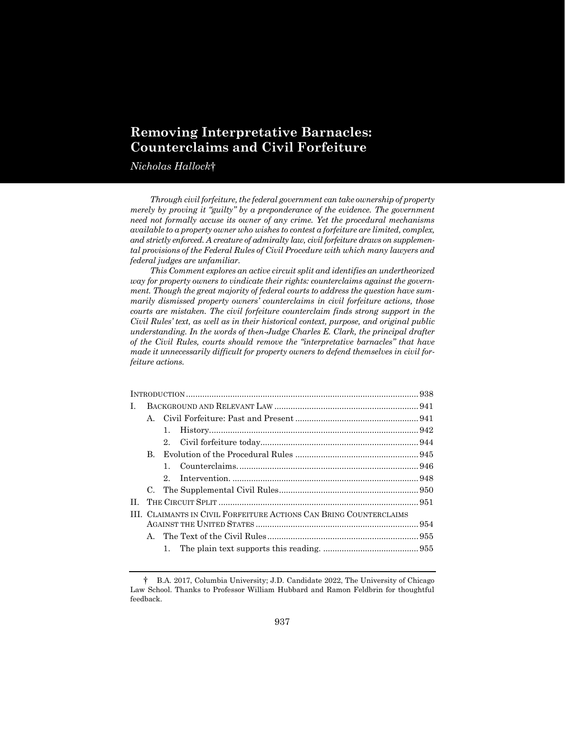# Removing Interpretative Barnacles: Counterclaims and Civil Forfeiture

*Nicholas Hallock*†

*Through civil forfeiture, the federal government can take ownership of property merely by proving it "guilty" by a preponderance of the evidence. The government need not formally accuse its owner of any crime. Yet the procedural mechanisms available to a property owner who wishes to contest a forfeiture are limited, complex, and strictly enforced. A creature of admiralty law, civil forfeiture draws on supplemental provisions of the Federal Rules of Civil Procedure with which many lawyers and federal judges are unfamiliar.*

*This Comment explores an active circuit split and identifies an undertheorized way for property owners to vindicate their rights: counterclaims against the government. Though the great majority of federal courts to address the question have summarily dismissed property owners' counterclaims in civil forfeiture actions, those courts are mistaken. The civil forfeiture counterclaim finds strong support in the Civil Rules' text, as well as in their historical context, purpose, and original public understanding. In the words of then-Judge Charles E. Clark, the principal drafter of the Civil Rules, courts should remove the "interpretative barnacles" that have made it unnecessarily difficult for property owners to defend themselves in civil forfeiture actions.*

| | | | |
|---|---|---|---|
| INTRODUCTION | | | 938 |
| I. | BACKGROUND AND RELEVANT LAW | | 941 |
| | A. | Civil Forfeiture: Past and Present | 941 |
| | | 1. History | 942 |
| | | 2. Civil forfeiture today | 944 |
| | B. | Evolution of the Procedural Rules | 945 |
| | | 1. Counterclaims. | 946 |
| | | 2. Intervention. | 948 |
| | C. | The Supplemental Civil Rules | 950 |
| II. | THE CIRCUIT SPLIT | | 951 |
| III. | CLAIMANTS IN CIVIL FORFEITURE ACTIONS CAN BRING COUNTERCLAIMS AGAINST THE UNITED STATES | | 954 |
| | A. | The Text of the Civil Rules | 955 |
| | | 1. The plain text supports this reading. | 955 |

† B.A. 2017, Columbia University; J.D. Candidate 2022, The University of Chicago Law School. Thanks to Professor William Hubbard and Ramon Feldbrin for thoughtful feedback.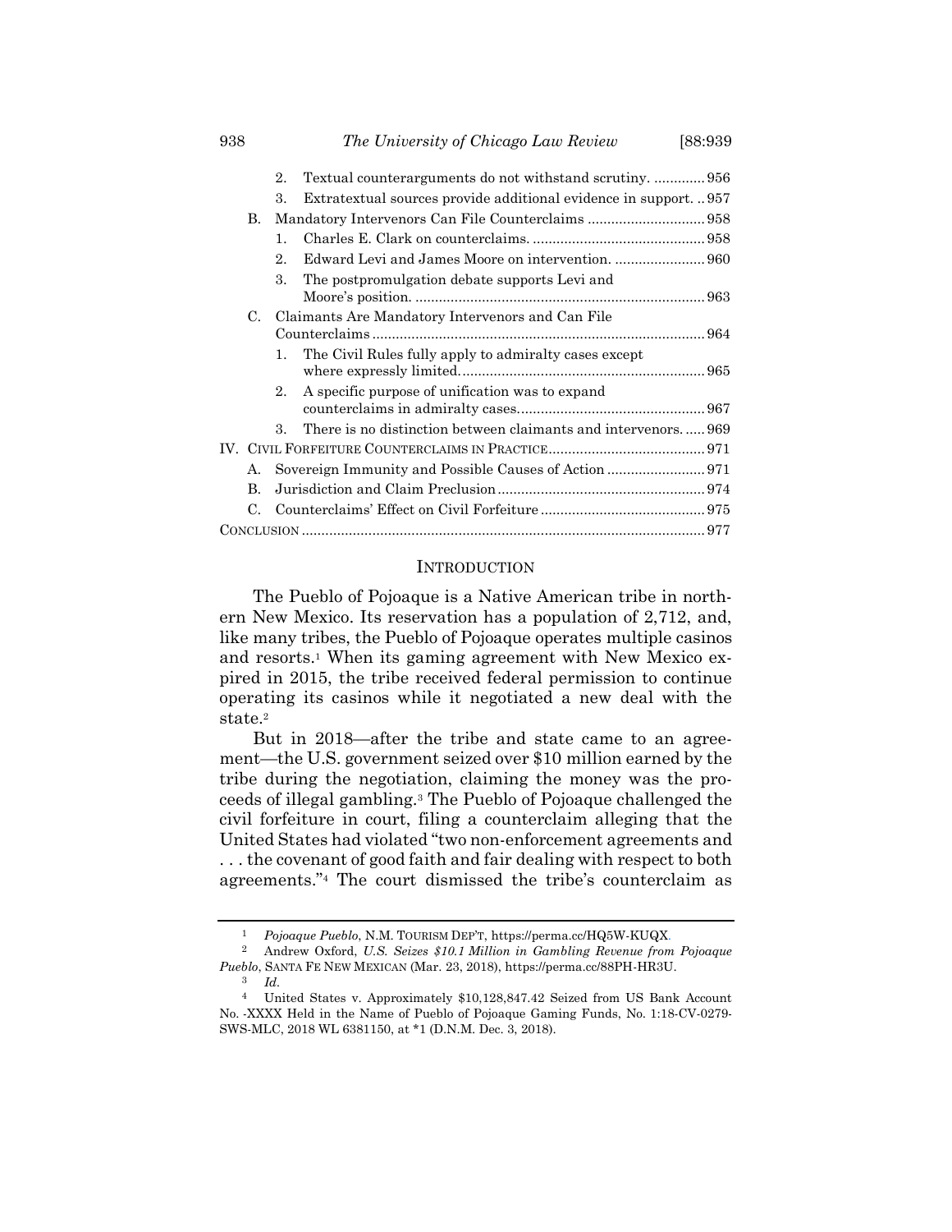2. Textual counterarguments do not withstand scrutiny. ............. 956
3. Extratextual sources provide additional evidence in support. .. 957

B. Mandatory Intervenors Can File Counterclaims .............................. 958
1. Charles E. Clark on counterclaims. ............................................ 958
2. Edward Levi and James Moore on intervention. ....................... 960
3. The postpromulgation debate supports Levi and Moore's position. ......................................................................... 963

C. Claimants Are Mandatory Intervenors and Can File Counterclaims ..................................................................................... 964
1. The Civil Rules fully apply to admiralty cases except where expressly limited.............................................................. 965
2. A specific purpose of unification was to expand counterclaims in admiralty cases................................................ 967
3. There is no distinction between claimants and intervenors. ..... 969

IV. CIVIL FORFEITURE COUNTERCLAIMS IN PRACTICE........................................ 971
A. Sovereign Immunity and Possible Causes of Action ......................... 971
B. Jurisdiction and Claim Preclusion..................................................... 974
C. Counterclaims' Effect on Civil Forfeiture .......................................... 975

CONCLUSION ...................................................................................................... 977

## INTRODUCTION

The Pueblo of Pojoaque is a Native American tribe in northern New Mexico. Its reservation has a population of 2,712, and, like many tribes, the Pueblo of Pojoaque operates multiple casinos and resorts.[1] When its gaming agreement with New Mexico expired in 2015, the tribe received federal permission to continue operating its casinos while it negotiated a new deal with the state.[2]

But in 2018—after the tribe and state came to an agreement—the U.S. government seized over $10 million earned by the tribe during the negotiation, claiming the money was the proceeds of illegal gambling.[3] The Pueblo of Pojoaque challenged the civil forfeiture in court, filing a counterclaim alleging that the United States had violated "two non-enforcement agreements and . . . the covenant of good faith and fair dealing with respect to both agreements."[4] The court dismissed the tribe's counterclaim as

---

[1] *Pojoaque Pueblo*, N.M. TOURISM DEP'T, https://perma.cc/HQ5W-KUQX.

[2] Andrew Oxford, *U.S. Seizes $10.1 Million in Gambling Revenue from Pojoaque Pueblo*, SANTA FE NEW MEXICAN (Mar. 23, 2018), https://perma.cc/88PH-HR3U.

[3] *Id.*

[4] United States v. Approximately $10,128,847.42 Seized from US Bank Account No. -XXXX Held in the Name of Pueblo of Pojoaque Gaming Funds, No. 1:18-CV-0279-SWS-MLC, 2018 WL 6381150, at *1 (D.N.M. Dec. 3, 2018).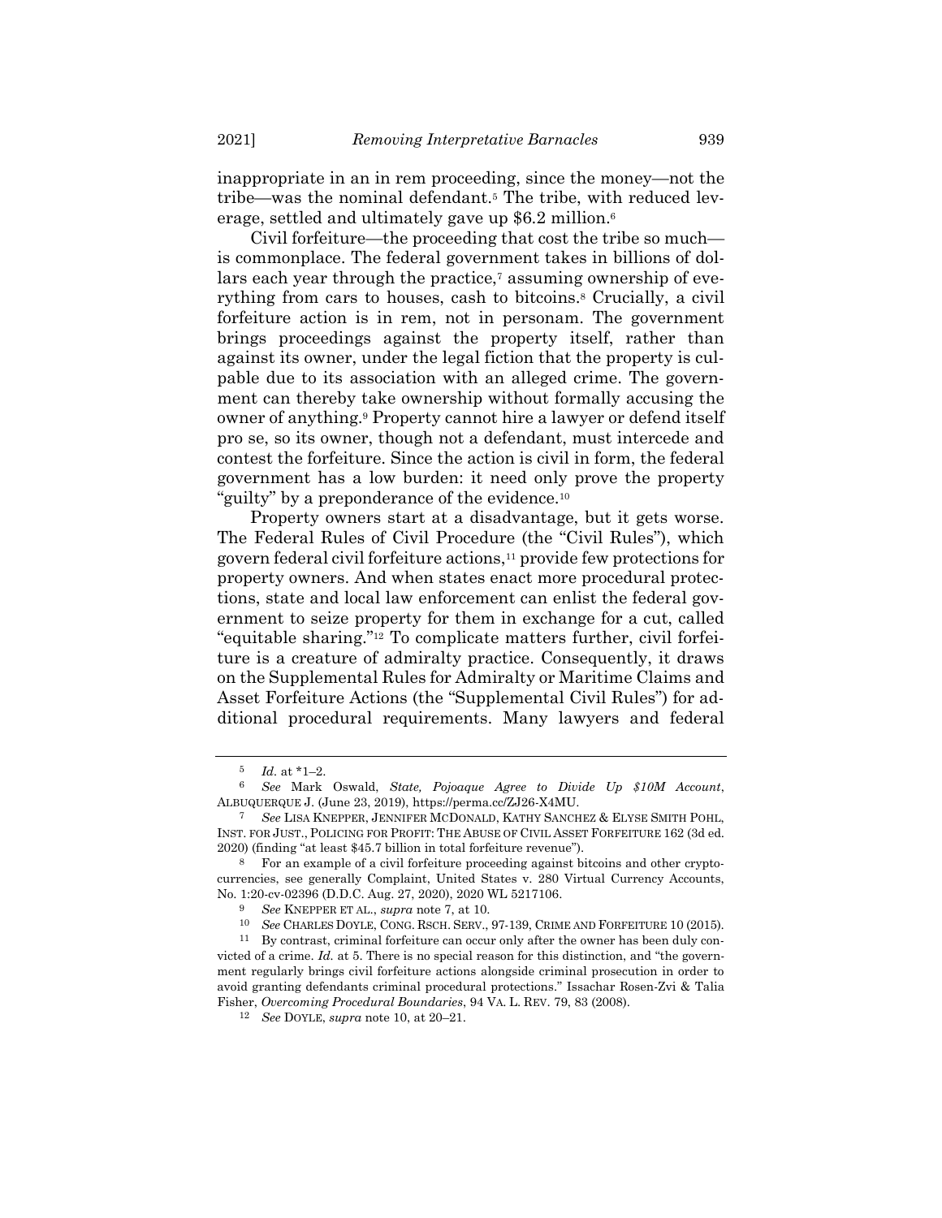inappropriate in an in rem proceeding, since the money—not the tribe—was the nominal defendant.[5] The tribe, with reduced leverage, settled and ultimately gave up $6.2 million.[6]

Civil forfeiture—the proceeding that cost the tribe so much—is commonplace. The federal government takes in billions of dollars each year through the practice,[7] assuming ownership of everything from cars to houses, cash to bitcoins.[8] Crucially, a civil forfeiture action is in rem, not in personam. The government brings proceedings against the property itself, rather than against its owner, under the legal fiction that the property is culpable due to its association with an alleged crime. The government can thereby take ownership without formally accusing the owner of anything.[9] Property cannot hire a lawyer or defend itself pro se, so its owner, though not a defendant, must intercede and contest the forfeiture. Since the action is civil in form, the federal government has a low burden: it need only prove the property "guilty" by a preponderance of the evidence.[10]

Property owners start at a disadvantage, but it gets worse. The Federal Rules of Civil Procedure (the "Civil Rules"), which govern federal civil forfeiture actions,[11] provide few protections for property owners. And when states enact more procedural protections, state and local law enforcement can enlist the federal government to seize property for them in exchange for a cut, called "equitable sharing."[12] To complicate matters further, civil forfeiture is a creature of admiralty practice. Consequently, it draws on the Supplemental Rules for Admiralty or Maritime Claims and Asset Forfeiture Actions (the "Supplemental Civil Rules") for additional procedural requirements. Many lawyers and federal

---

[5] *Id.* at *1–2.

[6] *See* Mark Oswald, *State, Pojoaque Agree to Divide Up $10M Account*, ALBUQUERQUE J. (June 23, 2019), https://perma.cc/ZJ26-X4MU.

[7] *See* LISA KNEPPER, JENNIFER MCDONALD, KATHY SANCHEZ & ELYSE SMITH POHL, INST. FOR JUST., POLICING FOR PROFIT: THE ABUSE OF CIVIL ASSET FORFEITURE 162 (3d ed. 2020) (finding "at least $45.7 billion in total forfeiture revenue").

[8] For an example of a civil forfeiture proceeding against bitcoins and other cryptocurrencies, see generally Complaint, United States v. 280 Virtual Currency Accounts, No. 1:20-cv-02396 (D.D.C. Aug. 27, 2020), 2020 WL 5217106.

[9] *See* KNEPPER ET AL., *supra* note 7, at 10.

[10] *See* CHARLES DOYLE, CONG. RSCH. SERV., 97-139, CRIME AND FORFEITURE 10 (2015).

[11] By contrast, criminal forfeiture can occur only after the owner has been duly convicted of a crime. *Id.* at 5. There is no special reason for this distinction, and "the government regularly brings civil forfeiture actions alongside criminal prosecution in order to avoid granting defendants criminal procedural protections." Issachar Rosen-Zvi & Talia Fisher, *Overcoming Procedural Boundaries*, 94 VA. L. REV. 79, 83 (2008).

[12] *See* DOYLE, *supra* note 10, at 20–21.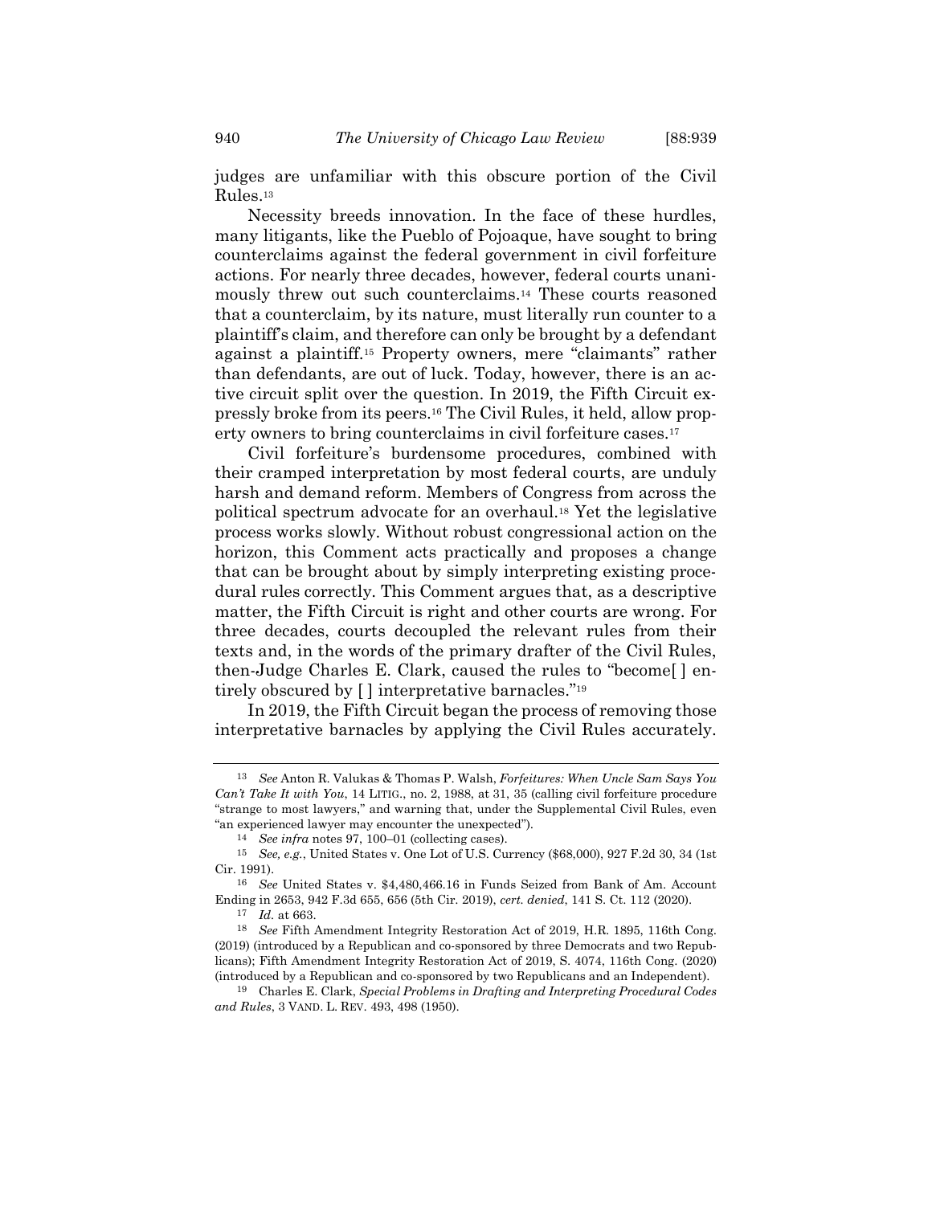judges are unfamiliar with this obscure portion of the Civil Rules.[13]

Necessity breeds innovation. In the face of these hurdles, many litigants, like the Pueblo of Pojoaque, have sought to bring counterclaims against the federal government in civil forfeiture actions. For nearly three decades, however, federal courts unanimously threw out such counterclaims.[14] These courts reasoned that a counterclaim, by its nature, must literally run counter to a plaintiff's claim, and therefore can only be brought by a defendant against a plaintiff.[15] Property owners, mere "claimants" rather than defendants, are out of luck. Today, however, there is an active circuit split over the question. In 2019, the Fifth Circuit expressly broke from its peers.[16] The Civil Rules, it held, allow property owners to bring counterclaims in civil forfeiture cases.[17]

Civil forfeiture's burdensome procedures, combined with their cramped interpretation by most federal courts, are unduly harsh and demand reform. Members of Congress from across the political spectrum advocate for an overhaul.[18] Yet the legislative process works slowly. Without robust congressional action on the horizon, this Comment acts practically and proposes a change that can be brought about by simply interpreting existing procedural rules correctly. This Comment argues that, as a descriptive matter, the Fifth Circuit is right and other courts are wrong. For three decades, courts decoupled the relevant rules from their texts and, in the words of the primary drafter of the Civil Rules, then-Judge Charles E. Clark, caused the rules to "become[ ] entirely obscured by [ ] interpretative barnacles."[19]

In 2019, the Fifth Circuit began the process of removing those interpretative barnacles by applying the Civil Rules accurately.

---

[13] *See* Anton R. Valukas & Thomas P. Walsh, *Forfeitures: When Uncle Sam Says You Can't Take It with You*, 14 LITIG., no. 2, 1988, at 31, 35 (calling civil forfeiture procedure "strange to most lawyers," and warning that, under the Supplemental Civil Rules, even "an experienced lawyer may encounter the unexpected").

[14] *See infra* notes 97, 100–01 (collecting cases).

[15] *See, e.g.*, United States v. One Lot of U.S. Currency ($68,000), 927 F.2d 30, 34 (1st Cir. 1991).

[16] *See* United States v. $4,480,466.16 in Funds Seized from Bank of Am. Account Ending in 2653, 942 F.3d 655, 656 (5th Cir. 2019), *cert. denied*, 141 S. Ct. 112 (2020).

[17] *Id.* at 663.

[18] *See* Fifth Amendment Integrity Restoration Act of 2019, H.R. 1895, 116th Cong. (2019) (introduced by a Republican and co-sponsored by three Democrats and two Republicans); Fifth Amendment Integrity Restoration Act of 2019, S. 4074, 116th Cong. (2020) (introduced by a Republican and co-sponsored by two Republicans and an Independent).

[19] Charles E. Clark, *Special Problems in Drafting and Interpreting Procedural Codes and Rules*, 3 VAND. L. REV. 493, 498 (1950).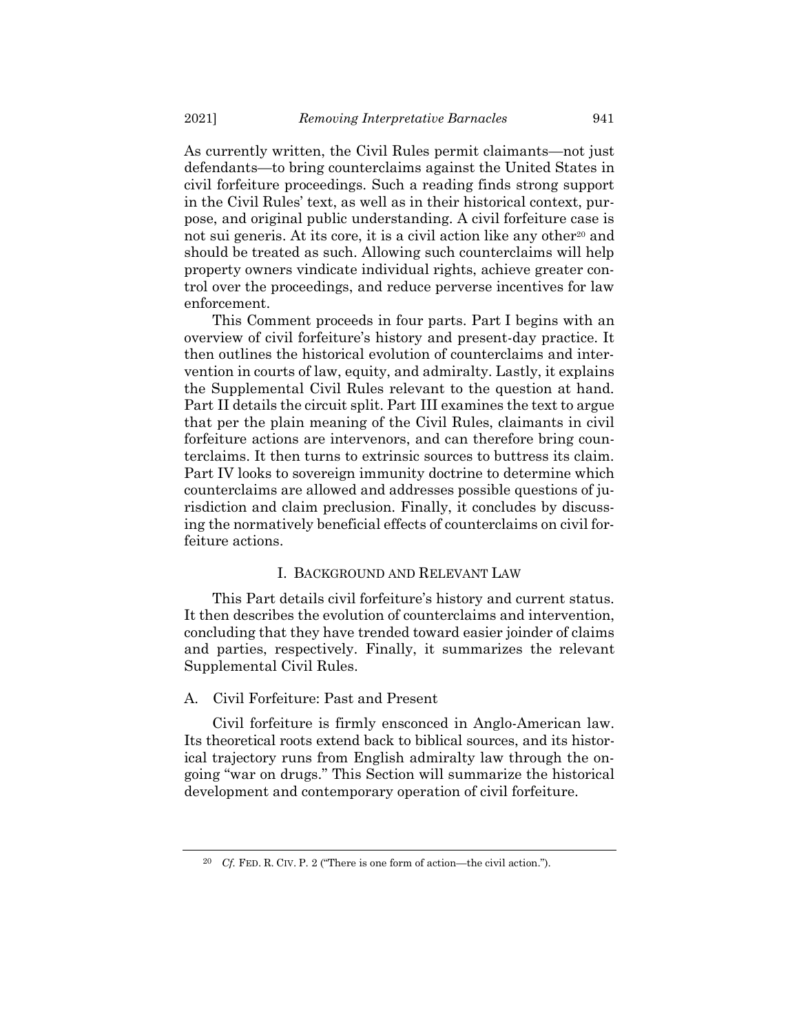As currently written, the Civil Rules permit claimants—not just defendants—to bring counterclaims against the United States in civil forfeiture proceedings. Such a reading finds strong support in the Civil Rules' text, as well as in their historical context, purpose, and original public understanding. A civil forfeiture case is not sui generis. At its core, it is a civil action like any other[20] and should be treated as such. Allowing such counterclaims will help property owners vindicate individual rights, achieve greater control over the proceedings, and reduce perverse incentives for law enforcement.

This Comment proceeds in four parts. Part I begins with an overview of civil forfeiture's history and present-day practice. It then outlines the historical evolution of counterclaims and intervention in courts of law, equity, and admiralty. Lastly, it explains the Supplemental Civil Rules relevant to the question at hand. Part II details the circuit split. Part III examines the text to argue that per the plain meaning of the Civil Rules, claimants in civil forfeiture actions are intervenors, and can therefore bring counterclaims. It then turns to extrinsic sources to buttress its claim. Part IV looks to sovereign immunity doctrine to determine which counterclaims are allowed and addresses possible questions of jurisdiction and claim preclusion. Finally, it concludes by discussing the normatively beneficial effects of counterclaims on civil forfeiture actions.

## I. BACKGROUND AND RELEVANT LAW

This Part details civil forfeiture's history and current status. It then describes the evolution of counterclaims and intervention, concluding that they have trended toward easier joinder of claims and parties, respectively. Finally, it summarizes the relevant Supplemental Civil Rules.

### A. Civil Forfeiture: Past and Present

Civil forfeiture is firmly ensconced in Anglo-American law. Its theoretical roots extend back to biblical sources, and its historical trajectory runs from English admiralty law through the ongoing "war on drugs." This Section will summarize the historical development and contemporary operation of civil forfeiture.

---

[20] *Cf.* FED. R. CIV. P. 2 ("There is one form of action—the civil action.").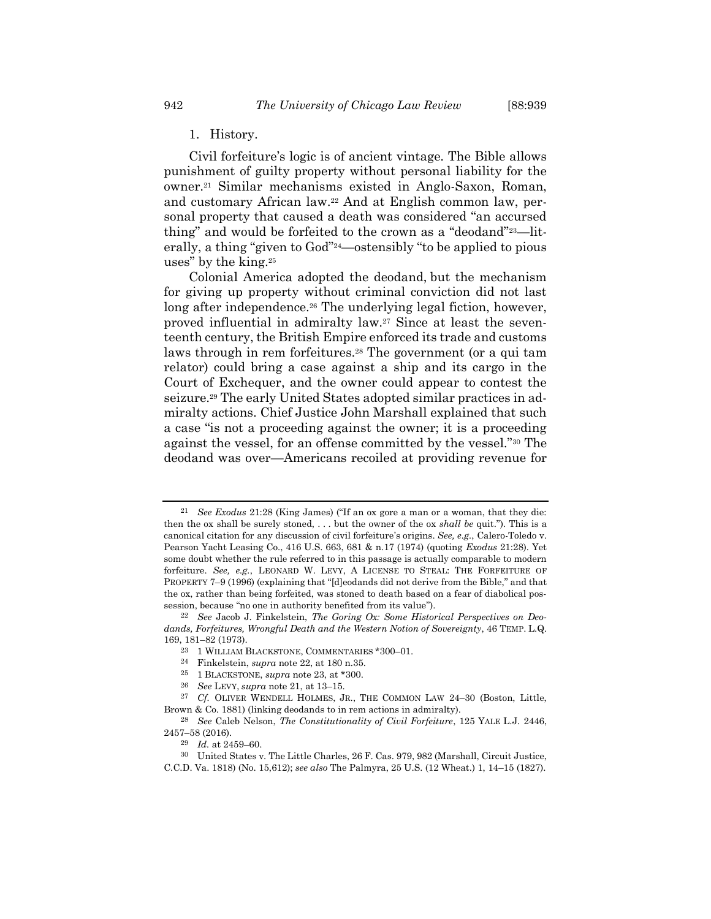1. History.

Civil forfeiture's logic is of ancient vintage. The Bible allows punishment of guilty property without personal liability for the owner.[21] Similar mechanisms existed in Anglo-Saxon, Roman, and customary African law.[22] And at English common law, personal property that caused a death was considered "an accursed thing" and would be forfeited to the crown as a "deodand"[23]—literally, a thing "given to God"[24]—ostensibly "to be applied to pious uses" by the king.[25]

Colonial America adopted the deodand, but the mechanism for giving up property without criminal conviction did not last long after independence.[26] The underlying legal fiction, however, proved influential in admiralty law.[27] Since at least the seventeenth century, the British Empire enforced its trade and customs laws through in rem forfeitures.[28] The government (or a qui tam relator) could bring a case against a ship and its cargo in the Court of Exchequer, and the owner could appear to contest the seizure.[29] The early United States adopted similar practices in admiralty actions. Chief Justice John Marshall explained that such a case "is not a proceeding against the owner; it is a proceeding against the vessel, for an offense committed by the vessel."[30] The deodand was over—Americans recoiled at providing revenue for

---

[21] *See Exodus* 21:28 (King James) ("If an ox gore a man or a woman, that they die: then the ox shall be surely stoned, . . . but the owner of the ox *shall be* quit."). This is a canonical citation for any discussion of civil forfeiture's origins. *See, e.g.*, Calero-Toledo v. Pearson Yacht Leasing Co., 416 U.S. 663, 681 & n.17 (1974) (quoting *Exodus* 21:28). Yet some doubt whether the rule referred to in this passage is actually comparable to modern forfeiture. *See, e.g.*, LEONARD W. LEVY, A LICENSE TO STEAL: THE FORFEITURE OF PROPERTY 7–9 (1996) (explaining that "[d]eodands did not derive from the Bible," and that the ox, rather than being forfeited, was stoned to death based on a fear of diabolical possession, because "no one in authority benefited from its value").

[22] *See* Jacob J. Finkelstein, *The Goring Ox: Some Historical Perspectives on Deodands, Forfeitures, Wrongful Death and the Western Notion of Sovereignty*, 46 TEMP. L.Q. 169, 181–82 (1973).

[23] 1 WILLIAM BLACKSTONE, COMMENTARIES *300–01.

[24] Finkelstein, *supra* note 22, at 180 n.35.

[25] 1 BLACKSTONE, *supra* note 23, at *300.

[26] *See* LEVY, *supra* note 21, at 13–15.

[27] *Cf.* OLIVER WENDELL HOLMES, JR., THE COMMON LAW 24–30 (Boston, Little, Brown & Co. 1881) (linking deodands to in rem actions in admiralty).

[28] *See* Caleb Nelson, *The Constitutionality of Civil Forfeiture*, 125 YALE L.J. 2446, 2457–58 (2016).

[29] *Id.* at 2459–60.

[30] United States v. The Little Charles, 26 F. Cas. 979, 982 (Marshall, Circuit Justice, C.C.D. Va. 1818) (No. 15,612); *see also* The Palmyra, 25 U.S. (12 Wheat.) 1, 14–15 (1827).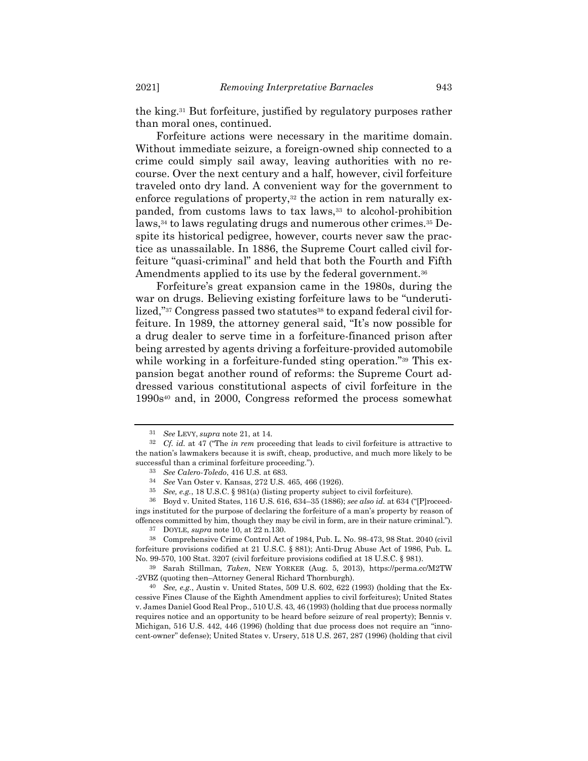the king.[31] But forfeiture, justified by regulatory purposes rather than moral ones, continued.

Forfeiture actions were necessary in the maritime domain. Without immediate seizure, a foreign-owned ship connected to a crime could simply sail away, leaving authorities with no recourse. Over the next century and a half, however, civil forfeiture traveled onto dry land. A convenient way for the government to enforce regulations of property,[32] the action in rem naturally expanded, from customs laws to tax laws,[33] to alcohol-prohibition laws,[34] to laws regulating drugs and numerous other crimes.[35] Despite its historical pedigree, however, courts never saw the practice as unassailable. In 1886, the Supreme Court called civil forfeiture "quasi-criminal" and held that both the Fourth and Fifth Amendments applied to its use by the federal government.[36]

Forfeiture's great expansion came in the 1980s, during the war on drugs. Believing existing forfeiture laws to be "underutilized,"[37] Congress passed two statutes[38] to expand federal civil forfeiture. In 1989, the attorney general said, "It's now possible for a drug dealer to serve time in a forfeiture-financed prison after being arrested by agents driving a forfeiture-provided automobile while working in a forfeiture-funded sting operation."[39] This expansion begat another round of reforms: the Supreme Court addressed various constitutional aspects of civil forfeiture in the 1990s[40] and, in 2000, Congress reformed the process somewhat

---

[31] *See* LEVY, *supra* note 21, at 14.

[32] *Cf. id.* at 47 ("The *in rem* proceeding that leads to civil forfeiture is attractive to the nation's lawmakers because it is swift, cheap, productive, and much more likely to be successful than a criminal forfeiture proceeding.").

[33] *See Calero-Toledo*, 416 U.S. at 683.

[34] *See* Van Oster v. Kansas, 272 U.S. 465, 466 (1926).

[35] *See, e.g.*, 18 U.S.C. § 981(a) (listing property subject to civil forfeiture).

[36] Boyd v. United States, 116 U.S. 616, 634–35 (1886); *see also id.* at 634 ("[P]roceedings instituted for the purpose of declaring the forfeiture of a man's property by reason of offences committed by him, though they may be civil in form, are in their nature criminal.").

[37] DOYLE, *supra* note 10, at 22 n.130.

[38] Comprehensive Crime Control Act of 1984, Pub. L. No. 98-473, 98 Stat. 2040 (civil forfeiture provisions codified at 21 U.S.C. § 881); Anti-Drug Abuse Act of 1986, Pub. L. No. 99-570, 100 Stat. 3207 (civil forfeiture provisions codified at 18 U.S.C. § 981).

[39] Sarah Stillman, *Taken*, NEW YORKER (Aug. 5, 2013), https://perma.cc/M2TW-2VBZ (quoting then–Attorney General Richard Thornburgh).

[40] *See, e.g.*, Austin v. United States, 509 U.S. 602, 622 (1993) (holding that the Excessive Fines Clause of the Eighth Amendment applies to civil forfeitures); United States v. James Daniel Good Real Prop., 510 U.S. 43, 46 (1993) (holding that due process normally requires notice and an opportunity to be heard before seizure of real property); Bennis v. Michigan, 516 U.S. 442, 446 (1996) (holding that due process does not require an "innocent-owner" defense); United States v. Ursery, 518 U.S. 267, 287 (1996) (holding that civil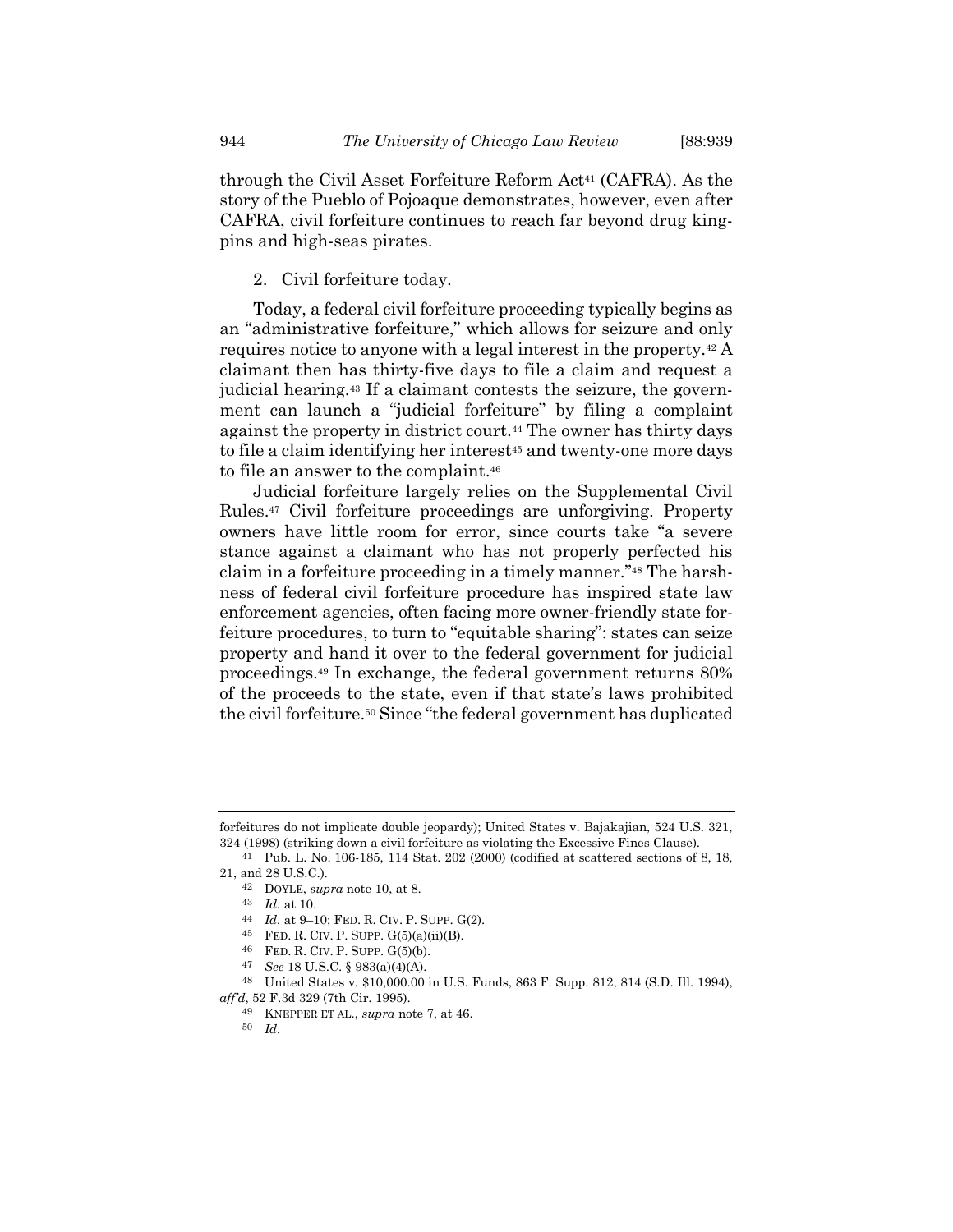through the Civil Asset Forfeiture Reform Act[41] (CAFRA). As the story of the Pueblo of Pojoaque demonstrates, however, even after CAFRA, civil forfeiture continues to reach far beyond drug kingpins and high-seas pirates.

2. Civil forfeiture today.

Today, a federal civil forfeiture proceeding typically begins as an "administrative forfeiture," which allows for seizure and only requires notice to anyone with a legal interest in the property.[42] A claimant then has thirty-five days to file a claim and request a judicial hearing.[43] If a claimant contests the seizure, the government can launch a "judicial forfeiture" by filing a complaint against the property in district court.[44] The owner has thirty days to file a claim identifying her interest[45] and twenty-one more days to file an answer to the complaint.[46]

Judicial forfeiture largely relies on the Supplemental Civil Rules.[47] Civil forfeiture proceedings are unforgiving. Property owners have little room for error, since courts take "a severe stance against a claimant who has not properly perfected his claim in a forfeiture proceeding in a timely manner."[48] The harshness of federal civil forfeiture procedure has inspired state law enforcement agencies, often facing more owner-friendly state forfeiture procedures, to turn to "equitable sharing": states can seize property and hand it over to the federal government for judicial proceedings.[49] In exchange, the federal government returns 80% of the proceeds to the state, even if that state's laws prohibited the civil forfeiture.[50] Since "the federal government has duplicated

---

forfeitures do not implicate double jeopardy); United States v. Bajakajian, 524 U.S. 321, 324 (1998) (striking down a civil forfeiture as violating the Excessive Fines Clause).

[41] Pub. L. No. 106-185, 114 Stat. 202 (2000) (codified at scattered sections of 8, 18, 21, and 28 U.S.C.).

[42] DOYLE, *supra* note 10, at 8.

[43] *Id.* at 10.

[44] *Id.* at 9–10; FED. R. CIV. P. SUPP. G(2).

[45] FED. R. CIV. P. SUPP. G(5)(a)(ii)(B).

[46] FED. R. CIV. P. SUPP. G(5)(b).

[47] *See* 18 U.S.C. § 983(a)(4)(A).

[48] United States v. $10,000.00 in U.S. Funds, 863 F. Supp. 812, 814 (S.D. Ill. 1994), *aff'd*, 52 F.3d 329 (7th Cir. 1995).

[49] KNEPPER ET AL., *supra* note 7, at 46.

[50] *Id.*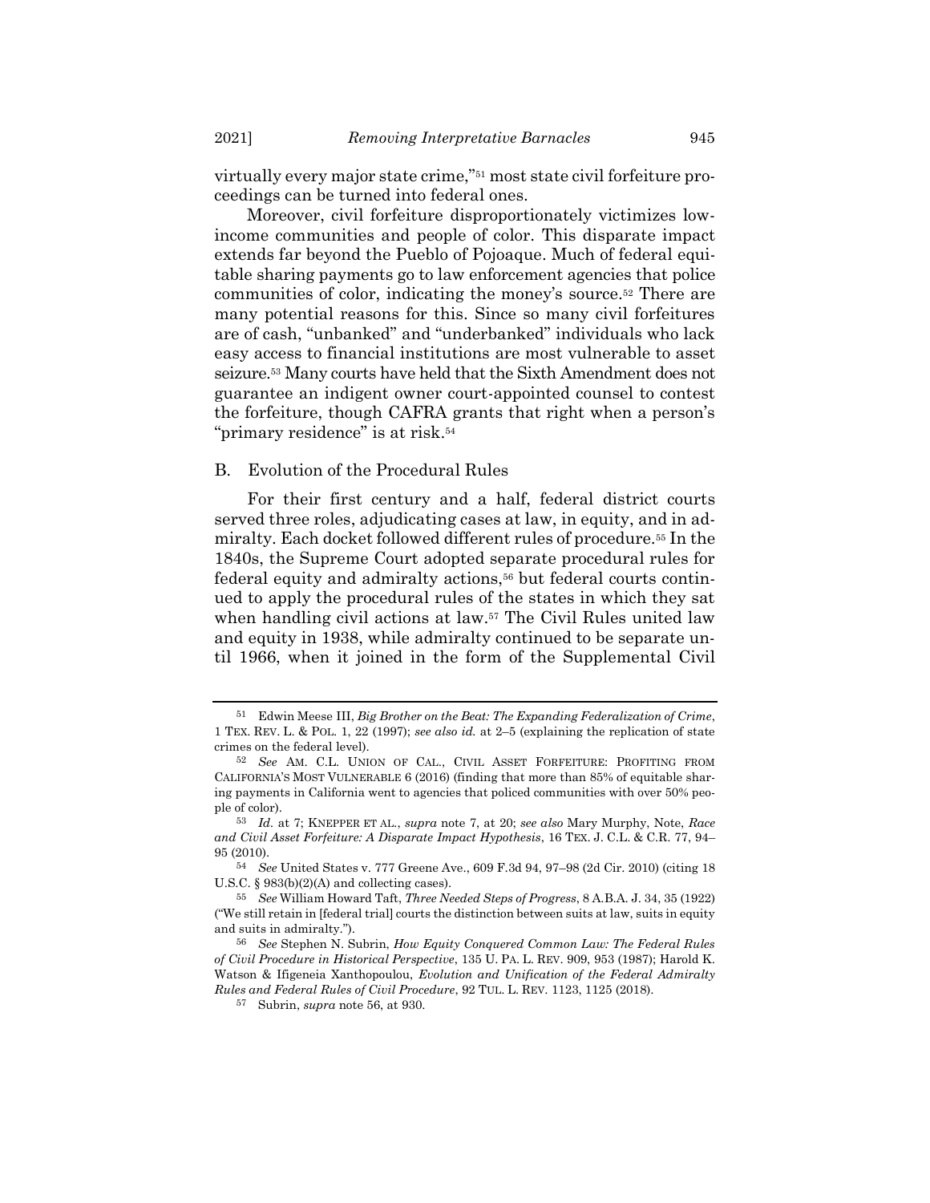virtually every major state crime,"[51] most state civil forfeiture proceedings can be turned into federal ones.

Moreover, civil forfeiture disproportionately victimizes low-income communities and people of color. This disparate impact extends far beyond the Pueblo of Pojoaque. Much of federal equitable sharing payments go to law enforcement agencies that police communities of color, indicating the money's source.[52] There are many potential reasons for this. Since so many civil forfeitures are of cash, "unbanked" and "underbanked" individuals who lack easy access to financial institutions are most vulnerable to asset seizure.[53] Many courts have held that the Sixth Amendment does not guarantee an indigent owner court-appointed counsel to contest the forfeiture, though CAFRA grants that right when a person's "primary residence" is at risk.[54]

## B. Evolution of the Procedural Rules

For their first century and a half, federal district courts served three roles, adjudicating cases at law, in equity, and in admiralty. Each docket followed different rules of procedure.[55] In the 1840s, the Supreme Court adopted separate procedural rules for federal equity and admiralty actions,[56] but federal courts continued to apply the procedural rules of the states in which they sat when handling civil actions at law.[57] The Civil Rules united law and equity in 1938, while admiralty continued to be separate until 1966, when it joined in the form of the Supplemental Civil

---

[51] Edwin Meese III, *Big Brother on the Beat: The Expanding Federalization of Crime*, 1 TEX. REV. L. & POL. 1, 22 (1997); *see also id.* at 2–5 (explaining the replication of state crimes on the federal level).

[52] *See* AM. C.L. UNION OF CAL., CIVIL ASSET FORFEITURE: PROFITING FROM CALIFORNIA'S MOST VULNERABLE 6 (2016) (finding that more than 85% of equitable sharing payments in California went to agencies that policed communities with over 50% people of color).

[53] *Id.* at 7; KNEPPER ET AL., *supra* note 7, at 20; *see also* Mary Murphy, Note, *Race and Civil Asset Forfeiture: A Disparate Impact Hypothesis*, 16 TEX. J. C.L. & C.R. 77, 94–95 (2010).

[54] *See* United States v. 777 Greene Ave., 609 F.3d 94, 97–98 (2d Cir. 2010) (citing 18 U.S.C. § 983(b)(2)(A) and collecting cases).

[55] *See* William Howard Taft, *Three Needed Steps of Progress*, 8 A.B.A. J. 34, 35 (1922) ("We still retain in [federal trial] courts the distinction between suits at law, suits in equity and suits in admiralty.").

[56] *See* Stephen N. Subrin, *How Equity Conquered Common Law: The Federal Rules of Civil Procedure in Historical Perspective*, 135 U. PA. L. REV. 909, 953 (1987); Harold K. Watson & Ifigeneia Xanthopoulou, *Evolution and Unification of the Federal Admiralty Rules and Federal Rules of Civil Procedure*, 92 TUL. L. REV. 1123, 1125 (2018).

[57] Subrin, *supra* note 56, at 930.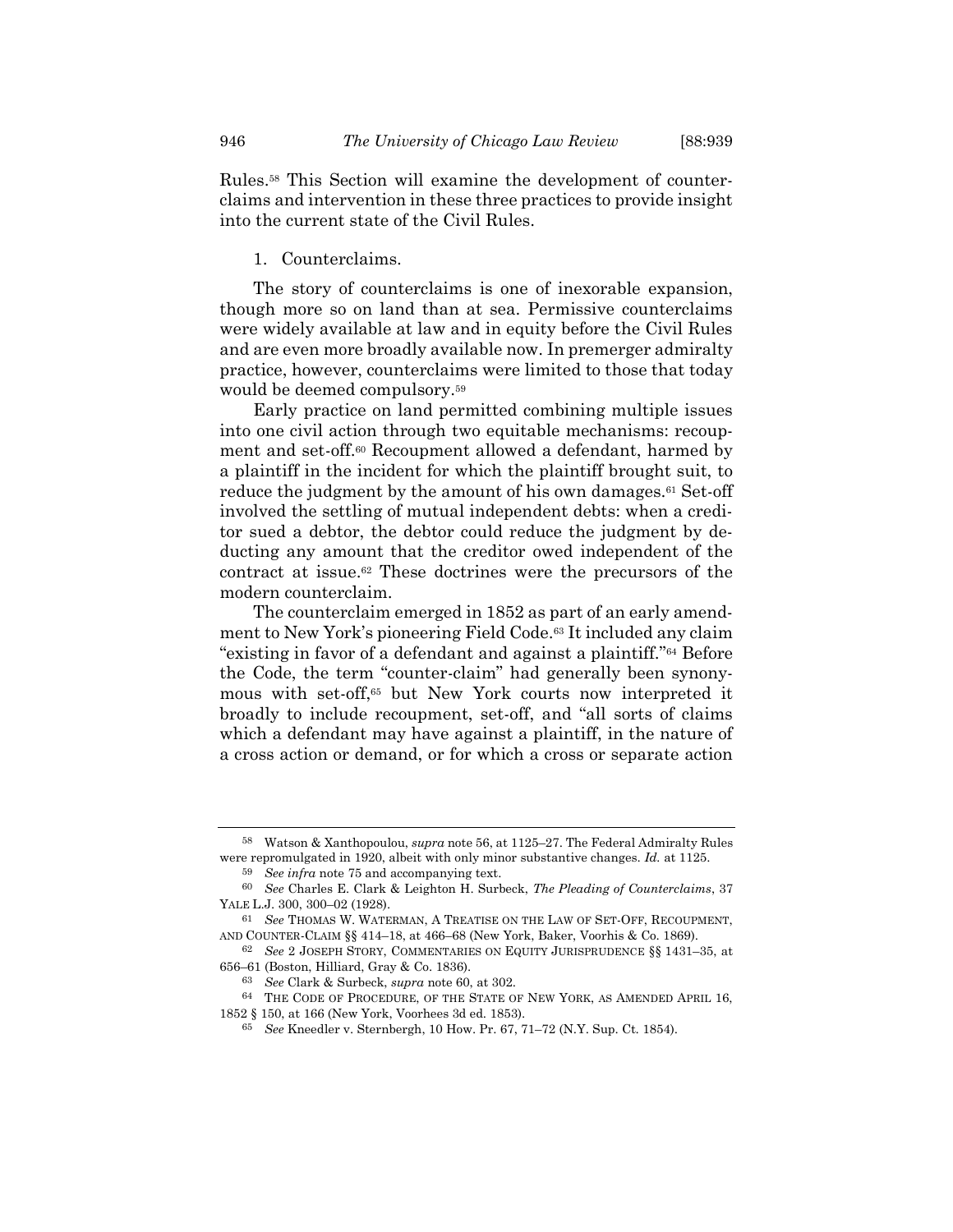Rules.[58] This Section will examine the development of counterclaims and intervention in these three practices to provide insight into the current state of the Civil Rules.

1. Counterclaims.

The story of counterclaims is one of inexorable expansion, though more so on land than at sea. Permissive counterclaims were widely available at law and in equity before the Civil Rules and are even more broadly available now. In premerger admiralty practice, however, counterclaims were limited to those that today would be deemed compulsory.[59]

Early practice on land permitted combining multiple issues into one civil action through two equitable mechanisms: recoupment and set-off.[60] Recoupment allowed a defendant, harmed by a plaintiff in the incident for which the plaintiff brought suit, to reduce the judgment by the amount of his own damages.[61] Set-off involved the settling of mutual independent debts: when a creditor sued a debtor, the debtor could reduce the judgment by deducting any amount that the creditor owed independent of the contract at issue.[62] These doctrines were the precursors of the modern counterclaim.

The counterclaim emerged in 1852 as part of an early amendment to New York's pioneering Field Code.[63] It included any claim "existing in favor of a defendant and against a plaintiff."[64] Before the Code, the term "counter-claim" had generally been synonymous with set-off,[65] but New York courts now interpreted it broadly to include recoupment, set-off, and "all sorts of claims which a defendant may have against a plaintiff, in the nature of a cross action or demand, or for which a cross or separate action

---

[58] Watson & Xanthopoulou, *supra* note 56, at 1125–27. The Federal Admiralty Rules were repromulgated in 1920, albeit with only minor substantive changes. *Id.* at 1125.

[59] *See infra* note 75 and accompanying text.

[60] *See* Charles E. Clark & Leighton H. Surbeck, *The Pleading of Counterclaims*, 37 YALE L.J. 300, 300–02 (1928).

[61] *See* THOMAS W. WATERMAN, A TREATISE ON THE LAW OF SET-OFF, RECOUPMENT, AND COUNTER-CLAIM §§ 414–18, at 466–68 (New York, Baker, Voorhis & Co. 1869).

[62] *See* 2 JOSEPH STORY, COMMENTARIES ON EQUITY JURISPRUDENCE §§ 1431–35, at 656–61 (Boston, Hilliard, Gray & Co. 1836).

[63] *See* Clark & Surbeck, *supra* note 60, at 302.

[64] THE CODE OF PROCEDURE, OF THE STATE OF NEW YORK, AS AMENDED APRIL 16, 1852 § 150, at 166 (New York, Voorhees 3d ed. 1853).

[65] *See* Kneedler v. Sternbergh, 10 How. Pr. 67, 71–72 (N.Y. Sup. Ct. 1854).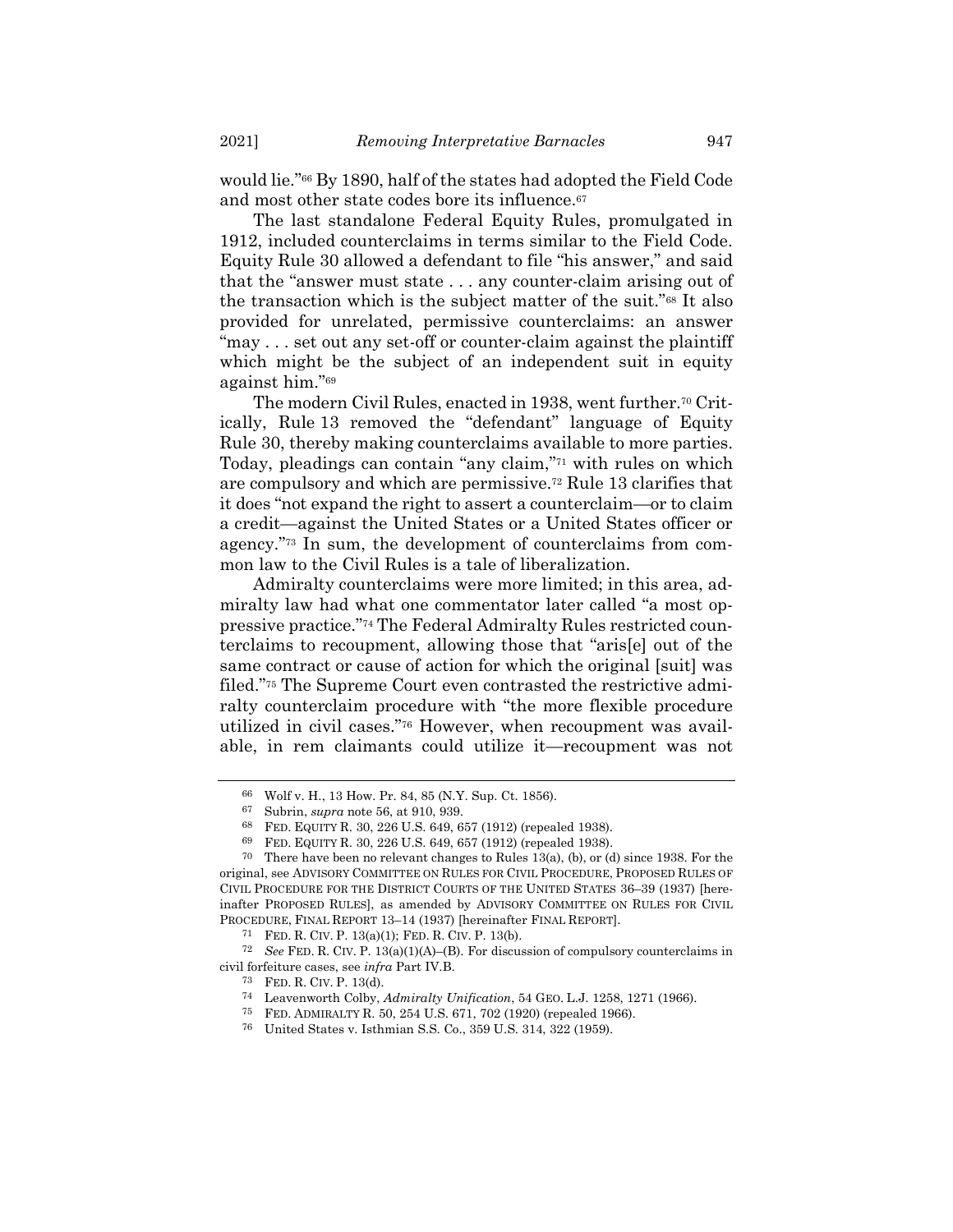would lie."[66] By 1890, half of the states had adopted the Field Code and most other state codes bore its influence.[67]

The last standalone Federal Equity Rules, promulgated in 1912, included counterclaims in terms similar to the Field Code. Equity Rule 30 allowed a defendant to file "his answer," and said that the "answer must state . . . any counter-claim arising out of the transaction which is the subject matter of the suit."[68] It also provided for unrelated, permissive counterclaims: an answer "may . . . set out any set-off or counter-claim against the plaintiff which might be the subject of an independent suit in equity against him."[69]

The modern Civil Rules, enacted in 1938, went further.[70] Critically, Rule 13 removed the "defendant" language of Equity Rule 30, thereby making counterclaims available to more parties. Today, pleadings can contain "any claim,"[71] with rules on which are compulsory and which are permissive.[72] Rule 13 clarifies that it does "not expand the right to assert a counterclaim—or to claim a credit—against the United States or a United States officer or agency."[73] In sum, the development of counterclaims from common law to the Civil Rules is a tale of liberalization.

Admiralty counterclaims were more limited; in this area, admiralty law had what one commentator later called "a most oppressive practice."[74] The Federal Admiralty Rules restricted counterclaims to recoupment, allowing those that "aris[e] out of the same contract or cause of action for which the original [suit] was filed."[75] The Supreme Court even contrasted the restrictive admiralty counterclaim procedure with "the more flexible procedure utilized in civil cases."[76] However, when recoupment was available, in rem claimants could utilize it—recoupment was not

---

66 Wolf v. H., 13 How. Pr. 84, 85 (N.Y. Sup. Ct. 1856).

67 Subrin, *supra* note 56, at 910, 939.

68 FED. EQUITY R. 30, 226 U.S. 649, 657 (1912) (repealed 1938).

69 FED. EQUITY R. 30, 226 U.S. 649, 657 (1912) (repealed 1938).

70 There have been no relevant changes to Rules 13(a), (b), or (d) since 1938. For the original, see ADVISORY COMMITTEE ON RULES FOR CIVIL PROCEDURE, PROPOSED RULES OF CIVIL PROCEDURE FOR THE DISTRICT COURTS OF THE UNITED STATES 36–39 (1937) [hereinafter PROPOSED RULES], as amended by ADVISORY COMMITTEE ON RULES FOR CIVIL PROCEDURE, FINAL REPORT 13–14 (1937) [hereinafter FINAL REPORT].

71 FED. R. CIV. P. 13(a)(1); FED. R. CIV. P. 13(b).

72 *See* FED. R. CIV. P. 13(a)(1)(A)–(B). For discussion of compulsory counterclaims in civil forfeiture cases, see *infra* Part IV.B.

73 FED. R. CIV. P. 13(d).

74 Leavenworth Colby, *Admiralty Unification*, 54 GEO. L.J. 1258, 1271 (1966).

75 FED. ADMIRALTY R. 50, 254 U.S. 671, 702 (1920) (repealed 1966).

76 United States v. Isthmian S.S. Co., 359 U.S. 314, 322 (1959).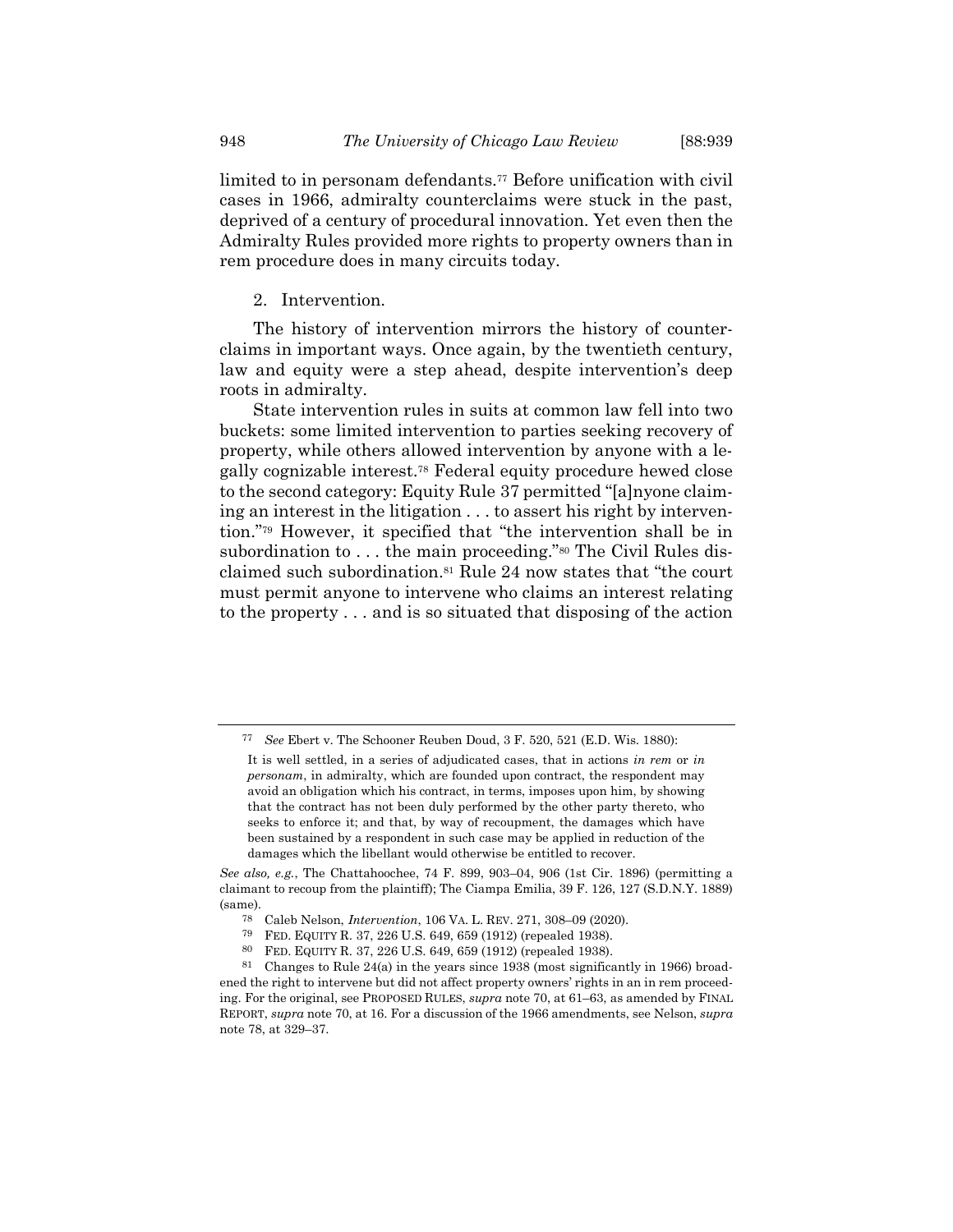limited to in personam defendants.[77] Before unification with civil cases in 1966, admiralty counterclaims were stuck in the past, deprived of a century of procedural innovation. Yet even then the Admiralty Rules provided more rights to property owners than in rem procedure does in many circuits today.

### 2. Intervention.

The history of intervention mirrors the history of counterclaims in important ways. Once again, by the twentieth century, law and equity were a step ahead, despite intervention's deep roots in admiralty.

State intervention rules in suits at common law fell into two buckets: some limited intervention to parties seeking recovery of property, while others allowed intervention by anyone with a legally cognizable interest.[78] Federal equity procedure hewed close to the second category: Equity Rule 37 permitted "[a]nyone claiming an interest in the litigation . . . to assert his right by intervention."[79] However, it specified that "the intervention shall be in subordination to . . . the main proceeding."[80] The Civil Rules disclaimed such subordination.[81] Rule 24 now states that "the court must permit anyone to intervene who claims an interest relating to the property . . . and is so situated that disposing of the action

---

[77] *See* Ebert v. The Schooner Reuben Doud, 3 F. 520, 521 (E.D. Wis. 1880):

> It is well settled, in a series of adjudicated cases, that in actions *in rem* or *in personam*, in admiralty, which are founded upon contract, the respondent may avoid an obligation which his contract, in terms, imposes upon him, by showing that the contract has not been duly performed by the other party thereto, who seeks to enforce it; and that, by way of recoupment, the damages which have been sustained by a respondent in such case may be applied in reduction of the damages which the libellant would otherwise be entitled to recover.

*See also, e.g.*, The Chattahoochee, 74 F. 899, 903–04, 906 (1st Cir. 1896) (permitting a claimant to recoup from the plaintiff); The Ciampa Emilia, 39 F. 126, 127 (S.D.N.Y. 1889) (same).

[78] Caleb Nelson, *Intervention*, 106 VA. L. REV. 271, 308–09 (2020).

[79] FED. EQUITY R. 37, 226 U.S. 649, 659 (1912) (repealed 1938).

[80] FED. EQUITY R. 37, 226 U.S. 649, 659 (1912) (repealed 1938).

[81] Changes to Rule 24(a) in the years since 1938 (most significantly in 1966) broadened the right to intervene but did not affect property owners' rights in an in rem proceeding. For the original, see PROPOSED RULES, *supra* note 70, at 61–63, as amended by FINAL REPORT, *supra* note 70, at 16. For a discussion of the 1966 amendments, see Nelson, *supra* note 78, at 329–37.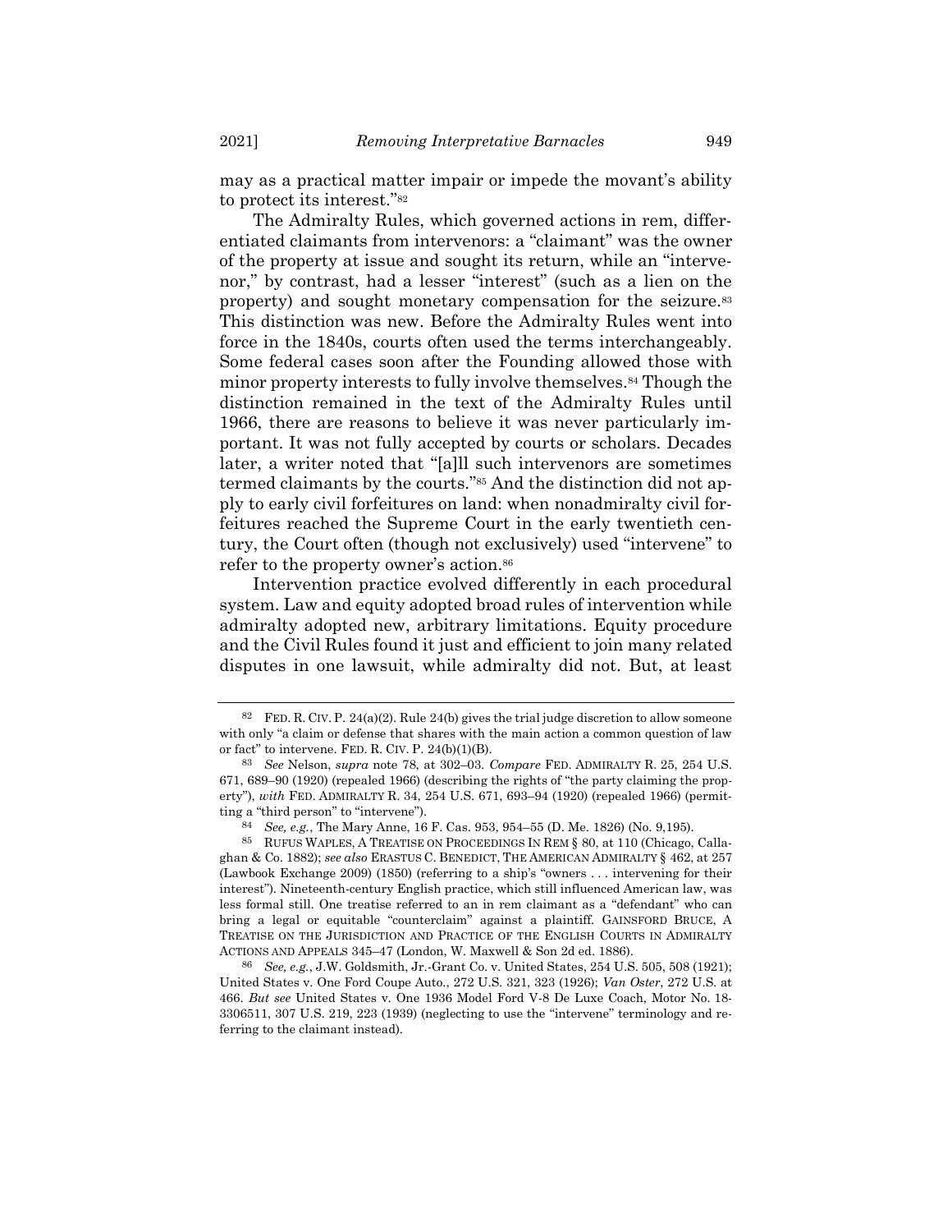may as a practical matter impair or impede the movant's ability to protect its interest."[82]

The Admiralty Rules, which governed actions in rem, differentiated claimants from intervenors: a "claimant" was the owner of the property at issue and sought its return, while an "intervenor," by contrast, had a lesser "interest" (such as a lien on the property) and sought monetary compensation for the seizure.[83] This distinction was new. Before the Admiralty Rules went into force in the 1840s, courts often used the terms interchangeably. Some federal cases soon after the Founding allowed those with minor property interests to fully involve themselves.[84] Though the distinction remained in the text of the Admiralty Rules until 1966, there are reasons to believe it was never particularly important. It was not fully accepted by courts or scholars. Decades later, a writer noted that "[a]ll such intervenors are sometimes termed claimants by the courts."[85] And the distinction did not apply to early civil forfeitures on land: when nonadmiralty civil forfeitures reached the Supreme Court in the early twentieth century, the Court often (though not exclusively) used "intervene" to refer to the property owner's action.[86]

Intervention practice evolved differently in each procedural system. Law and equity adopted broad rules of intervention while admiralty adopted new, arbitrary limitations. Equity procedure and the Civil Rules found it just and efficient to join many related disputes in one lawsuit, while admiralty did not. But, at least

---

[82] FED. R. CIV. P. 24(a)(2). Rule 24(b) gives the trial judge discretion to allow someone with only "a claim or defense that shares with the main action a common question of law or fact" to intervene. FED. R. CIV. P. 24(b)(1)(B).

[83] *See* Nelson, *supra* note 78, at 302–03. *Compare* FED. ADMIRALTY R. 25, 254 U.S. 671, 689–90 (1920) (repealed 1966) (describing the rights of "the party claiming the property"), *with* FED. ADMIRALTY R. 34, 254 U.S. 671, 693–94 (1920) (repealed 1966) (permitting a "third person" to "intervene").

[84] *See, e.g.*, The Mary Anne, 16 F. Cas. 953, 954–55 (D. Me. 1826) (No. 9,195).

[85] RUFUS WAPLES, A TREATISE ON PROCEEDINGS IN REM § 80, at 110 (Chicago, Callaghan & Co. 1882); *see also* ERASTUS C. BENEDICT, THE AMERICAN ADMIRALTY § 462, at 257 (Lawbook Exchange 2009) (1850) (referring to a ship's "owners . . . intervening for their interest"). Nineteenth-century English practice, which still influenced American law, was less formal still. One treatise referred to an in rem claimant as a "defendant" who can bring a legal or equitable "counterclaim" against a plaintiff. GAINSFORD BRUCE, A TREATISE ON THE JURISDICTION AND PRACTICE OF THE ENGLISH COURTS IN ADMIRALTY ACTIONS AND APPEALS 345–47 (London, W. Maxwell & Son 2d ed. 1886).

[86] *See, e.g.*, J.W. Goldsmith, Jr.-Grant Co. v. United States, 254 U.S. 505, 508 (1921); United States v. One Ford Coupe Auto., 272 U.S. 321, 323 (1926); *Van Oster*, 272 U.S. at 466. *But see* United States v. One 1936 Model Ford V-8 De Luxe Coach, Motor No. 18-3306511, 307 U.S. 219, 223 (1939) (neglecting to use the "intervene" terminology and referring to the claimant instead).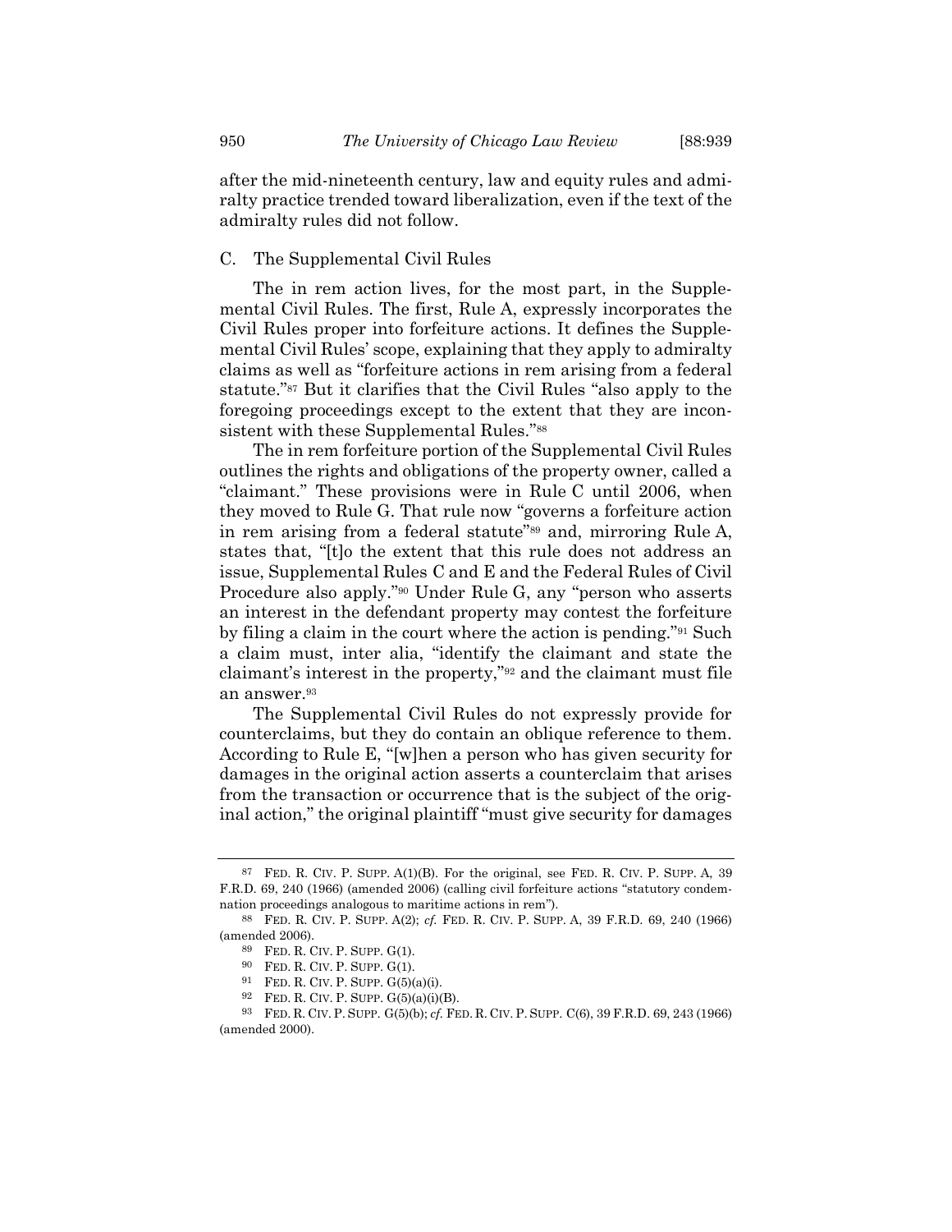after the mid-nineteenth century, law and equity rules and admiralty practice trended toward liberalization, even if the text of the admiralty rules did not follow.

### C. The Supplemental Civil Rules

The in rem action lives, for the most part, in the Supplemental Civil Rules. The first, Rule A, expressly incorporates the Civil Rules proper into forfeiture actions. It defines the Supplemental Civil Rules' scope, explaining that they apply to admiralty claims as well as "forfeiture actions in rem arising from a federal statute."[87] But it clarifies that the Civil Rules "also apply to the foregoing proceedings except to the extent that they are inconsistent with these Supplemental Rules."[88]

The in rem forfeiture portion of the Supplemental Civil Rules outlines the rights and obligations of the property owner, called a "claimant." These provisions were in Rule C until 2006, when they moved to Rule G. That rule now "governs a forfeiture action in rem arising from a federal statute"[89] and, mirroring Rule A, states that, "[t]o the extent that this rule does not address an issue, Supplemental Rules C and E and the Federal Rules of Civil Procedure also apply."[90] Under Rule G, any "person who asserts an interest in the defendant property may contest the forfeiture by filing a claim in the court where the action is pending."[91] Such a claim must, inter alia, "identify the claimant and state the claimant's interest in the property,"[92] and the claimant must file an answer.[93]

The Supplemental Civil Rules do not expressly provide for counterclaims, but they do contain an oblique reference to them. According to Rule E, "[w]hen a person who has given security for damages in the original action asserts a counterclaim that arises from the transaction or occurrence that is the subject of the original action," the original plaintiff "must give security for damages

---

[87] FED. R. CIV. P. SUPP. A(1)(B). For the original, see FED. R. CIV. P. SUPP. A, 39 F.R.D. 69, 240 (1966) (amended 2006) (calling civil forfeiture actions "statutory condemnation proceedings analogous to maritime actions in rem").

[88] FED. R. CIV. P. SUPP. A(2); *cf.* FED. R. CIV. P. SUPP. A, 39 F.R.D. 69, 240 (1966) (amended 2006).

[89] FED. R. CIV. P. SUPP. G(1).

[90] FED. R. CIV. P. SUPP. G(1).

[91] FED. R. CIV. P. SUPP. G(5)(a)(i).

[92] FED. R. CIV. P. SUPP. G(5)(a)(i)(B).

[93] FED. R. CIV. P. SUPP. G(5)(b); *cf.* FED. R. CIV. P. SUPP. C(6), 39 F.R.D. 69, 243 (1966) (amended 2000).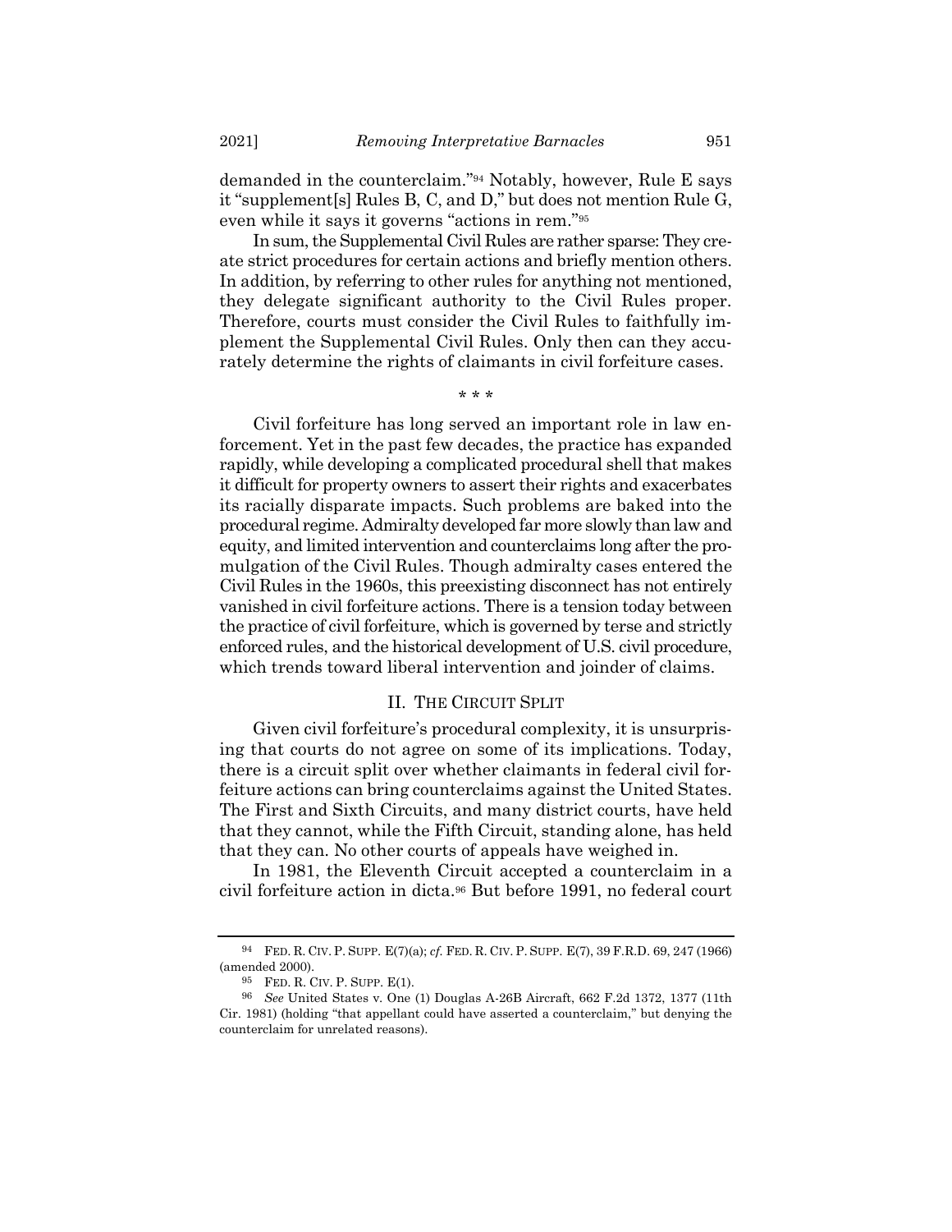demanded in the counterclaim."[94] Notably, however, Rule E says it "supplement[s] Rules B, C, and D," but does not mention Rule G, even while it says it governs "actions in rem."[95]

In sum, the Supplemental Civil Rules are rather sparse: They create strict procedures for certain actions and briefly mention others. In addition, by referring to other rules for anything not mentioned, they delegate significant authority to the Civil Rules proper. Therefore, courts must consider the Civil Rules to faithfully implement the Supplemental Civil Rules. Only then can they accurately determine the rights of claimants in civil forfeiture cases.

\* \* \*

Civil forfeiture has long served an important role in law enforcement. Yet in the past few decades, the practice has expanded rapidly, while developing a complicated procedural shell that makes it difficult for property owners to assert their rights and exacerbates its racially disparate impacts. Such problems are baked into the procedural regime. Admiralty developed far more slowly than law and equity, and limited intervention and counterclaims long after the promulgation of the Civil Rules. Though admiralty cases entered the Civil Rules in the 1960s, this preexisting disconnect has not entirely vanished in civil forfeiture actions. There is a tension today between the practice of civil forfeiture, which is governed by terse and strictly enforced rules, and the historical development of U.S. civil procedure, which trends toward liberal intervention and joinder of claims.

## II. THE CIRCUIT SPLIT

Given civil forfeiture's procedural complexity, it is unsurprising that courts do not agree on some of its implications. Today, there is a circuit split over whether claimants in federal civil forfeiture actions can bring counterclaims against the United States. The First and Sixth Circuits, and many district courts, have held that they cannot, while the Fifth Circuit, standing alone, has held that they can. No other courts of appeals have weighed in.

In 1981, the Eleventh Circuit accepted a counterclaim in a civil forfeiture action in dicta.[96] But before 1991, no federal court

---

[94] FED. R. CIV. P. SUPP. E(7)(a); *cf.* FED. R. CIV. P. SUPP. E(7), 39 F.R.D. 69, 247 (1966) (amended 2000).

[95] FED. R. CIV. P. SUPP. E(1).

[96] *See* United States v. One (1) Douglas A-26B Aircraft, 662 F.2d 1372, 1377 (11th Cir. 1981) (holding "that appellant could have asserted a counterclaim," but denying the counterclaim for unrelated reasons).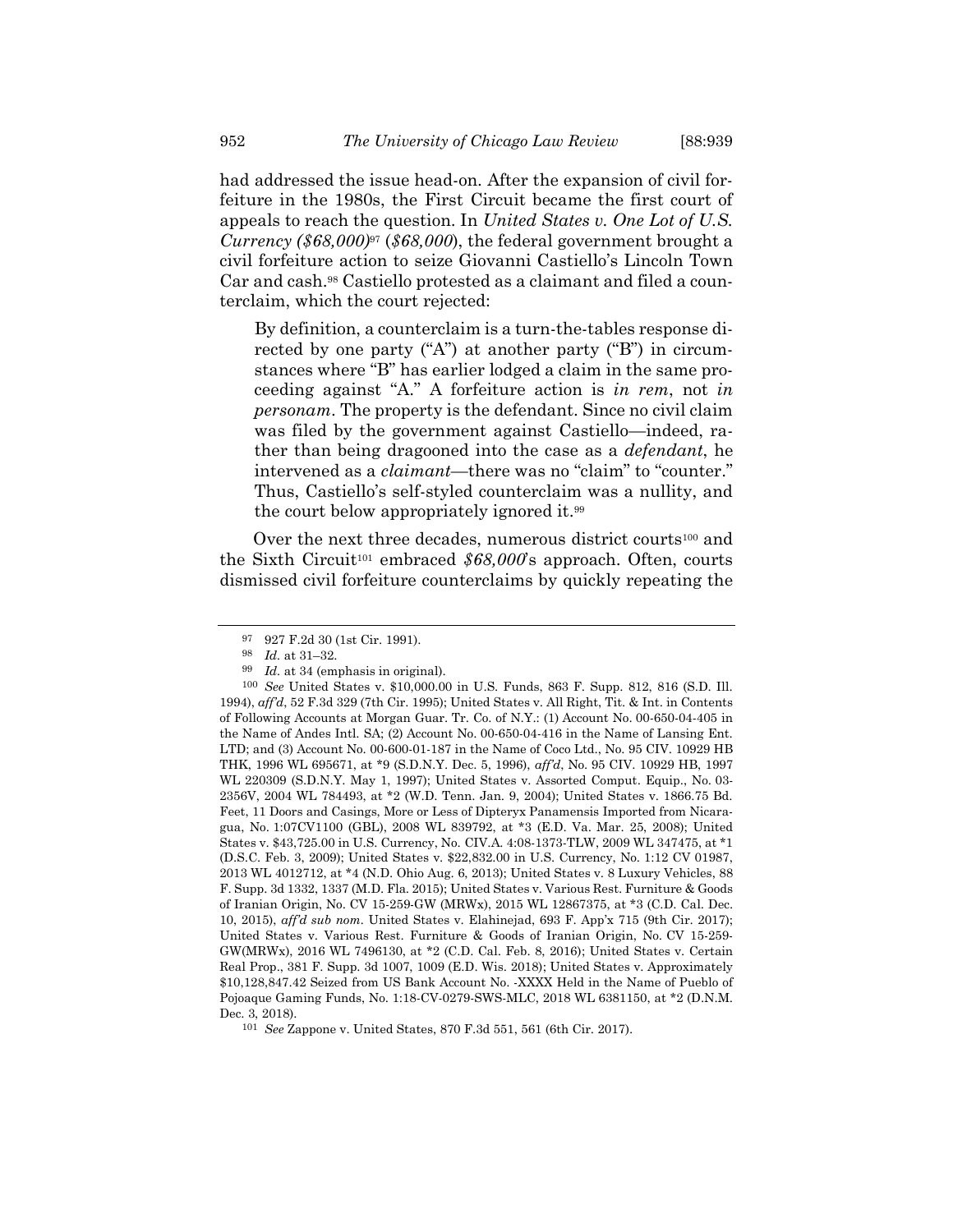had addressed the issue head-on. After the expansion of civil forfeiture in the 1980s, the First Circuit became the first court of appeals to reach the question. In *United States v. One Lot of U.S. Currency ($68,000)*[97] (*$68,000*), the federal government brought a civil forfeiture action to seize Giovanni Castiello's Lincoln Town Car and cash.[98] Castiello protested as a claimant and filed a counterclaim, which the court rejected:

> By definition, a counterclaim is a turn-the-tables response directed by one party ("A") at another party ("B") in circumstances where "B" has earlier lodged a claim in the same proceeding against "A." A forfeiture action is *in rem*, not *in personam*. The property is the defendant. Since no civil claim was filed by the government against Castiello—indeed, rather than being dragooned into the case as a *defendant*, he intervened as a *claimant*—there was no "claim" to "counter." Thus, Castiello's self-styled counterclaim was a nullity, and the court below appropriately ignored it.[99]

Over the next three decades, numerous district courts[100] and the Sixth Circuit[101] embraced *$68,000*'s approach. Often, courts dismissed civil forfeiture counterclaims by quickly repeating the

---

[97] 927 F.2d 30 (1st Cir. 1991).

[98] *Id.* at 31–32.

[99] *Id.* at 34 (emphasis in original).

[100] *See* United States v. $10,000.00 in U.S. Funds, 863 F. Supp. 812, 816 (S.D. Ill. 1994), *aff'd*, 52 F.3d 329 (7th Cir. 1995); United States v. All Right, Tit. & Int. in Contents of Following Accounts at Morgan Guar. Tr. Co. of N.Y.: (1) Account No. 00-650-04-405 in the Name of Andes Intl. SA; (2) Account No. 00-650-04-416 in the Name of Lansing Ent. LTD; and (3) Account No. 00-600-01-187 in the Name of Coco Ltd., No. 95 CIV. 10929 HB THK, 1996 WL 695671, at *9 (S.D.N.Y. Dec. 5, 1996), *aff'd*, No. 95 CIV. 10929 HB, 1997 WL 220309 (S.D.N.Y. May 1, 1997); United States v. Assorted Comput. Equip., No. 03-2356V, 2004 WL 784493, at *2 (W.D. Tenn. Jan. 9, 2004); United States v. 1866.75 Bd. Feet, 11 Doors and Casings, More or Less of Dipteryx Panamensis Imported from Nicaragua, No. 1:07CV1100 (GBL), 2008 WL 839792, at *3 (E.D. Va. Mar. 25, 2008); United States v. $43,725.00 in U.S. Currency, No. CIV.A. 4:08-1373-TLW, 2009 WL 347475, at *1 (D.S.C. Feb. 3, 2009); United States v. $22,832.00 in U.S. Currency, No. 1:12 CV 01987, 2013 WL 4012712, at *4 (N.D. Ohio Aug. 6, 2013); United States v. 8 Luxury Vehicles, 88 F. Supp. 3d 1332, 1337 (M.D. Fla. 2015); United States v. Various Rest. Furniture & Goods of Iranian Origin, No. CV 15-259-GW (MRWx), 2015 WL 12867375, at *3 (C.D. Cal. Dec. 10, 2015), *aff'd sub nom.* United States v. Elahinejad, 693 F. App'x 715 (9th Cir. 2017); United States v. Various Rest. Furniture & Goods of Iranian Origin, No. CV 15-259-GW(MRWx), 2016 WL 7496130, at *2 (C.D. Cal. Feb. 8, 2016); United States v. Certain Real Prop., 381 F. Supp. 3d 1007, 1009 (E.D. Wis. 2018); United States v. Approximately $10,128,847.42 Seized from US Bank Account No. -XXXX Held in the Name of Pueblo of Pojoaque Gaming Funds, No. 1:18-CV-0279-SWS-MLC, 2018 WL 6381150, at *2 (D.N.M. Dec. 3, 2018).

[101] *See* Zappone v. United States, 870 F.3d 551, 561 (6th Cir. 2017).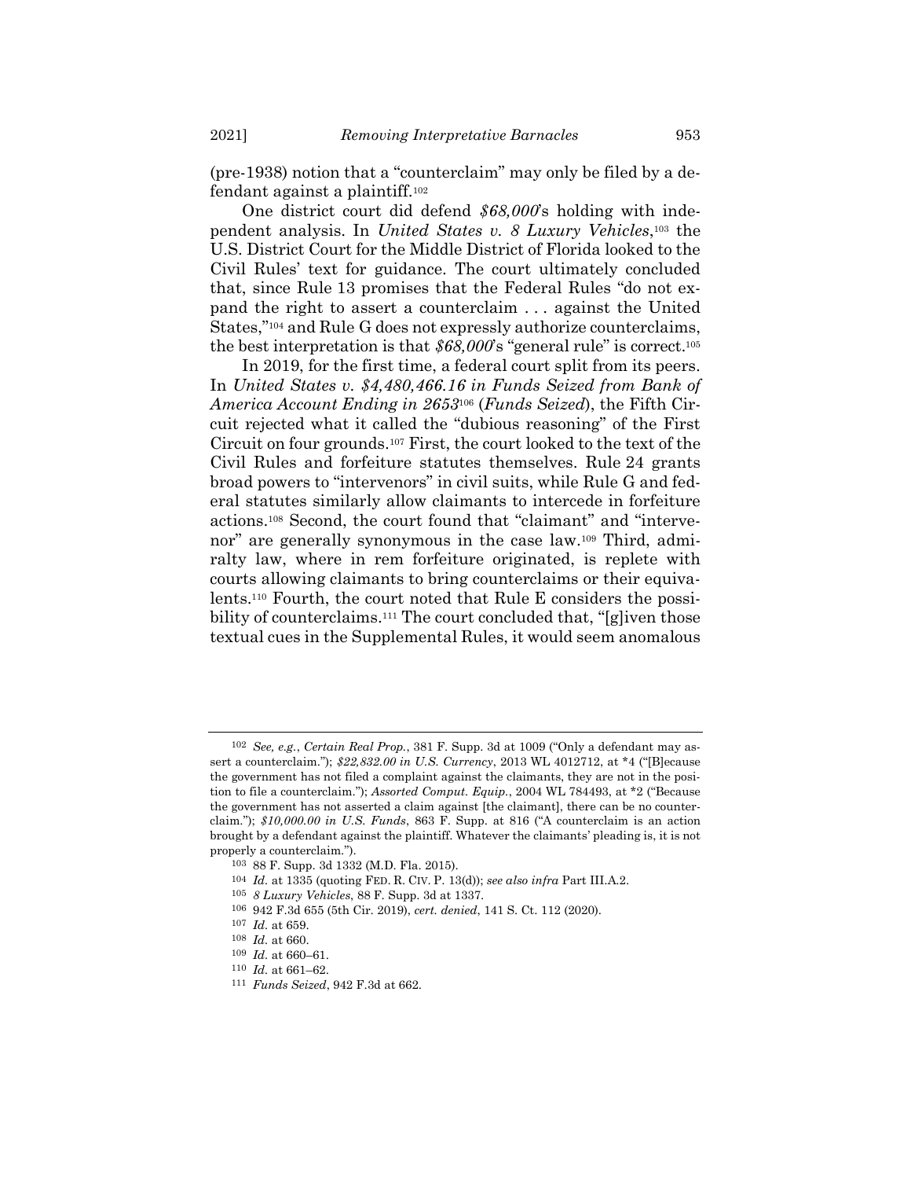(pre-1938) notion that a "counterclaim" may only be filed by a defendant against a plaintiff.[102]

One district court did defend *$68,000*'s holding with independent analysis. In *United States v. 8 Luxury Vehicles*,[103] the U.S. District Court for the Middle District of Florida looked to the Civil Rules' text for guidance. The court ultimately concluded that, since Rule 13 promises that the Federal Rules "do not expand the right to assert a counterclaim . . . against the United States,"[104] and Rule G does not expressly authorize counterclaims, the best interpretation is that *$68,000*'s "general rule" is correct.[105]

In 2019, for the first time, a federal court split from its peers. In *United States v. $4,480,466.16 in Funds Seized from Bank of America Account Ending in 2653*[106] (*Funds Seized*), the Fifth Circuit rejected what it called the "dubious reasoning" of the First Circuit on four grounds.[107] First, the court looked to the text of the Civil Rules and forfeiture statutes themselves. Rule 24 grants broad powers to "intervenors" in civil suits, while Rule G and federal statutes similarly allow claimants to intercede in forfeiture actions.[108] Second, the court found that "claimant" and "intervenor" are generally synonymous in the case law.[109] Third, admiralty law, where in rem forfeiture originated, is replete with courts allowing claimants to bring counterclaims or their equivalents.[110] Fourth, the court noted that Rule E considers the possibility of counterclaims.[111] The court concluded that, "[g]iven those textual cues in the Supplemental Rules, it would seem anomalous

---

102 *See, e.g.*, *Certain Real Prop.*, 381 F. Supp. 3d at 1009 ("Only a defendant may assert a counterclaim."); *$22,832.00 in U.S. Currency*, 2013 WL 4012712, at *4 ("[B]ecause the government has not filed a complaint against the claimants, they are not in the position to file a counterclaim."); *Assorted Comput. Equip.*, 2004 WL 784493, at *2 ("Because the government has not asserted a claim against [the claimant], there can be no counterclaim."); *$10,000.00 in U.S. Funds*, 863 F. Supp. at 816 ("A counterclaim is an action brought by a defendant against the plaintiff. Whatever the claimants' pleading is, it is not properly a counterclaim.").

103 88 F. Supp. 3d 1332 (M.D. Fla. 2015).

104 *Id.* at 1335 (quoting FED. R. CIV. P. 13(d)); *see also infra* Part III.A.2.

105 *8 Luxury Vehicles*, 88 F. Supp. 3d at 1337.

106 942 F.3d 655 (5th Cir. 2019), *cert. denied*, 141 S. Ct. 112 (2020).

107 *Id.* at 659.

108 *Id.* at 660.

109 *Id.* at 660–61.

110 *Id.* at 661–62.

111 *Funds Seized*, 942 F.3d at 662.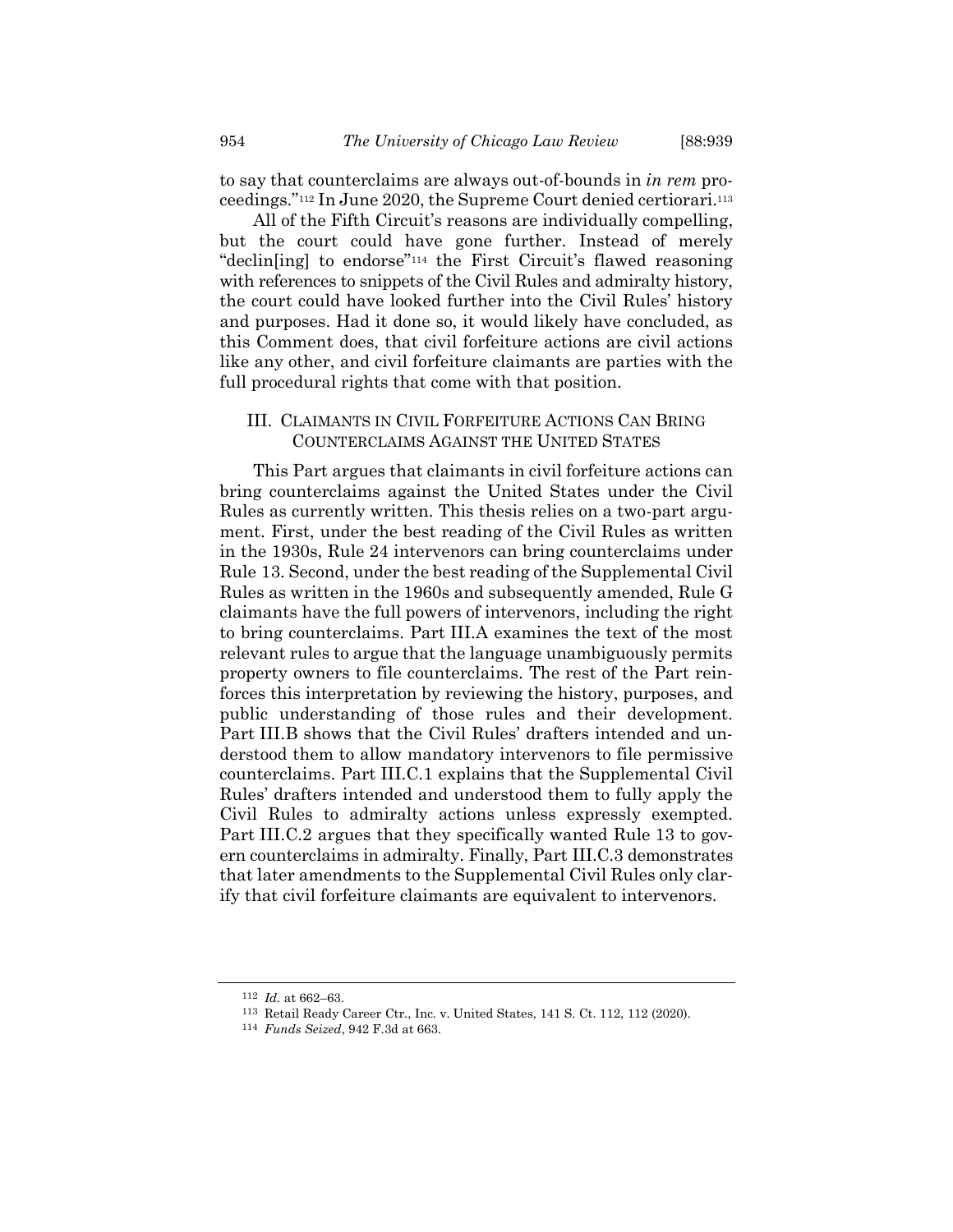to say that counterclaims are always out-of-bounds in *in rem* proceedings."[112] In June 2020, the Supreme Court denied certiorari.[113]

All of the Fifth Circuit's reasons are individually compelling, but the court could have gone further. Instead of merely "declin[ing] to endorse"[114] the First Circuit's flawed reasoning with references to snippets of the Civil Rules and admiralty history, the court could have looked further into the Civil Rules' history and purposes. Had it done so, it would likely have concluded, as this Comment does, that civil forfeiture actions are civil actions like any other, and civil forfeiture claimants are parties with the full procedural rights that come with that position.

## III. CLAIMANTS IN CIVIL FORFEITURE ACTIONS CAN BRING COUNTERCLAIMS AGAINST THE UNITED STATES

This Part argues that claimants in civil forfeiture actions can bring counterclaims against the United States under the Civil Rules as currently written. This thesis relies on a two-part argument. First, under the best reading of the Civil Rules as written in the 1930s, Rule 24 intervenors can bring counterclaims under Rule 13. Second, under the best reading of the Supplemental Civil Rules as written in the 1960s and subsequently amended, Rule G claimants have the full powers of intervenors, including the right to bring counterclaims. Part III.A examines the text of the most relevant rules to argue that the language unambiguously permits property owners to file counterclaims. The rest of the Part reinforces this interpretation by reviewing the history, purposes, and public understanding of those rules and their development. Part III.B shows that the Civil Rules' drafters intended and understood them to allow mandatory intervenors to file permissive counterclaims. Part III.C.1 explains that the Supplemental Civil Rules' drafters intended and understood them to fully apply the Civil Rules to admiralty actions unless expressly exempted. Part III.C.2 argues that they specifically wanted Rule 13 to govern counterclaims in admiralty. Finally, Part III.C.3 demonstrates that later amendments to the Supplemental Civil Rules only clarify that civil forfeiture claimants are equivalent to intervenors.

---

[112] *Id.* at 662–63.

[113] Retail Ready Career Ctr., Inc. v. United States, 141 S. Ct. 112, 112 (2020).

[114] *Funds Seized*, 942 F.3d at 663.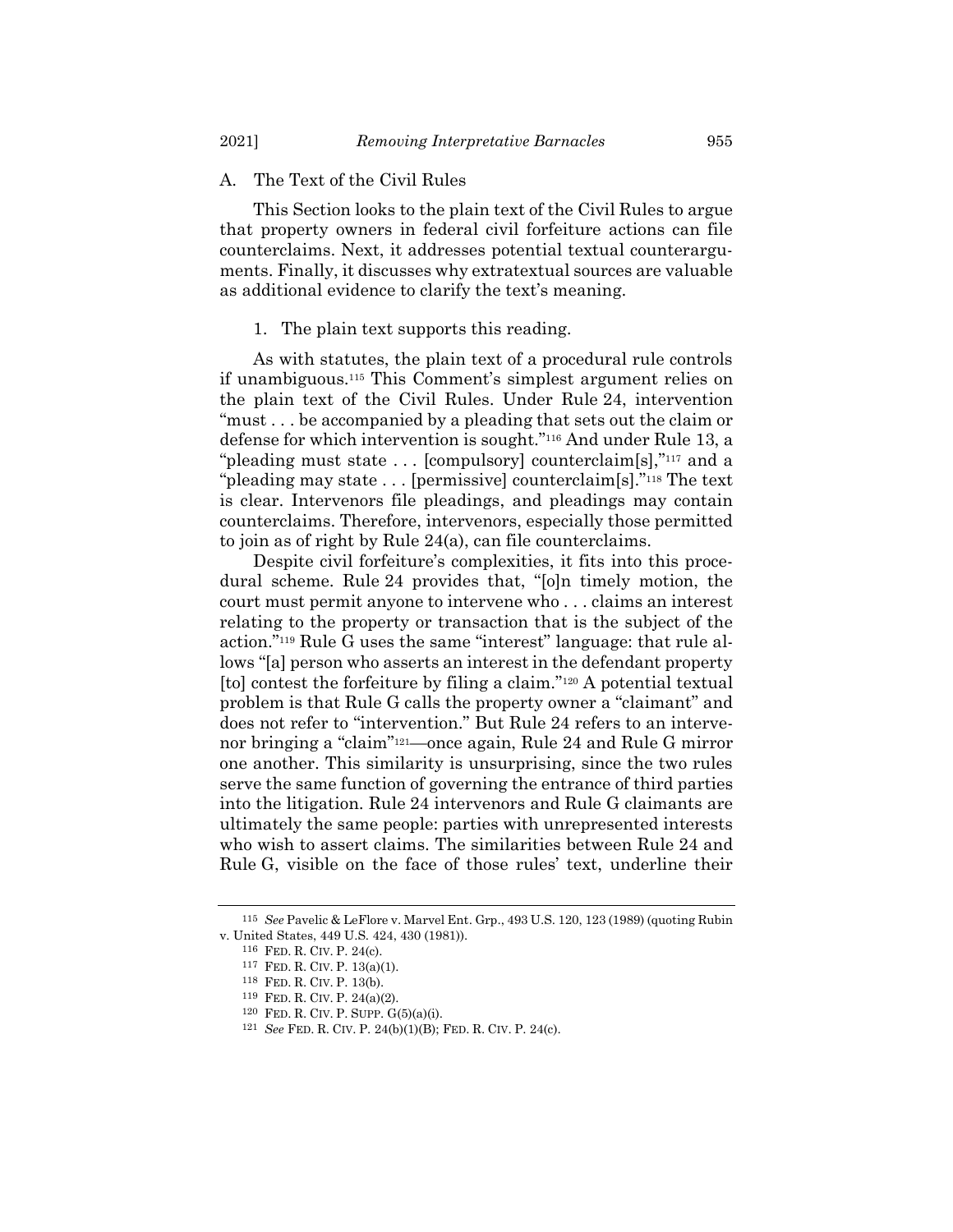### A. The Text of the Civil Rules

This Section looks to the plain text of the Civil Rules to argue that property owners in federal civil forfeiture actions can file counterclaims. Next, it addresses potential textual counterarguments. Finally, it discusses why extratextual sources are valuable as additional evidence to clarify the text's meaning.

#### 1. The plain text supports this reading.

As with statutes, the plain text of a procedural rule controls if unambiguous.[115] This Comment's simplest argument relies on the plain text of the Civil Rules. Under Rule 24, intervention "must . . . be accompanied by a pleading that sets out the claim or defense for which intervention is sought."[116] And under Rule 13, a "pleading must state . . . [compulsory] counterclaim[s],"[117] and a "pleading may state . . . [permissive] counterclaim[s]."[118] The text is clear. Intervenors file pleadings, and pleadings may contain counterclaims. Therefore, intervenors, especially those permitted to join as of right by Rule 24(a), can file counterclaims.

Despite civil forfeiture's complexities, it fits into this procedural scheme. Rule 24 provides that, "[o]n timely motion, the court must permit anyone to intervene who . . . claims an interest relating to the property or transaction that is the subject of the action."[119] Rule G uses the same "interest" language: that rule allows "[a] person who asserts an interest in the defendant property [to] contest the forfeiture by filing a claim."[120] A potential textual problem is that Rule G calls the property owner a "claimant" and does not refer to "intervention." But Rule 24 refers to an intervenor bringing a "claim"[121]—once again, Rule 24 and Rule G mirror one another. This similarity is unsurprising, since the two rules serve the same function of governing the entrance of third parties into the litigation. Rule 24 intervenors and Rule G claimants are ultimately the same people: parties with unrepresented interests who wish to assert claims. The similarities between Rule 24 and Rule G, visible on the face of those rules' text, underline their

---

115 *See* Pavelic & LeFlore v. Marvel Ent. Grp., 493 U.S. 120, 123 (1989) (quoting Rubin v. United States, 449 U.S. 424, 430 (1981)).

116 FED. R. CIV. P. 24(c).

117 FED. R. CIV. P. 13(a)(1).

118 FED. R. CIV. P. 13(b).

119 FED. R. CIV. P. 24(a)(2).

120 FED. R. CIV. P. SUPP. G(5)(a)(i).

121 *See* FED. R. CIV. P. 24(b)(1)(B); FED. R. CIV. P. 24(c).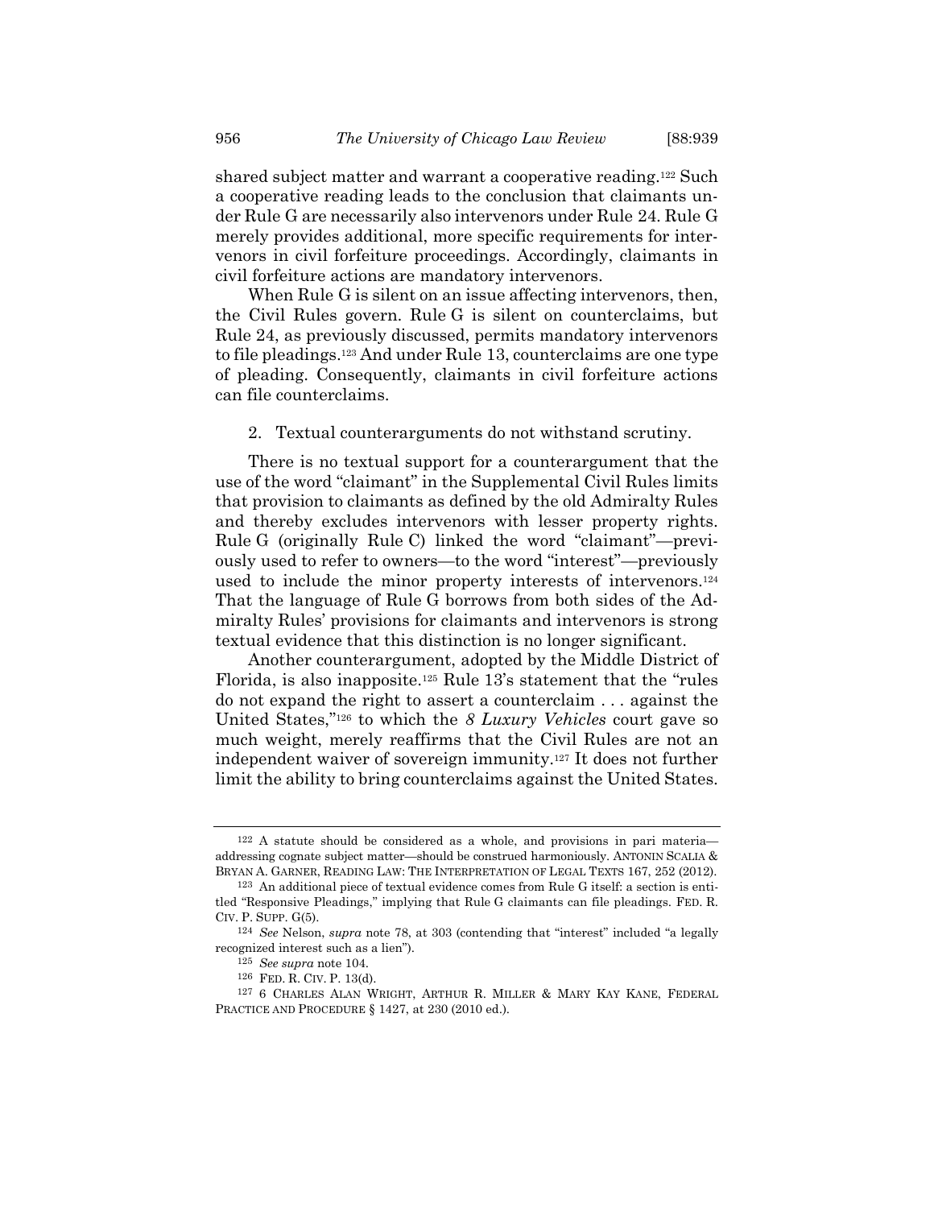shared subject matter and warrant a cooperative reading.[122] Such a cooperative reading leads to the conclusion that claimants under Rule G are necessarily also intervenors under Rule 24. Rule G merely provides additional, more specific requirements for intervenors in civil forfeiture proceedings. Accordingly, claimants in civil forfeiture actions are mandatory intervenors.

When Rule G is silent on an issue affecting intervenors, then, the Civil Rules govern. Rule G is silent on counterclaims, but Rule 24, as previously discussed, permits mandatory intervenors to file pleadings.[123] And under Rule 13, counterclaims are one type of pleading. Consequently, claimants in civil forfeiture actions can file counterclaims.

2. Textual counterarguments do not withstand scrutiny.

There is no textual support for a counterargument that the use of the word "claimant" in the Supplemental Civil Rules limits that provision to claimants as defined by the old Admiralty Rules and thereby excludes intervenors with lesser property rights. Rule G (originally Rule C) linked the word "claimant"—previously used to refer to owners—to the word "interest"—previously used to include the minor property interests of intervenors.[124] That the language of Rule G borrows from both sides of the Admiralty Rules' provisions for claimants and intervenors is strong textual evidence that this distinction is no longer significant.

Another counterargument, adopted by the Middle District of Florida, is also inapposite.[125] Rule 13's statement that the "rules do not expand the right to assert a counterclaim . . . against the United States,"[126] to which the *8 Luxury Vehicles* court gave so much weight, merely reaffirms that the Civil Rules are not an independent waiver of sovereign immunity.[127] It does not further limit the ability to bring counterclaims against the United States.

---

[122] A statute should be considered as a whole, and provisions in pari materia—addressing cognate subject matter—should be construed harmoniously. ANTONIN SCALIA & BRYAN A. GARNER, READING LAW: THE INTERPRETATION OF LEGAL TEXTS 167, 252 (2012).

[123] An additional piece of textual evidence comes from Rule G itself: a section is entitled "Responsive Pleadings," implying that Rule G claimants can file pleadings. FED. R. CIV. P. SUPP. G(5).

[124] *See* Nelson, *supra* note 78, at 303 (contending that "interest" included "a legally recognized interest such as a lien").

[125] *See supra* note 104.

[126] FED. R. CIV. P. 13(d).

[127] 6 CHARLES ALAN WRIGHT, ARTHUR R. MILLER & MARY KAY KANE, FEDERAL PRACTICE AND PROCEDURE § 1427, at 230 (2010 ed.).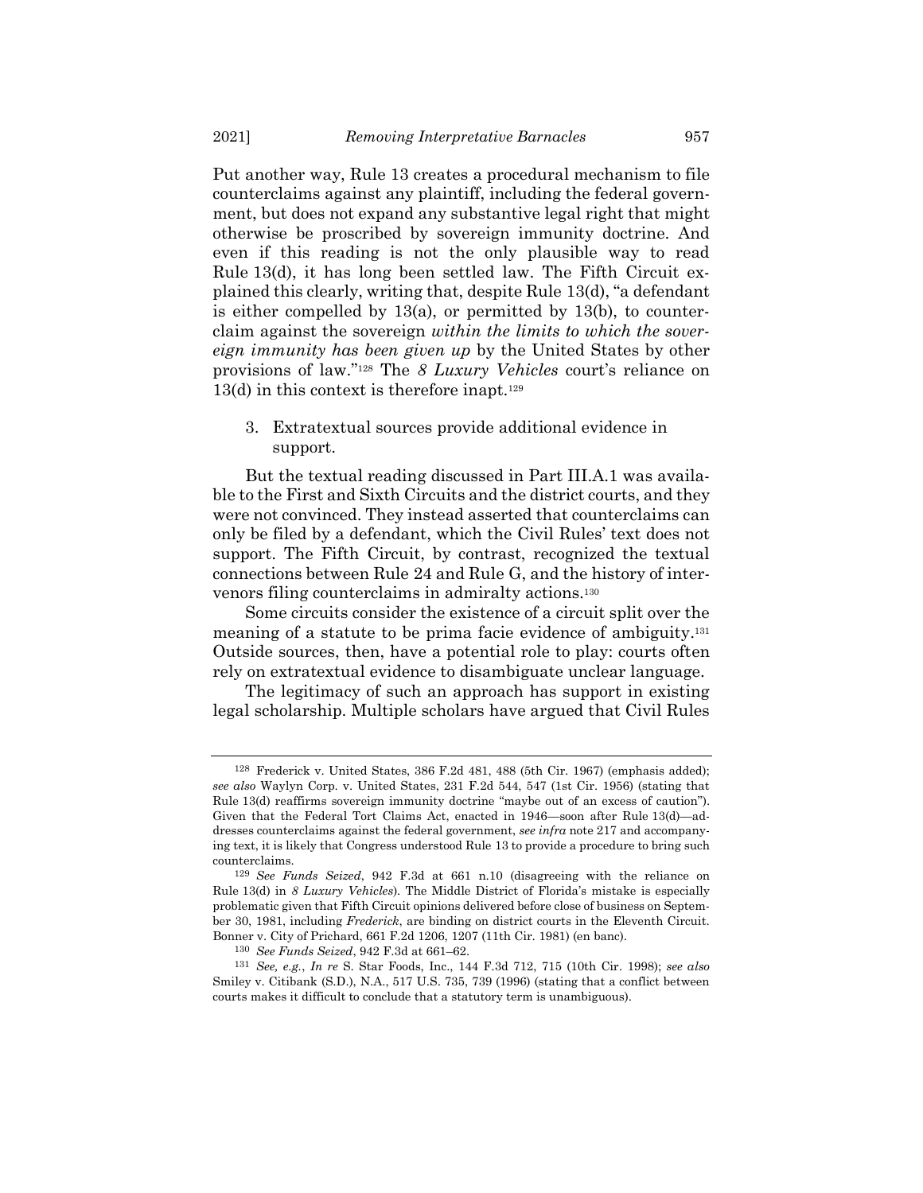Put another way, Rule 13 creates a procedural mechanism to file counterclaims against any plaintiff, including the federal government, but does not expand any substantive legal right that might otherwise be proscribed by sovereign immunity doctrine. And even if this reading is not the only plausible way to read Rule 13(d), it has long been settled law. The Fifth Circuit explained this clearly, writing that, despite Rule 13(d), "a defendant is either compelled by 13(a), or permitted by 13(b), to counterclaim against the sovereign *within the limits to which the sovereign immunity has been given up* by the United States by other provisions of law."[128] The *8 Luxury Vehicles* court's reliance on 13(d) in this context is therefore inapt.[129]

3. Extratextual sources provide additional evidence in support.

But the textual reading discussed in Part III.A.1 was available to the First and Sixth Circuits and the district courts, and they were not convinced. They instead asserted that counterclaims can only be filed by a defendant, which the Civil Rules' text does not support. The Fifth Circuit, by contrast, recognized the textual connections between Rule 24 and Rule G, and the history of intervenors filing counterclaims in admiralty actions.[130]

Some circuits consider the existence of a circuit split over the meaning of a statute to be prima facie evidence of ambiguity.[131] Outside sources, then, have a potential role to play: courts often rely on extratextual evidence to disambiguate unclear language.

The legitimacy of such an approach has support in existing legal scholarship. Multiple scholars have argued that Civil Rules

---

[128] Frederick v. United States, 386 F.2d 481, 488 (5th Cir. 1967) (emphasis added); *see also* Waylyn Corp. v. United States, 231 F.2d 544, 547 (1st Cir. 1956) (stating that Rule 13(d) reaffirms sovereign immunity doctrine "maybe out of an excess of caution"). Given that the Federal Tort Claims Act, enacted in 1946—soon after Rule 13(d)—addresses counterclaims against the federal government, *see infra* note 217 and accompanying text, it is likely that Congress understood Rule 13 to provide a procedure to bring such counterclaims.

[129] *See Funds Seized*, 942 F.3d at 661 n.10 (disagreeing with the reliance on Rule 13(d) in *8 Luxury Vehicles*). The Middle District of Florida's mistake is especially problematic given that Fifth Circuit opinions delivered before close of business on September 30, 1981, including *Frederick*, are binding on district courts in the Eleventh Circuit. Bonner v. City of Prichard, 661 F.2d 1206, 1207 (11th Cir. 1981) (en banc).

[130] *See Funds Seized*, 942 F.3d at 661–62.

[131] *See, e.g.*, *In re* S. Star Foods, Inc., 144 F.3d 712, 715 (10th Cir. 1998); *see also* Smiley v. Citibank (S.D.), N.A., 517 U.S. 735, 739 (1996) (stating that a conflict between courts makes it difficult to conclude that a statutory term is unambiguous).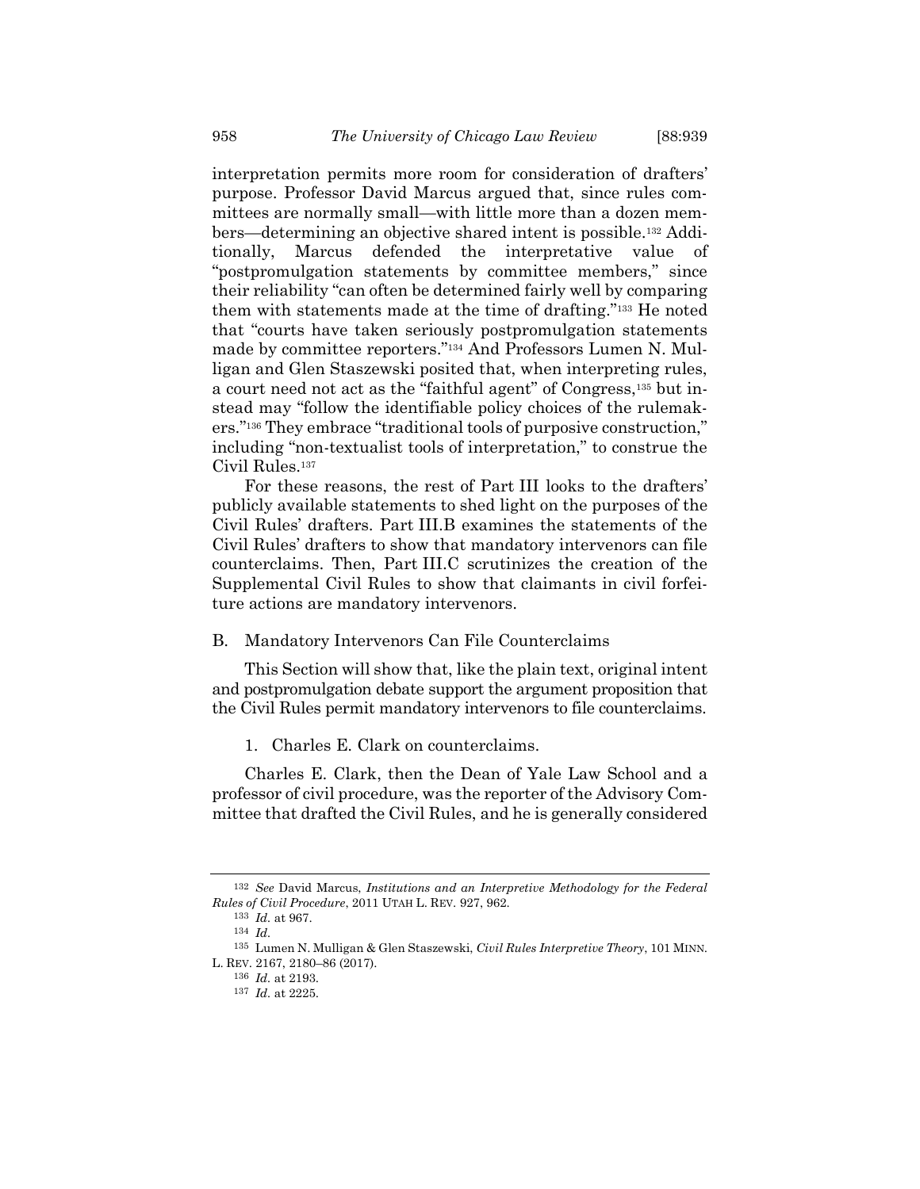interpretation permits more room for consideration of drafters' purpose. Professor David Marcus argued that, since rules committees are normally small—with little more than a dozen members—determining an objective shared intent is possible.[132] Additionally, Marcus defended the interpretative value of "postpromulgation statements by committee members," since their reliability "can often be determined fairly well by comparing them with statements made at the time of drafting."[133] He noted that "courts have taken seriously postpromulgation statements made by committee reporters."[134] And Professors Lumen N. Mulligan and Glen Staszewski posited that, when interpreting rules, a court need not act as the "faithful agent" of Congress,[135] but instead may "follow the identifiable policy choices of the rulemakers."[136] They embrace "traditional tools of purposive construction," including "non-textualist tools of interpretation," to construe the Civil Rules.[137]

For these reasons, the rest of Part III looks to the drafters' publicly available statements to shed light on the purposes of the Civil Rules' drafters. Part III.B examines the statements of the Civil Rules' drafters to show that mandatory intervenors can file counterclaims. Then, Part III.C scrutinizes the creation of the Supplemental Civil Rules to show that claimants in civil forfeiture actions are mandatory intervenors.

## B. Mandatory Intervenors Can File Counterclaims

This Section will show that, like the plain text, original intent and postpromulgation debate support the argument proposition that the Civil Rules permit mandatory intervenors to file counterclaims.

### 1. Charles E. Clark on counterclaims.

Charles E. Clark, then the Dean of Yale Law School and a professor of civil procedure, was the reporter of the Advisory Committee that drafted the Civil Rules, and he is generally considered

---

[132] *See* David Marcus, *Institutions and an Interpretive Methodology for the Federal Rules of Civil Procedure*, 2011 UTAH L. REV. 927, 962.

[133] *Id.* at 967.

[134] *Id.*

[135] Lumen N. Mulligan & Glen Staszewski, *Civil Rules Interpretive Theory*, 101 MINN. L. REV. 2167, 2180–86 (2017).

[136] *Id.* at 2193.

[137] *Id.* at 2225.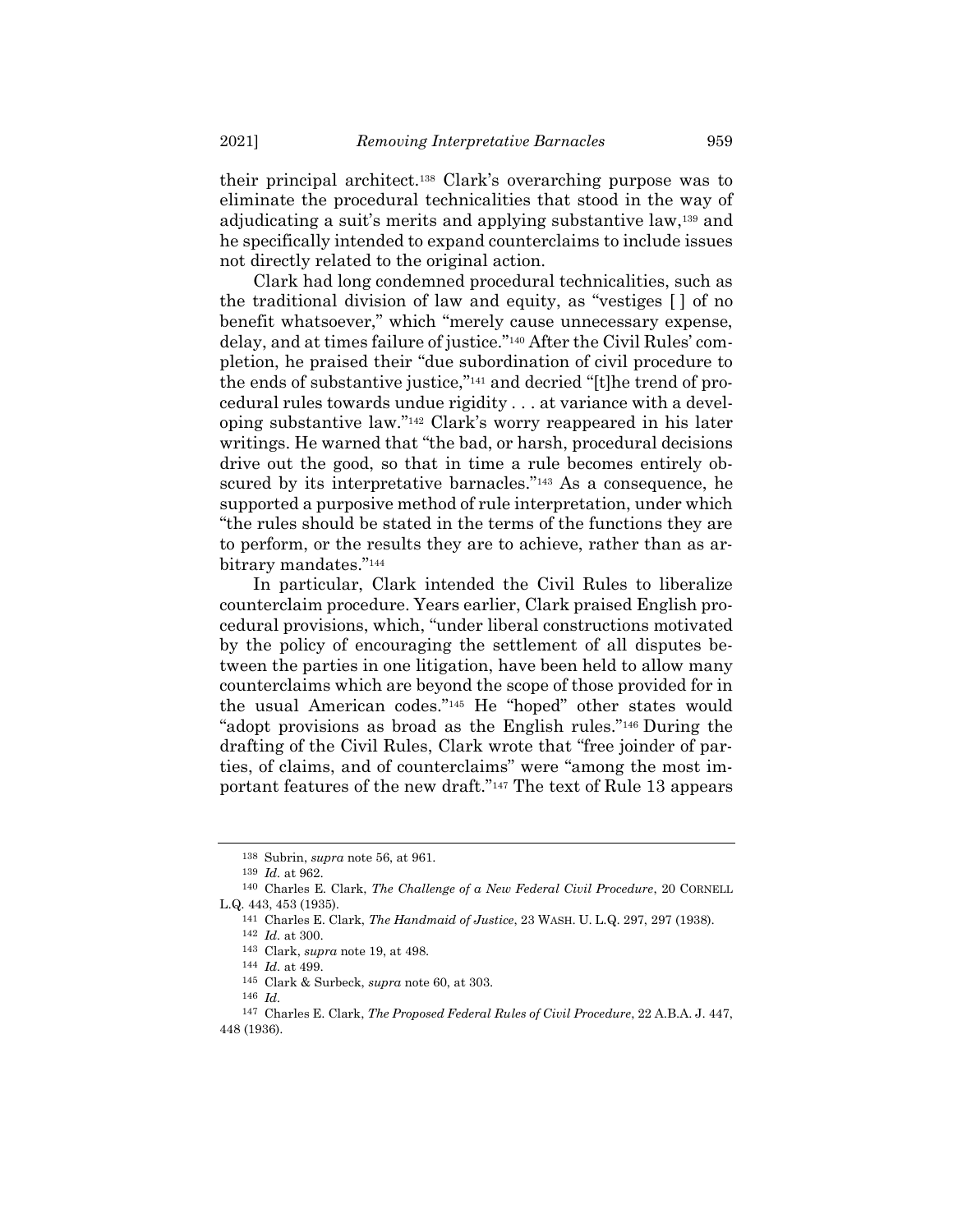their principal architect.[138] Clark's overarching purpose was to eliminate the procedural technicalities that stood in the way of adjudicating a suit's merits and applying substantive law,[139] and he specifically intended to expand counterclaims to include issues not directly related to the original action.

Clark had long condemned procedural technicalities, such as the traditional division of law and equity, as "vestiges [ ] of no benefit whatsoever," which "merely cause unnecessary expense, delay, and at times failure of justice."[140] After the Civil Rules' completion, he praised their "due subordination of civil procedure to the ends of substantive justice,"[141] and decried "[t]he trend of procedural rules towards undue rigidity . . . at variance with a developing substantive law."[142] Clark's worry reappeared in his later writings. He warned that "the bad, or harsh, procedural decisions drive out the good, so that in time a rule becomes entirely obscured by its interpretative barnacles."[143] As a consequence, he supported a purposive method of rule interpretation, under which "the rules should be stated in the terms of the functions they are to perform, or the results they are to achieve, rather than as arbitrary mandates."[144]

In particular, Clark intended the Civil Rules to liberalize counterclaim procedure. Years earlier, Clark praised English procedural provisions, which, "under liberal constructions motivated by the policy of encouraging the settlement of all disputes between the parties in one litigation, have been held to allow many counterclaims which are beyond the scope of those provided for in the usual American codes."[145] He "hoped" other states would "adopt provisions as broad as the English rules."[146] During the drafting of the Civil Rules, Clark wrote that "free joinder of parties, of claims, and of counterclaims" were "among the most important features of the new draft."[147] The text of Rule 13 appears

---

[138] Subrin, *supra* note 56, at 961.

[139] *Id.* at 962.

[140] Charles E. Clark, *The Challenge of a New Federal Civil Procedure*, 20 CORNELL L.Q. 443, 453 (1935).

[141] Charles E. Clark, *The Handmaid of Justice*, 23 WASH. U. L.Q. 297, 297 (1938).

[142] *Id.* at 300.

[143] Clark, *supra* note 19, at 498.

[144] *Id.* at 499.

[145] Clark & Surbeck, *supra* note 60, at 303.

[146] *Id.*

[147] Charles E. Clark, *The Proposed Federal Rules of Civil Procedure*, 22 A.B.A. J. 447, 448 (1936).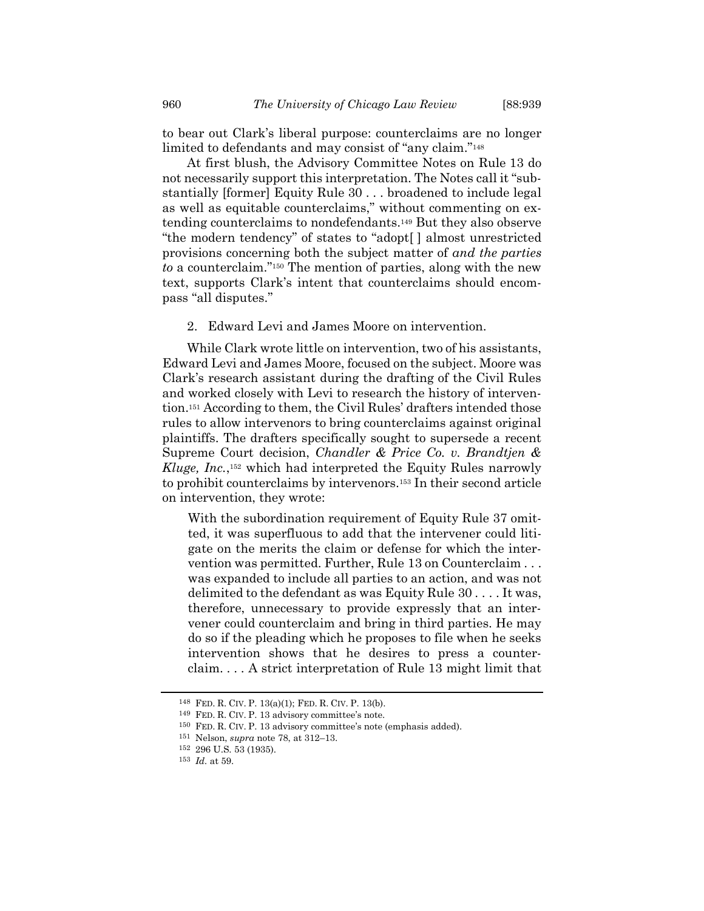to bear out Clark's liberal purpose: counterclaims are no longer limited to defendants and may consist of "any claim."[148]

At first blush, the Advisory Committee Notes on Rule 13 do not necessarily support this interpretation. The Notes call it "substantially [former] Equity Rule 30 . . . broadened to include legal as well as equitable counterclaims," without commenting on extending counterclaims to nondefendants.[149] But they also observe "the modern tendency" of states to "adopt[ ] almost unrestricted provisions concerning both the subject matter of *and the parties to* a counterclaim."[150] The mention of parties, along with the new text, supports Clark's intent that counterclaims should encompass "all disputes."

2. Edward Levi and James Moore on intervention.

While Clark wrote little on intervention, two of his assistants, Edward Levi and James Moore, focused on the subject. Moore was Clark's research assistant during the drafting of the Civil Rules and worked closely with Levi to research the history of intervention.[151] According to them, the Civil Rules' drafters intended those rules to allow intervenors to bring counterclaims against original plaintiffs. The drafters specifically sought to supersede a recent Supreme Court decision, *Chandler & Price Co. v. Brandtjen & Kluge, Inc.*,[152] which had interpreted the Equity Rules narrowly to prohibit counterclaims by intervenors.[153] In their second article on intervention, they wrote:

> With the subordination requirement of Equity Rule 37 omitted, it was superfluous to add that the intervener could litigate on the merits the claim or defense for which the intervention was permitted. Further, Rule 13 on Counterclaim . . . was expanded to include all parties to an action, and was not delimited to the defendant as was Equity Rule 30 . . . . It was, therefore, unnecessary to provide expressly that an intervener could counterclaim and bring in third parties. He may do so if the pleading which he proposes to file when he seeks intervention shows that he desires to press a counterclaim. . . . A strict interpretation of Rule 13 might limit that

---

148 FED. R. CIV. P. 13(a)(1); FED. R. CIV. P. 13(b).

149 FED. R. CIV. P. 13 advisory committee's note.

150 FED. R. CIV. P. 13 advisory committee's note (emphasis added).

151 Nelson, *supra* note 78, at 312–13.

152 296 U.S. 53 (1935).

153 *Id.* at 59.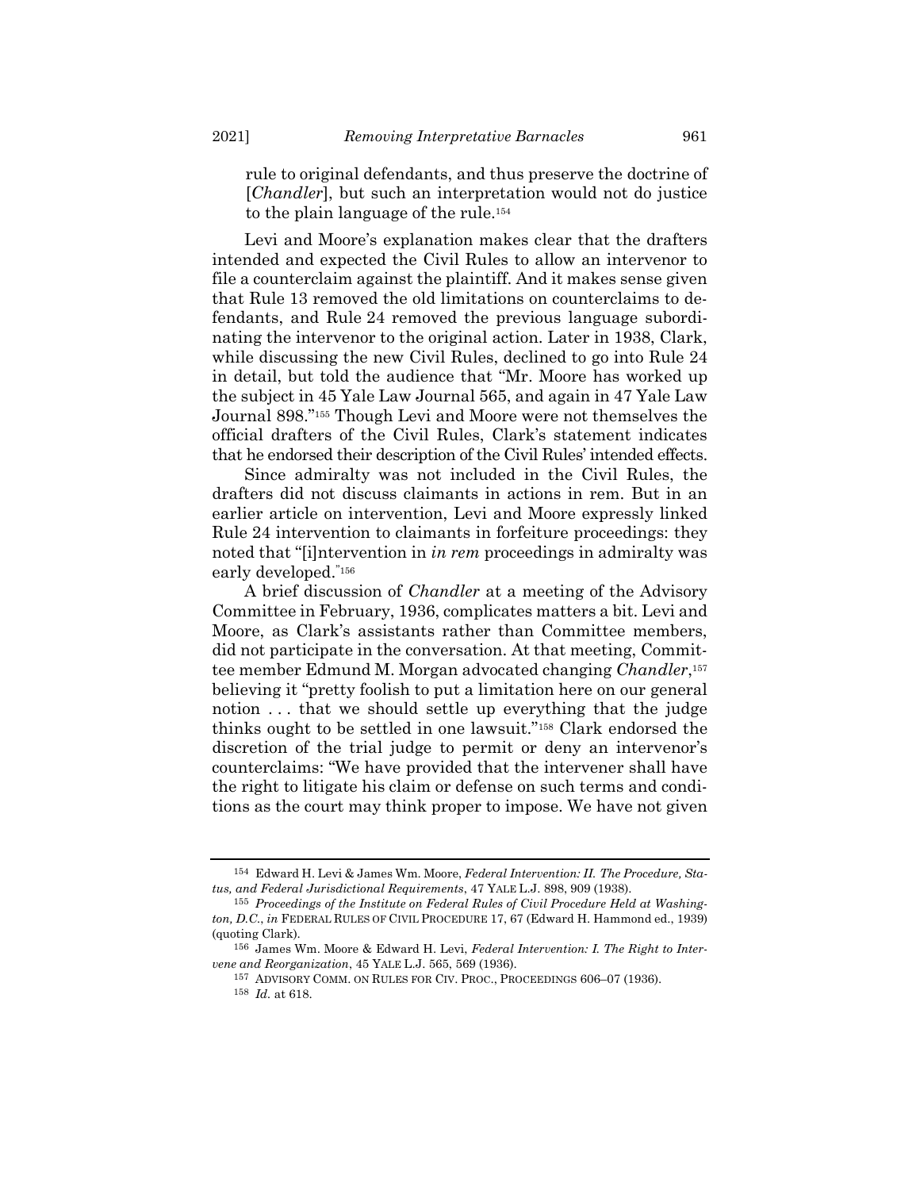rule to original defendants, and thus preserve the doctrine of [*Chandler*], but such an interpretation would not do justice to the plain language of the rule.[154]

Levi and Moore's explanation makes clear that the drafters intended and expected the Civil Rules to allow an intervenor to file a counterclaim against the plaintiff. And it makes sense given that Rule 13 removed the old limitations on counterclaims to defendants, and Rule 24 removed the previous language subordinating the intervenor to the original action. Later in 1938, Clark, while discussing the new Civil Rules, declined to go into Rule 24 in detail, but told the audience that "Mr. Moore has worked up the subject in 45 Yale Law Journal 565, and again in 47 Yale Law Journal 898."[155] Though Levi and Moore were not themselves the official drafters of the Civil Rules, Clark's statement indicates that he endorsed their description of the Civil Rules' intended effects.

Since admiralty was not included in the Civil Rules, the drafters did not discuss claimants in actions in rem. But in an earlier article on intervention, Levi and Moore expressly linked Rule 24 intervention to claimants in forfeiture proceedings: they noted that "[i]ntervention in *in rem* proceedings in admiralty was early developed."[156]

A brief discussion of *Chandler* at a meeting of the Advisory Committee in February, 1936, complicates matters a bit. Levi and Moore, as Clark's assistants rather than Committee members, did not participate in the conversation. At that meeting, Committee member Edmund M. Morgan advocated changing *Chandler*,[157] believing it "pretty foolish to put a limitation here on our general notion . . . that we should settle up everything that the judge thinks ought to be settled in one lawsuit."[158] Clark endorsed the discretion of the trial judge to permit or deny an intervenor's counterclaims: "We have provided that the intervener shall have the right to litigate his claim or defense on such terms and conditions as the court may think proper to impose. We have not given

---

[154] Edward H. Levi & James Wm. Moore, *Federal Intervention: II. The Procedure, Status, and Federal Jurisdictional Requirements*, 47 YALE L.J. 898, 909 (1938).

[155] *Proceedings of the Institute on Federal Rules of Civil Procedure Held at Washington, D.C.*, *in* FEDERAL RULES OF CIVIL PROCEDURE 17, 67 (Edward H. Hammond ed., 1939) (quoting Clark).

[156] James Wm. Moore & Edward H. Levi, *Federal Intervention: I. The Right to Intervene and Reorganization*, 45 YALE L.J. 565, 569 (1936).

[157] ADVISORY COMM. ON RULES FOR CIV. PROC., PROCEEDINGS 606–07 (1936).

[158] *Id.* at 618.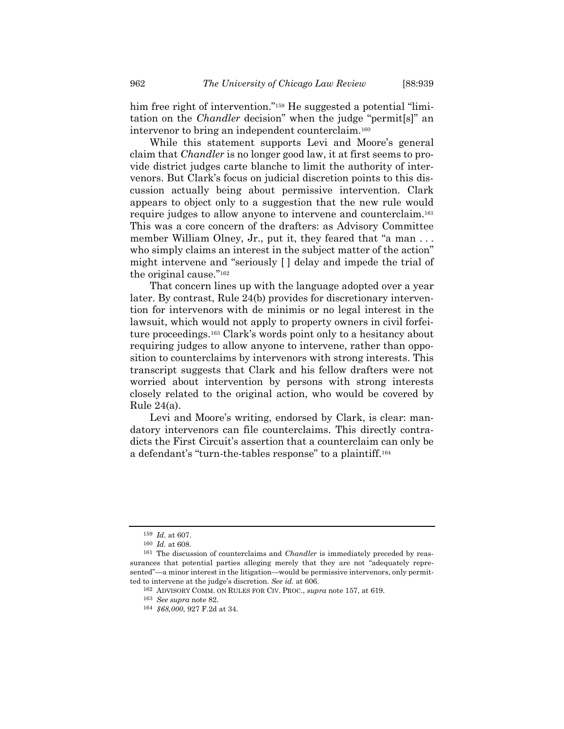him free right of intervention."[159] He suggested a potential "limitation on the *Chandler* decision" when the judge "permit[s]" an intervenor to bring an independent counterclaim.[160]

While this statement supports Levi and Moore's general claim that *Chandler* is no longer good law, it at first seems to provide district judges carte blanche to limit the authority of intervenors. But Clark's focus on judicial discretion points to this discussion actually being about permissive intervention. Clark appears to object only to a suggestion that the new rule would require judges to allow anyone to intervene and counterclaim.[161] This was a core concern of the drafters: as Advisory Committee member William Olney, Jr., put it, they feared that "a man . . . who simply claims an interest in the subject matter of the action" might intervene and "seriously [ ] delay and impede the trial of the original cause."[162]

That concern lines up with the language adopted over a year later. By contrast, Rule 24(b) provides for discretionary intervention for intervenors with de minimis or no legal interest in the lawsuit, which would not apply to property owners in civil forfeiture proceedings.[163] Clark's words point only to a hesitancy about requiring judges to allow anyone to intervene, rather than opposition to counterclaims by intervenors with strong interests. This transcript suggests that Clark and his fellow drafters were not worried about intervention by persons with strong interests closely related to the original action, who would be covered by Rule 24(a).

Levi and Moore's writing, endorsed by Clark, is clear: mandatory intervenors can file counterclaims. This directly contradicts the First Circuit's assertion that a counterclaim can only be a defendant's "turn-the-tables response" to a plaintiff.[164]

---

[159] *Id.* at 607.

[160] *Id.* at 608.

[161] The discussion of counterclaims and *Chandler* is immediately preceded by reassurances that potential parties alleging merely that they are not "adequately represented"—a minor interest in the litigation—would be permissive intervenors, only permitted to intervene at the judge's discretion. *See id.* at 606.

[162] ADVISORY COMM. ON RULES FOR CIV. PROC., *supra* note 157, at 619.

[163] *See supra* note 82.

[164] *$68,000*, 927 F.2d at 34.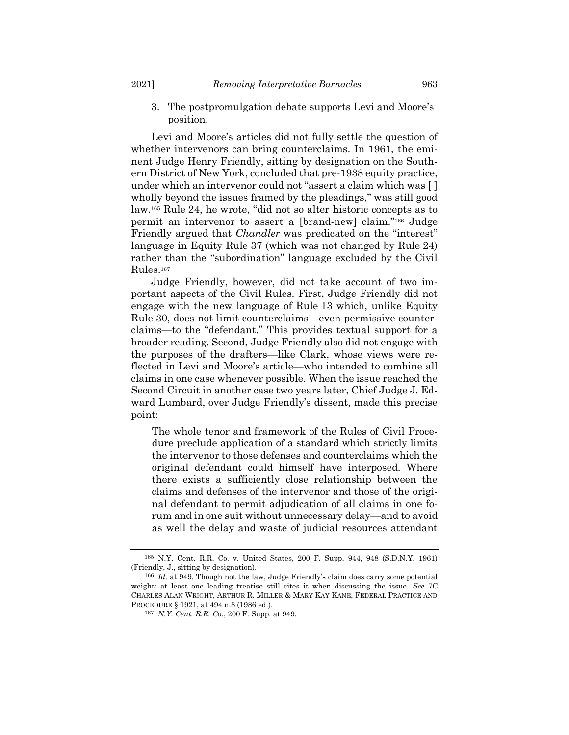3. The postpromulgation debate supports Levi and Moore's position.

Levi and Moore's articles did not fully settle the question of whether intervenors can bring counterclaims. In 1961, the eminent Judge Henry Friendly, sitting by designation on the Southern District of New York, concluded that pre-1938 equity practice, under which an intervenor could not "assert a claim which was [ ] wholly beyond the issues framed by the pleadings," was still good law.[165] Rule 24, he wrote, "did not so alter historic concepts as to permit an intervenor to assert a [brand-new] claim."[166] Judge Friendly argued that *Chandler* was predicated on the "interest" language in Equity Rule 37 (which was not changed by Rule 24) rather than the "subordination" language excluded by the Civil Rules.[167]

Judge Friendly, however, did not take account of two important aspects of the Civil Rules. First, Judge Friendly did not engage with the new language of Rule 13 which, unlike Equity Rule 30, does not limit counterclaims—even permissive counterclaims—to the "defendant." This provides textual support for a broader reading. Second, Judge Friendly also did not engage with the purposes of the drafters—like Clark, whose views were reflected in Levi and Moore's article—who intended to combine all claims in one case whenever possible. When the issue reached the Second Circuit in another case two years later, Chief Judge J. Edward Lumbard, over Judge Friendly's dissent, made this precise point:

> The whole tenor and framework of the Rules of Civil Procedure preclude application of a standard which strictly limits the intervenor to those defenses and counterclaims which the original defendant could himself have interposed. Where there exists a sufficiently close relationship between the claims and defenses of the intervenor and those of the original defendant to permit adjudication of all claims in one forum and in one suit without unnecessary delay—and to avoid as well the delay and waste of judicial resources attendant

---

[165] N.Y. Cent. R.R. Co. v. United States, 200 F. Supp. 944, 948 (S.D.N.Y. 1961) (Friendly, J., sitting by designation).

[166] *Id.* at 949. Though not the law, Judge Friendly's claim does carry some potential weight: at least one leading treatise still cites it when discussing the issue. *See* 7C CHARLES ALAN WRIGHT, ARTHUR R. MILLER & MARY KAY KANE, FEDERAL PRACTICE AND PROCEDURE § 1921, at 494 n.8 (1986 ed.).

[167] *N.Y. Cent. R.R. Co.*, 200 F. Supp. at 949.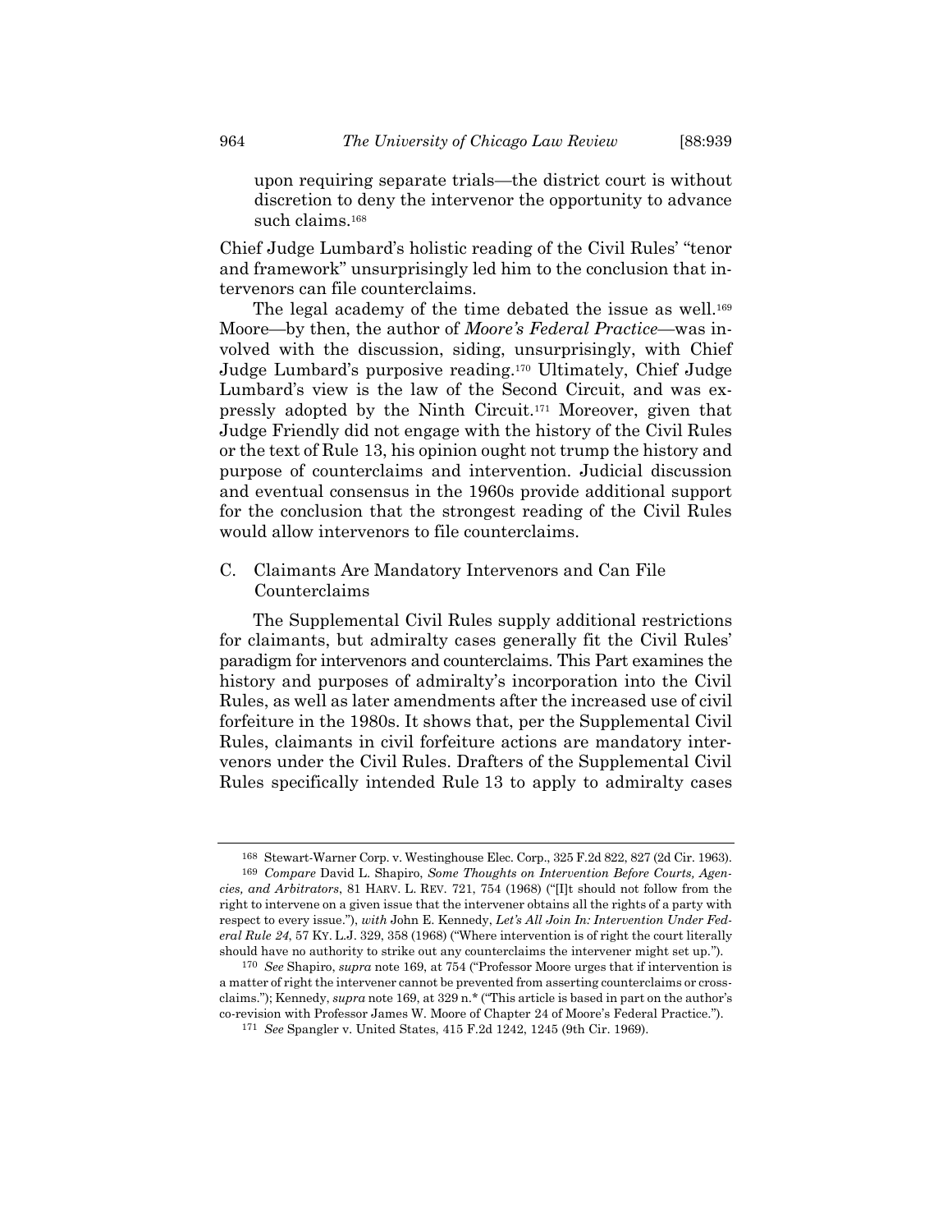upon requiring separate trials—the district court is without discretion to deny the intervenor the opportunity to advance such claims.[168]

Chief Judge Lumbard's holistic reading of the Civil Rules' "tenor and framework" unsurprisingly led him to the conclusion that intervenors can file counterclaims.

The legal academy of the time debated the issue as well.[169] Moore—by then, the author of *Moore's Federal Practice*—was involved with the discussion, siding, unsurprisingly, with Chief Judge Lumbard's purposive reading.[170] Ultimately, Chief Judge Lumbard's view is the law of the Second Circuit, and was expressly adopted by the Ninth Circuit.[171] Moreover, given that Judge Friendly did not engage with the history of the Civil Rules or the text of Rule 13, his opinion ought not trump the history and purpose of counterclaims and intervention. Judicial discussion and eventual consensus in the 1960s provide additional support for the conclusion that the strongest reading of the Civil Rules would allow intervenors to file counterclaims.

### C. Claimants Are Mandatory Intervenors and Can File Counterclaims

The Supplemental Civil Rules supply additional restrictions for claimants, but admiralty cases generally fit the Civil Rules' paradigm for intervenors and counterclaims. This Part examines the history and purposes of admiralty's incorporation into the Civil Rules, as well as later amendments after the increased use of civil forfeiture in the 1980s. It shows that, per the Supplemental Civil Rules, claimants in civil forfeiture actions are mandatory intervenors under the Civil Rules. Drafters of the Supplemental Civil Rules specifically intended Rule 13 to apply to admiralty cases

---

168 Stewart-Warner Corp. v. Westinghouse Elec. Corp., 325 F.2d 822, 827 (2d Cir. 1963).

169 *Compare* David L. Shapiro, *Some Thoughts on Intervention Before Courts, Agencies, and Arbitrators*, 81 HARV. L. REV. 721, 754 (1968) ("[I]t should not follow from the right to intervene on a given issue that the intervener obtains all the rights of a party with respect to every issue."), *with* John E. Kennedy, *Let's All Join In: Intervention Under Federal Rule 24*, 57 KY. L.J. 329, 358 (1968) ("Where intervention is of right the court literally should have no authority to strike out any counterclaims the intervener might set up.").

170 *See* Shapiro, *supra* note 169, at 754 ("Professor Moore urges that if intervention is a matter of right the intervener cannot be prevented from asserting counterclaims or cross-claims."); Kennedy, *supra* note 169, at 329 n.* ("This article is based in part on the author's co-revision with Professor James W. Moore of Chapter 24 of Moore's Federal Practice.").

171 *See* Spangler v. United States, 415 F.2d 1242, 1245 (9th Cir. 1969).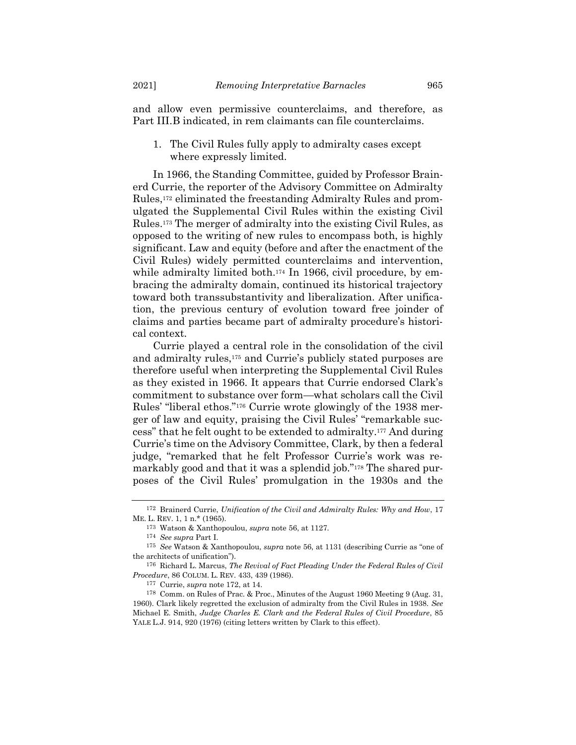and allow even permissive counterclaims, and therefore, as Part III.B indicated, in rem claimants can file counterclaims.

1. The Civil Rules fully apply to admiralty cases except where expressly limited.

In 1966, the Standing Committee, guided by Professor Brainerd Currie, the reporter of the Advisory Committee on Admiralty Rules,[172] eliminated the freestanding Admiralty Rules and promulgated the Supplemental Civil Rules within the existing Civil Rules.[173] The merger of admiralty into the existing Civil Rules, as opposed to the writing of new rules to encompass both, is highly significant. Law and equity (before and after the enactment of the Civil Rules) widely permitted counterclaims and intervention, while admiralty limited both.[174] In 1966, civil procedure, by embracing the admiralty domain, continued its historical trajectory toward both transsubstantivity and liberalization. After unification, the previous century of evolution toward free joinder of claims and parties became part of admiralty procedure's historical context.

Currie played a central role in the consolidation of the civil and admiralty rules,[175] and Currie's publicly stated purposes are therefore useful when interpreting the Supplemental Civil Rules as they existed in 1966. It appears that Currie endorsed Clark's commitment to substance over form—what scholars call the Civil Rules' "liberal ethos."[176] Currie wrote glowingly of the 1938 merger of law and equity, praising the Civil Rules' "remarkable success" that he felt ought to be extended to admiralty.[177] And during Currie's time on the Advisory Committee, Clark, by then a federal judge, "remarked that he felt Professor Currie's work was remarkably good and that it was a splendid job."[178] The shared purposes of the Civil Rules' promulgation in the 1930s and the

---

[172] Brainerd Currie, *Unification of the Civil and Admiralty Rules: Why and How*, 17 ME. L. REV. 1, 1 n.* (1965).

[173] Watson & Xanthopoulou, *supra* note 56, at 1127.

[174] *See supra* Part I.

[175] *See* Watson & Xanthopoulou, *supra* note 56, at 1131 (describing Currie as "one of the architects of unification").

[176] Richard L. Marcus, *The Revival of Fact Pleading Under the Federal Rules of Civil Procedure*, 86 COLUM. L. REV. 433, 439 (1986).

[177] Currie, *supra* note 172, at 14.

[178] Comm. on Rules of Prac. & Proc., Minutes of the August 1960 Meeting 9 (Aug. 31, 1960). Clark likely regretted the exclusion of admiralty from the Civil Rules in 1938. *See* Michael E. Smith, *Judge Charles E. Clark and the Federal Rules of Civil Procedure*, 85 YALE L.J. 914, 920 (1976) (citing letters written by Clark to this effect).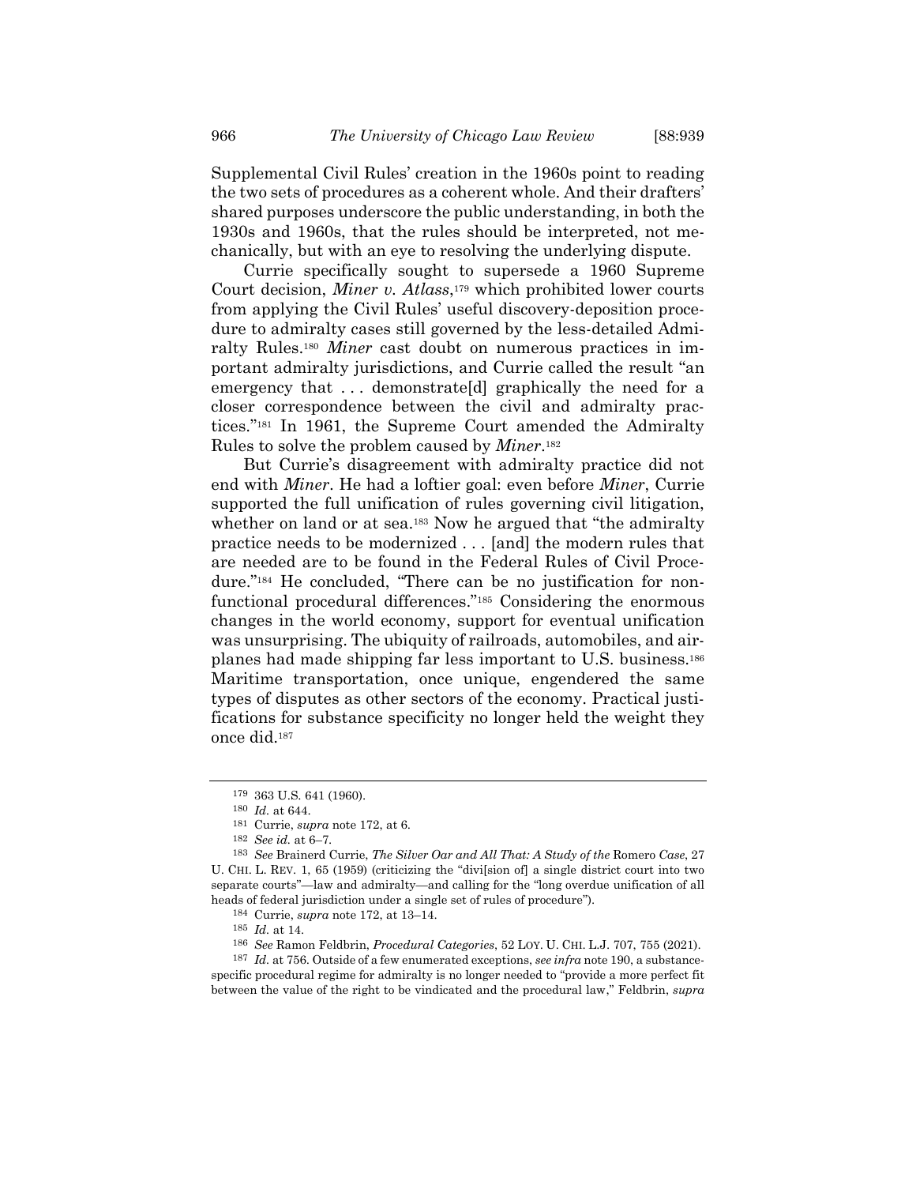Supplemental Civil Rules' creation in the 1960s point to reading the two sets of procedures as a coherent whole. And their drafters' shared purposes underscore the public understanding, in both the 1930s and 1960s, that the rules should be interpreted, not mechanically, but with an eye to resolving the underlying dispute.

Currie specifically sought to supersede a 1960 Supreme Court decision, *Miner v. Atlass*,[179] which prohibited lower courts from applying the Civil Rules' useful discovery-deposition procedure to admiralty cases still governed by the less-detailed Admiralty Rules.[180] *Miner* cast doubt on numerous practices in important admiralty jurisdictions, and Currie called the result "an emergency that . . . demonstrate[d] graphically the need for a closer correspondence between the civil and admiralty practices."[181] In 1961, the Supreme Court amended the Admiralty Rules to solve the problem caused by *Miner*.[182]

But Currie's disagreement with admiralty practice did not end with *Miner*. He had a loftier goal: even before *Miner*, Currie supported the full unification of rules governing civil litigation, whether on land or at sea.[183] Now he argued that "the admiralty practice needs to be modernized . . . [and] the modern rules that are needed are to be found in the Federal Rules of Civil Procedure."[184] He concluded, "There can be no justification for nonfunctional procedural differences."[185] Considering the enormous changes in the world economy, support for eventual unification was unsurprising. The ubiquity of railroads, automobiles, and airplanes had made shipping far less important to U.S. business.[186] Maritime transportation, once unique, engendered the same types of disputes as other sectors of the economy. Practical justifications for substance specificity no longer held the weight they once did.[187]

---

179 363 U.S. 641 (1960).

180 *Id.* at 644.

181 Currie, *supra* note 172, at 6.

182 *See id.* at 6–7.

183 *See* Brainerd Currie, *The Silver Oar and All That: A Study of the* Romero *Case*, 27 U. CHI. L. REV. 1, 65 (1959) (criticizing the "divi[sion of] a single district court into two separate courts"—law and admiralty—and calling for the "long overdue unification of all heads of federal jurisdiction under a single set of rules of procedure").

184 Currie, *supra* note 172, at 13–14.

185 *Id.* at 14.

186 *See* Ramon Feldbrin, *Procedural Categories*, 52 LOY. U. CHI. L.J. 707, 755 (2021).

187 *Id.* at 756. Outside of a few enumerated exceptions, *see infra* note 190, a substance-specific procedural regime for admiralty is no longer needed to "provide a more perfect fit between the value of the right to be vindicated and the procedural law," Feldbrin, *supra*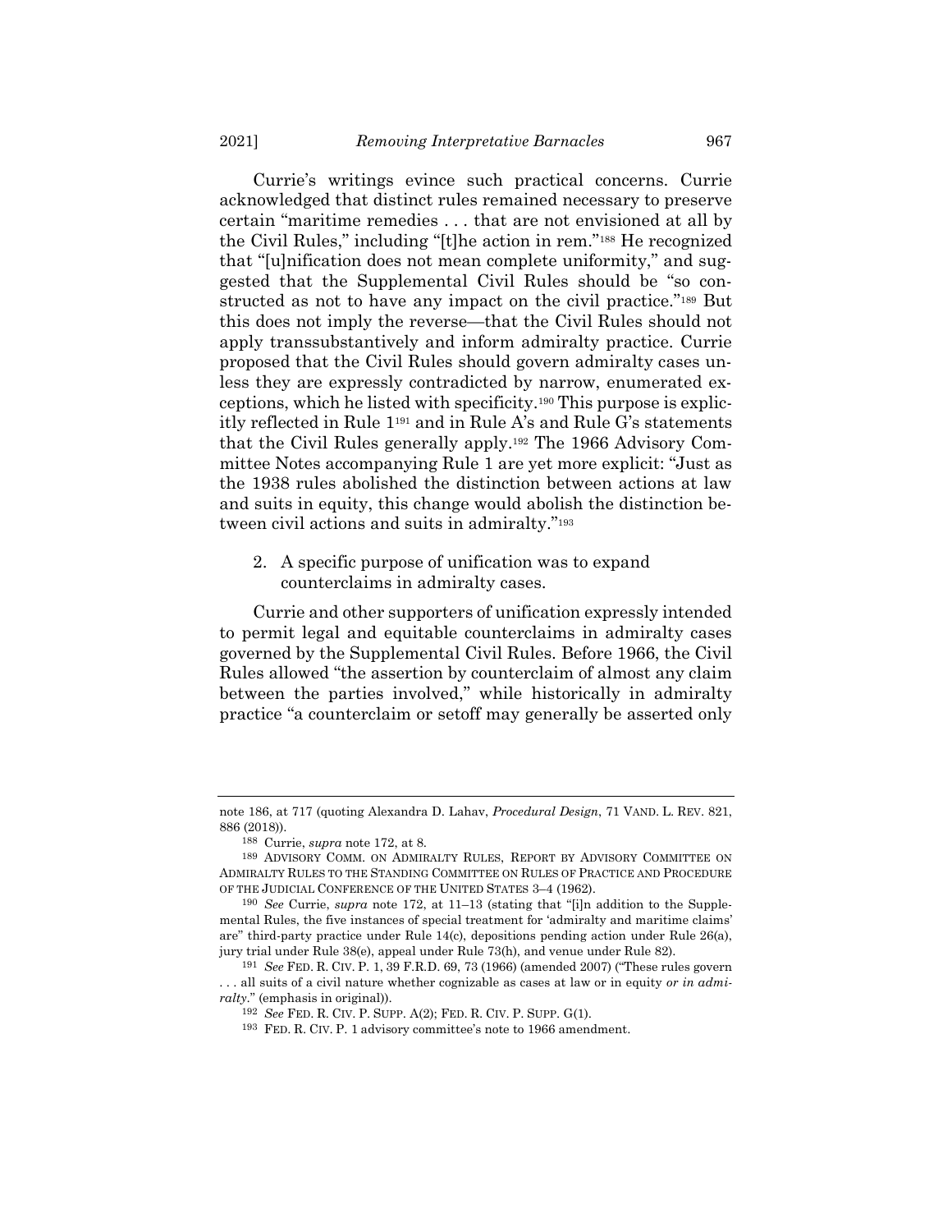Currie's writings evince such practical concerns. Currie acknowledged that distinct rules remained necessary to preserve certain "maritime remedies . . . that are not envisioned at all by the Civil Rules," including "[t]he action in rem."[188] He recognized that "[u]nification does not mean complete uniformity," and suggested that the Supplemental Civil Rules should be "so constructed as not to have any impact on the civil practice."[189] But this does not imply the reverse—that the Civil Rules should not apply transsubstantively and inform admiralty practice. Currie proposed that the Civil Rules should govern admiralty cases unless they are expressly contradicted by narrow, enumerated exceptions, which he listed with specificity.[190] This purpose is explicitly reflected in Rule 1[191] and in Rule A's and Rule G's statements that the Civil Rules generally apply.[192] The 1966 Advisory Committee Notes accompanying Rule 1 are yet more explicit: "Just as the 1938 rules abolished the distinction between actions at law and suits in equity, this change would abolish the distinction between civil actions and suits in admiralty."[193]

2. A specific purpose of unification was to expand counterclaims in admiralty cases.

Currie and other supporters of unification expressly intended to permit legal and equitable counterclaims in admiralty cases governed by the Supplemental Civil Rules. Before 1966, the Civil Rules allowed "the assertion by counterclaim of almost any claim between the parties involved," while historically in admiralty practice "a counterclaim or setoff may generally be asserted only

---

note 186, at 717 (quoting Alexandra D. Lahav, *Procedural Design*, 71 VAND. L. REV. 821, 886 (2018)).

[188] Currie, *supra* note 172, at 8.

[189] ADVISORY COMM. ON ADMIRALTY RULES, REPORT BY ADVISORY COMMITTEE ON ADMIRALTY RULES TO THE STANDING COMMITTEE ON RULES OF PRACTICE AND PROCEDURE OF THE JUDICIAL CONFERENCE OF THE UNITED STATES 3–4 (1962).

[190] *See* Currie, *supra* note 172, at 11–13 (stating that "[i]n addition to the Supplemental Rules, the five instances of special treatment for 'admiralty and maritime claims' are" third-party practice under Rule 14(c), depositions pending action under Rule 26(a), jury trial under Rule 38(e), appeal under Rule 73(h), and venue under Rule 82).

[191] *See* FED. R. CIV. P. 1, 39 F.R.D. 69, 73 (1966) (amended 2007) ("These rules govern . . . all suits of a civil nature whether cognizable as cases at law or in equity *or in admiralty*." (emphasis in original)).

[192] *See* FED. R. CIV. P. SUPP. A(2); FED. R. CIV. P. SUPP. G(1).

[193] FED. R. CIV. P. 1 advisory committee's note to 1966 amendment.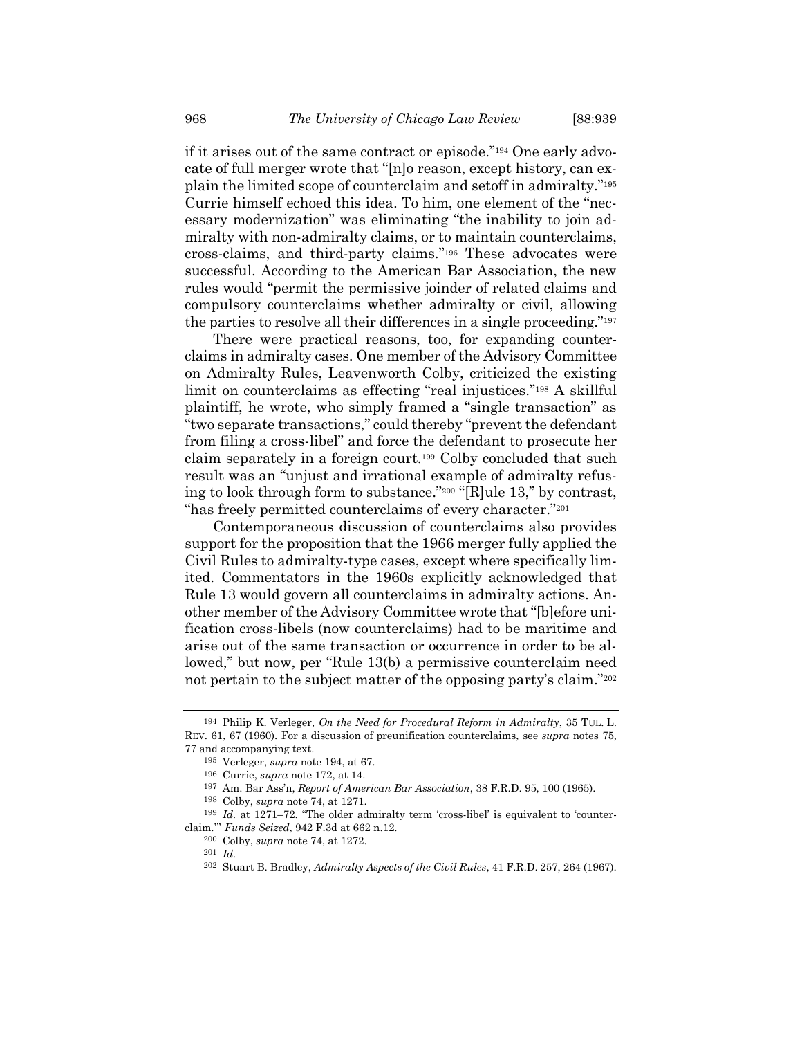if it arises out of the same contract or episode."[194] One early advocate of full merger wrote that "[n]o reason, except history, can explain the limited scope of counterclaim and setoff in admiralty."[195] Currie himself echoed this idea. To him, one element of the "necessary modernization" was eliminating "the inability to join admiralty with non-admiralty claims, or to maintain counterclaims, cross-claims, and third-party claims."[196] These advocates were successful. According to the American Bar Association, the new rules would "permit the permissive joinder of related claims and compulsory counterclaims whether admiralty or civil, allowing the parties to resolve all their differences in a single proceeding."[197]

There were practical reasons, too, for expanding counterclaims in admiralty cases. One member of the Advisory Committee on Admiralty Rules, Leavenworth Colby, criticized the existing limit on counterclaims as effecting "real injustices."[198] A skillful plaintiff, he wrote, who simply framed a "single transaction" as "two separate transactions," could thereby "prevent the defendant from filing a cross-libel" and force the defendant to prosecute her claim separately in a foreign court.[199] Colby concluded that such result was an "unjust and irrational example of admiralty refusing to look through form to substance."[200] "[R]ule 13," by contrast, "has freely permitted counterclaims of every character."[201]

Contemporaneous discussion of counterclaims also provides support for the proposition that the 1966 merger fully applied the Civil Rules to admiralty-type cases, except where specifically limited. Commentators in the 1960s explicitly acknowledged that Rule 13 would govern all counterclaims in admiralty actions. Another member of the Advisory Committee wrote that "[b]efore unification cross-libels (now counterclaims) had to be maritime and arise out of the same transaction or occurrence in order to be allowed," but now, per "Rule 13(b) a permissive counterclaim need not pertain to the subject matter of the opposing party's claim."[202]

---

[194] Philip K. Verleger, *On the Need for Procedural Reform in Admiralty*, 35 TUL. L. REV. 61, 67 (1960). For a discussion of preunification counterclaims, see *supra* notes 75, 77 and accompanying text.

[195] Verleger, *supra* note 194, at 67.

[196] Currie, *supra* note 172, at 14.

[197] Am. Bar Ass'n, *Report of American Bar Association*, 38 F.R.D. 95, 100 (1965).

[198] Colby, *supra* note 74, at 1271.

[199] *Id.* at 1271–72. "The older admiralty term 'cross-libel' is equivalent to 'counterclaim.'" *Funds Seized*, 942 F.3d at 662 n.12.

[200] Colby, *supra* note 74, at 1272.

[201] *Id.*

[202] Stuart B. Bradley, *Admiralty Aspects of the Civil Rules*, 41 F.R.D. 257, 264 (1967).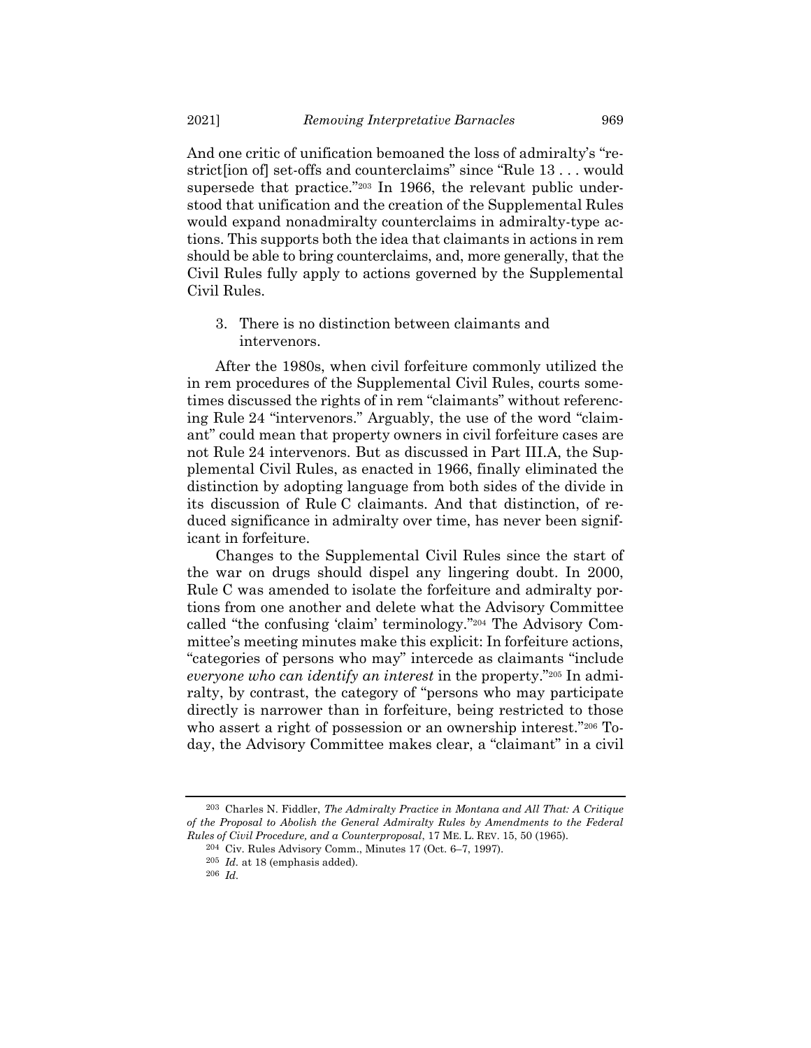And one critic of unification bemoaned the loss of admiralty's "restrict[ion of] set-offs and counterclaims" since "Rule 13 . . . would supersede that practice."[203] In 1966, the relevant public understood that unification and the creation of the Supplemental Rules would expand nonadmiralty counterclaims in admiralty-type actions. This supports both the idea that claimants in actions in rem should be able to bring counterclaims, and, more generally, that the Civil Rules fully apply to actions governed by the Supplemental Civil Rules.

3. There is no distinction between claimants and intervenors.

After the 1980s, when civil forfeiture commonly utilized the in rem procedures of the Supplemental Civil Rules, courts sometimes discussed the rights of in rem "claimants" without referencing Rule 24 "intervenors." Arguably, the use of the word "claimant" could mean that property owners in civil forfeiture cases are not Rule 24 intervenors. But as discussed in Part III.A, the Supplemental Civil Rules, as enacted in 1966, finally eliminated the distinction by adopting language from both sides of the divide in its discussion of Rule C claimants. And that distinction, of reduced significance in admiralty over time, has never been significant in forfeiture.

Changes to the Supplemental Civil Rules since the start of the war on drugs should dispel any lingering doubt. In 2000, Rule C was amended to isolate the forfeiture and admiralty portions from one another and delete what the Advisory Committee called "the confusing 'claim' terminology."[204] The Advisory Committee's meeting minutes make this explicit: In forfeiture actions, "categories of persons who may" intercede as claimants "include *everyone who can identify an interest* in the property."[205] In admiralty, by contrast, the category of "persons who may participate directly is narrower than in forfeiture, being restricted to those who assert a right of possession or an ownership interest."[206] Today, the Advisory Committee makes clear, a "claimant" in a civil

---

[203] Charles N. Fiddler, *The Admiralty Practice in Montana and All That: A Critique of the Proposal to Abolish the General Admiralty Rules by Amendments to the Federal Rules of Civil Procedure, and a Counterproposal*, 17 ME. L. REV. 15, 50 (1965).

[204] Civ. Rules Advisory Comm., Minutes 17 (Oct. 6–7, 1997).

[205] *Id.* at 18 (emphasis added).

[206] *Id.*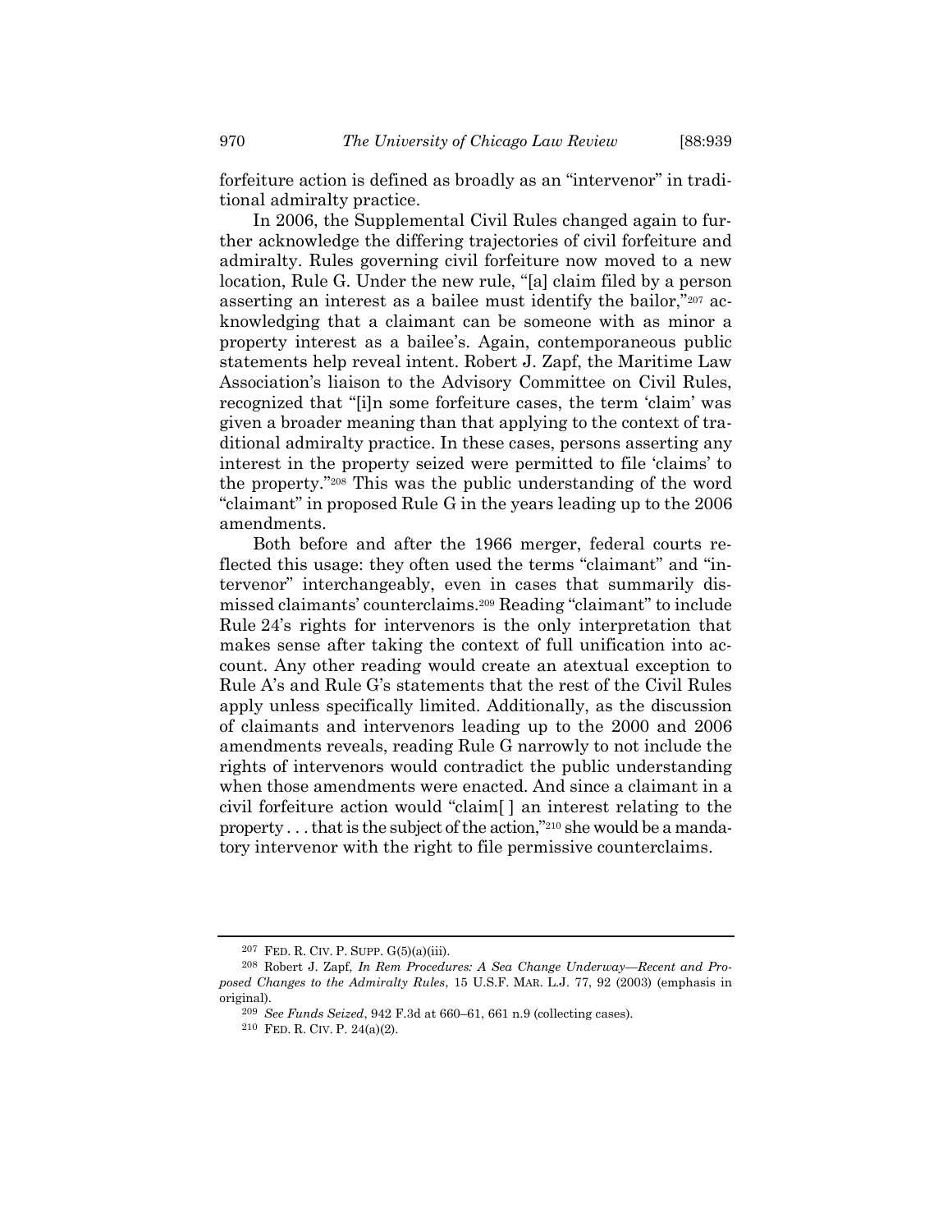forfeiture action is defined as broadly as an "intervenor" in traditional admiralty practice.

In 2006, the Supplemental Civil Rules changed again to further acknowledge the differing trajectories of civil forfeiture and admiralty. Rules governing civil forfeiture now moved to a new location, Rule G. Under the new rule, "[a] claim filed by a person asserting an interest as a bailee must identify the bailor,"[207] acknowledging that a claimant can be someone with as minor a property interest as a bailee's. Again, contemporaneous public statements help reveal intent. Robert J. Zapf, the Maritime Law Association's liaison to the Advisory Committee on Civil Rules, recognized that "[i]n some forfeiture cases, the term 'claim' was given a broader meaning than that applying to the context of traditional admiralty practice. In these cases, persons asserting any interest in the property seized were permitted to file 'claims' to the property."[208] This was the public understanding of the word "claimant" in proposed Rule G in the years leading up to the 2006 amendments.

Both before and after the 1966 merger, federal courts reflected this usage: they often used the terms "claimant" and "intervenor" interchangeably, even in cases that summarily dismissed claimants' counterclaims.[209] Reading "claimant" to include Rule 24's rights for intervenors is the only interpretation that makes sense after taking the context of full unification into account. Any other reading would create an atextual exception to Rule A's and Rule G's statements that the rest of the Civil Rules apply unless specifically limited. Additionally, as the discussion of claimants and intervenors leading up to the 2000 and 2006 amendments reveals, reading Rule G narrowly to not include the rights of intervenors would contradict the public understanding when those amendments were enacted. And since a claimant in a civil forfeiture action would "claim[ ] an interest relating to the property . . . that is the subject of the action,"[210] she would be a mandatory intervenor with the right to file permissive counterclaims.

---

[207] FED. R. CIV. P. SUPP. G(5)(a)(iii).

[208] Robert J. Zapf, *In Rem Procedures: A Sea Change Underway—Recent and Proposed Changes to the Admiralty Rules*, 15 U.S.F. MAR. L.J. 77, 92 (2003) (emphasis in original).

[209] *See Funds Seized*, 942 F.3d at 660–61, 661 n.9 (collecting cases).

[210] FED. R. CIV. P. 24(a)(2).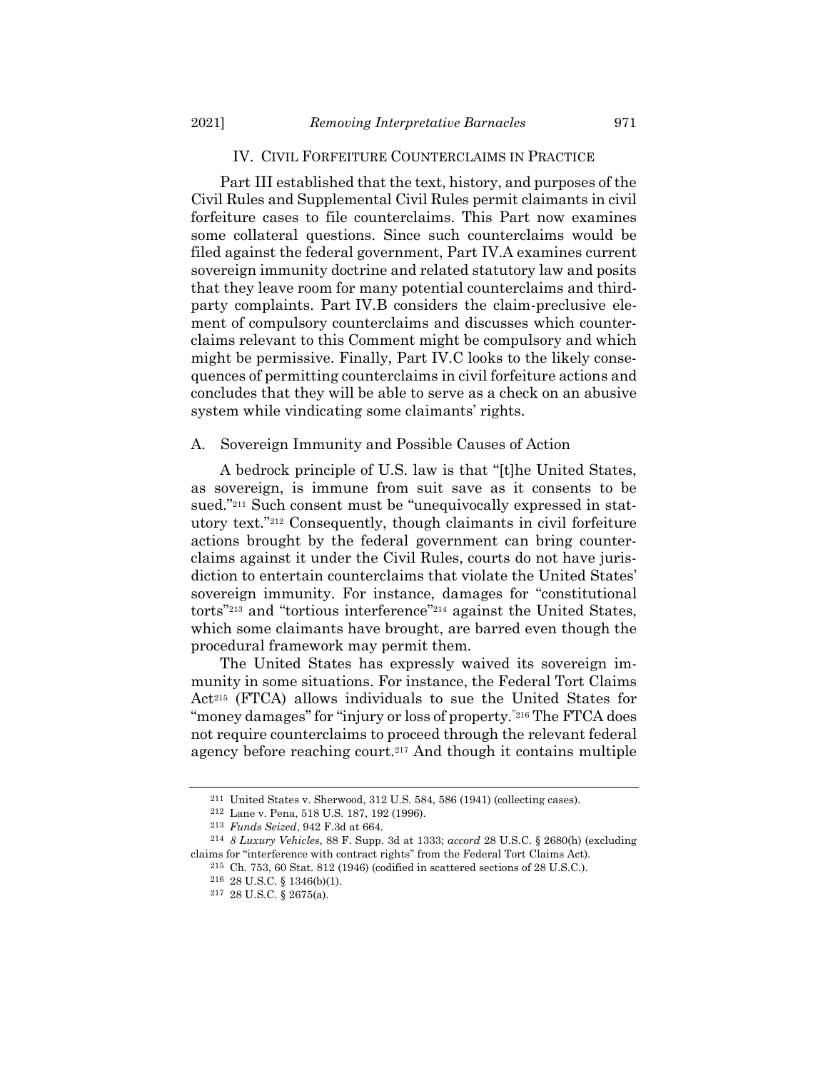## IV. CIVIL FORFEITURE COUNTERCLAIMS IN PRACTICE

Part III established that the text, history, and purposes of the Civil Rules and Supplemental Civil Rules permit claimants in civil forfeiture cases to file counterclaims. This Part now examines some collateral questions. Since such counterclaims would be filed against the federal government, Part IV.A examines current sovereign immunity doctrine and related statutory law and posits that they leave room for many potential counterclaims and third-party complaints. Part IV.B considers the claim-preclusive element of compulsory counterclaims and discusses which counterclaims relevant to this Comment might be compulsory and which might be permissive. Finally, Part IV.C looks to the likely consequences of permitting counterclaims in civil forfeiture actions and concludes that they will be able to serve as a check on an abusive system while vindicating some claimants' rights.

### A. Sovereign Immunity and Possible Causes of Action

A bedrock principle of U.S. law is that "[t]he United States, as sovereign, is immune from suit save as it consents to be sued."[211] Such consent must be "unequivocally expressed in statutory text."[212] Consequently, though claimants in civil forfeiture actions brought by the federal government can bring counterclaims against it under the Civil Rules, courts do not have jurisdiction to entertain counterclaims that violate the United States' sovereign immunity. For instance, damages for "constitutional torts"[213] and "tortious interference"[214] against the United States, which some claimants have brought, are barred even though the procedural framework may permit them.

The United States has expressly waived its sovereign immunity in some situations. For instance, the Federal Tort Claims Act[215] (FTCA) allows individuals to sue the United States for "money damages" for "injury or loss of property."[216] The FTCA does not require counterclaims to proceed through the relevant federal agency before reaching court.[217] And though it contains multiple

---

[211] United States v. Sherwood, 312 U.S. 584, 586 (1941) (collecting cases).

[212] Lane v. Pena, 518 U.S. 187, 192 (1996).

[213] *Funds Seized*, 942 F.3d at 664.

[214] *8 Luxury Vehicles*, 88 F. Supp. 3d at 1333; *accord* 28 U.S.C. § 2680(h) (excluding claims for "interference with contract rights" from the Federal Tort Claims Act).

[215] Ch. 753, 60 Stat. 812 (1946) (codified in scattered sections of 28 U.S.C.).

[216] 28 U.S.C. § 1346(b)(1).

[217] 28 U.S.C. § 2675(a).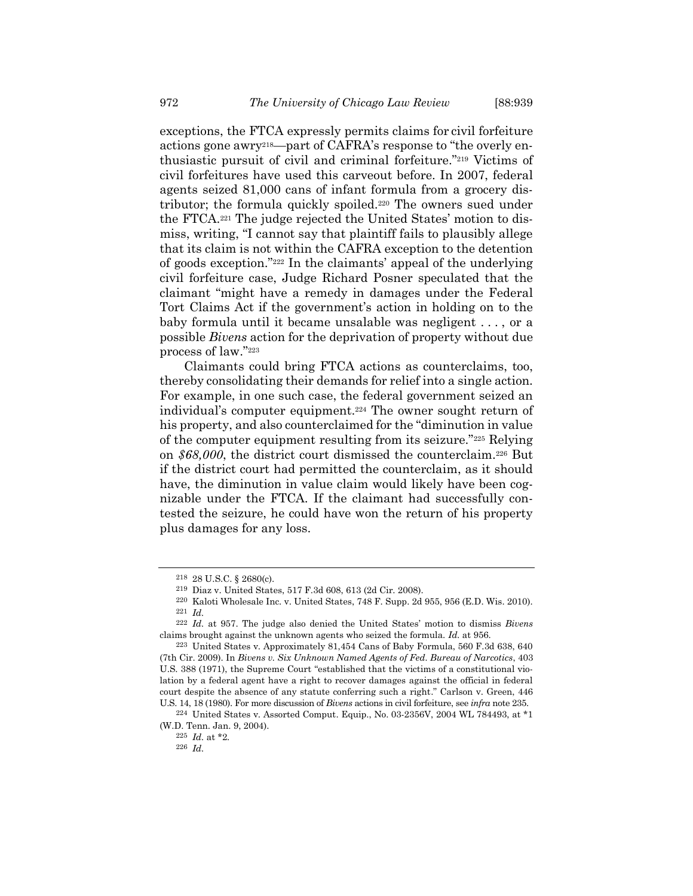exceptions, the FTCA expressly permits claims for civil forfeiture actions gone awry[218]—part of CAFRA's response to "the overly enthusiastic pursuit of civil and criminal forfeiture."[219] Victims of civil forfeitures have used this carveout before. In 2007, federal agents seized 81,000 cans of infant formula from a grocery distributor; the formula quickly spoiled.[220] The owners sued under the FTCA.[221] The judge rejected the United States' motion to dismiss, writing, "I cannot say that plaintiff fails to plausibly allege that its claim is not within the CAFRA exception to the detention of goods exception."[222] In the claimants' appeal of the underlying civil forfeiture case, Judge Richard Posner speculated that the claimant "might have a remedy in damages under the Federal Tort Claims Act if the government's action in holding on to the baby formula until it became unsalable was negligent . . . , or a possible *Bivens* action for the deprivation of property without due process of law."[223]

Claimants could bring FTCA actions as counterclaims, too, thereby consolidating their demands for relief into a single action. For example, in one such case, the federal government seized an individual's computer equipment.[224] The owner sought return of his property, and also counterclaimed for the "diminution in value of the computer equipment resulting from its seizure."[225] Relying on *$68,000*, the district court dismissed the counterclaim.[226] But if the district court had permitted the counterclaim, as it should have, the diminution in value claim would likely have been cognizable under the FTCA. If the claimant had successfully contested the seizure, he could have won the return of his property plus damages for any loss.

---

[218] 28 U.S.C. § 2680(c).

[219] Diaz v. United States, 517 F.3d 608, 613 (2d Cir. 2008).

[220] Kaloti Wholesale Inc. v. United States, 748 F. Supp. 2d 955, 956 (E.D. Wis. 2010).

[221] *Id.*

[222] *Id.* at 957. The judge also denied the United States' motion to dismiss *Bivens* claims brought against the unknown agents who seized the formula. *Id.* at 956.

[223] United States v. Approximately 81,454 Cans of Baby Formula, 560 F.3d 638, 640 (7th Cir. 2009). In *Bivens v. Six Unknown Named Agents of Fed. Bureau of Narcotics*, 403 U.S. 388 (1971), the Supreme Court "established that the victims of a constitutional violation by a federal agent have a right to recover damages against the official in federal court despite the absence of any statute conferring such a right." Carlson v. Green, 446 U.S. 14, 18 (1980). For more discussion of *Bivens* actions in civil forfeiture, see *infra* note 235.

[224] United States v. Assorted Comput. Equip., No. 03-2356V, 2004 WL 784493, at *1 (W.D. Tenn. Jan. 9, 2004).

[225] *Id.* at *2.

[226] *Id.*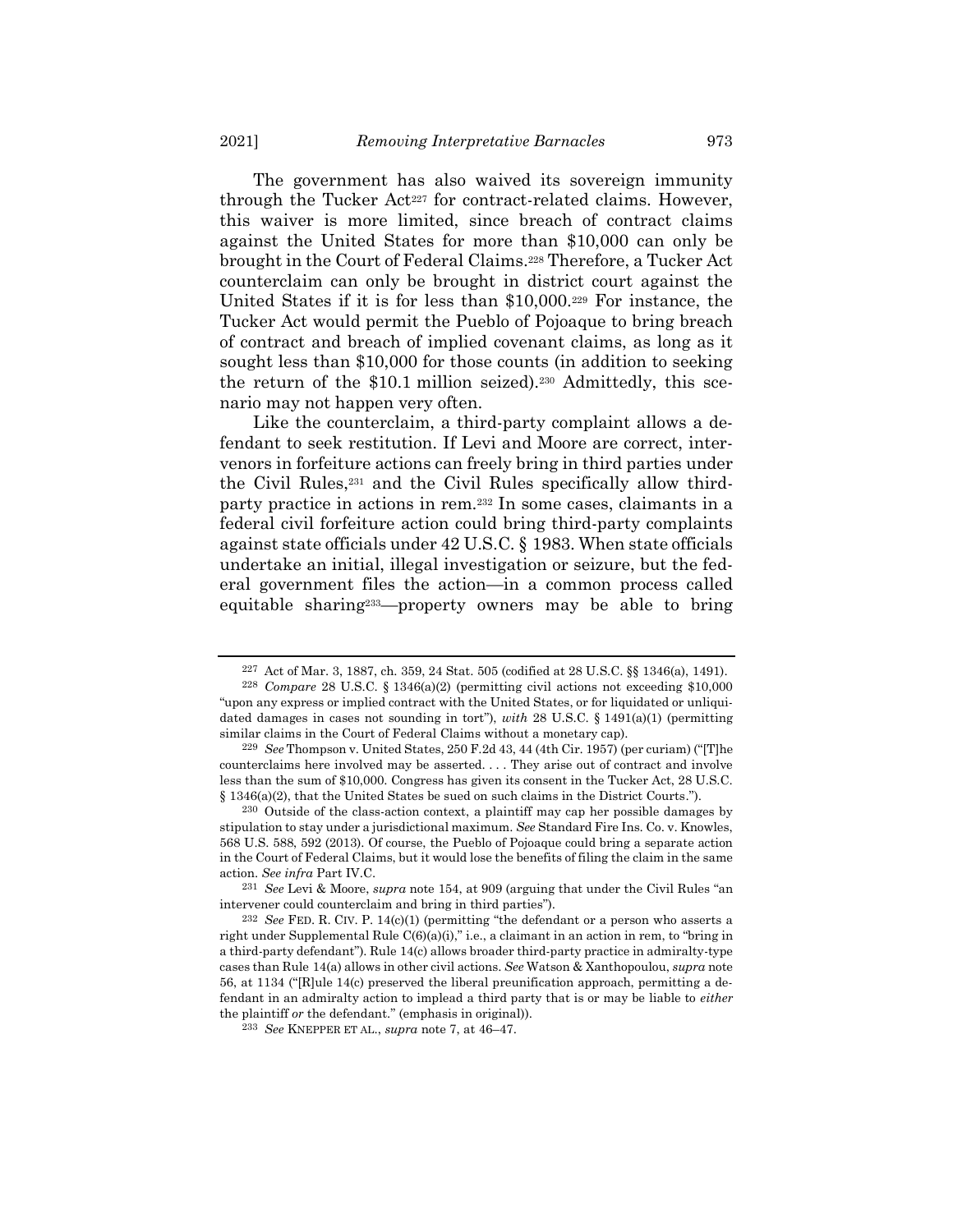The government has also waived its sovereign immunity through the Tucker Act[227] for contract-related claims. However, this waiver is more limited, since breach of contract claims against the United States for more than $10,000 can only be brought in the Court of Federal Claims.[228] Therefore, a Tucker Act counterclaim can only be brought in district court against the United States if it is for less than $10,000.[229] For instance, the Tucker Act would permit the Pueblo of Pojoaque to bring breach of contract and breach of implied covenant claims, as long as it sought less than $10,000 for those counts (in addition to seeking the return of the $10.1 million seized).[230] Admittedly, this scenario may not happen very often.

Like the counterclaim, a third-party complaint allows a defendant to seek restitution. If Levi and Moore are correct, intervenors in forfeiture actions can freely bring in third parties under the Civil Rules,[231] and the Civil Rules specifically allow third-party practice in actions in rem.[232] In some cases, claimants in a federal civil forfeiture action could bring third-party complaints against state officials under 42 U.S.C. § 1983. When state officials undertake an initial, illegal investigation or seizure, but the federal government files the action—in a common process called equitable sharing[233]—property owners may be able to bring

---

[227] Act of Mar. 3, 1887, ch. 359, 24 Stat. 505 (codified at 28 U.S.C. §§ 1346(a), 1491).

[228] *Compare* 28 U.S.C. § 1346(a)(2) (permitting civil actions not exceeding $10,000 "upon any express or implied contract with the United States, or for liquidated or unliquidated damages in cases not sounding in tort"), *with* 28 U.S.C. § 1491(a)(1) (permitting similar claims in the Court of Federal Claims without a monetary cap).

[229] *See* Thompson v. United States, 250 F.2d 43, 44 (4th Cir. 1957) (per curiam) ("[T]he counterclaims here involved may be asserted. . . . They arise out of contract and involve less than the sum of $10,000. Congress has given its consent in the Tucker Act, 28 U.S.C. § 1346(a)(2), that the United States be sued on such claims in the District Courts.").

[230] Outside of the class-action context, a plaintiff may cap her possible damages by stipulation to stay under a jurisdictional maximum. *See* Standard Fire Ins. Co. v. Knowles, 568 U.S. 588, 592 (2013). Of course, the Pueblo of Pojoaque could bring a separate action in the Court of Federal Claims, but it would lose the benefits of filing the claim in the same action. *See infra* Part IV.C.

[231] *See* Levi & Moore, *supra* note 154, at 909 (arguing that under the Civil Rules "an intervener could counterclaim and bring in third parties").

[232] *See* FED. R. CIV. P. 14(c)(1) (permitting "the defendant or a person who asserts a right under Supplemental Rule C(6)(a)(i)," i.e., a claimant in an action in rem, to "bring in a third-party defendant"). Rule 14(c) allows broader third-party practice in admiralty-type cases than Rule 14(a) allows in other civil actions. *See* Watson & Xanthopoulou, *supra* note 56, at 1134 ("[R]ule 14(c) preserved the liberal preunification approach, permitting a defendant in an admiralty action to implead a third party that is or may be liable to *either* the plaintiff *or* the defendant." (emphasis in original)).

[233] *See* KNEPPER ET AL., *supra* note 7, at 46–47.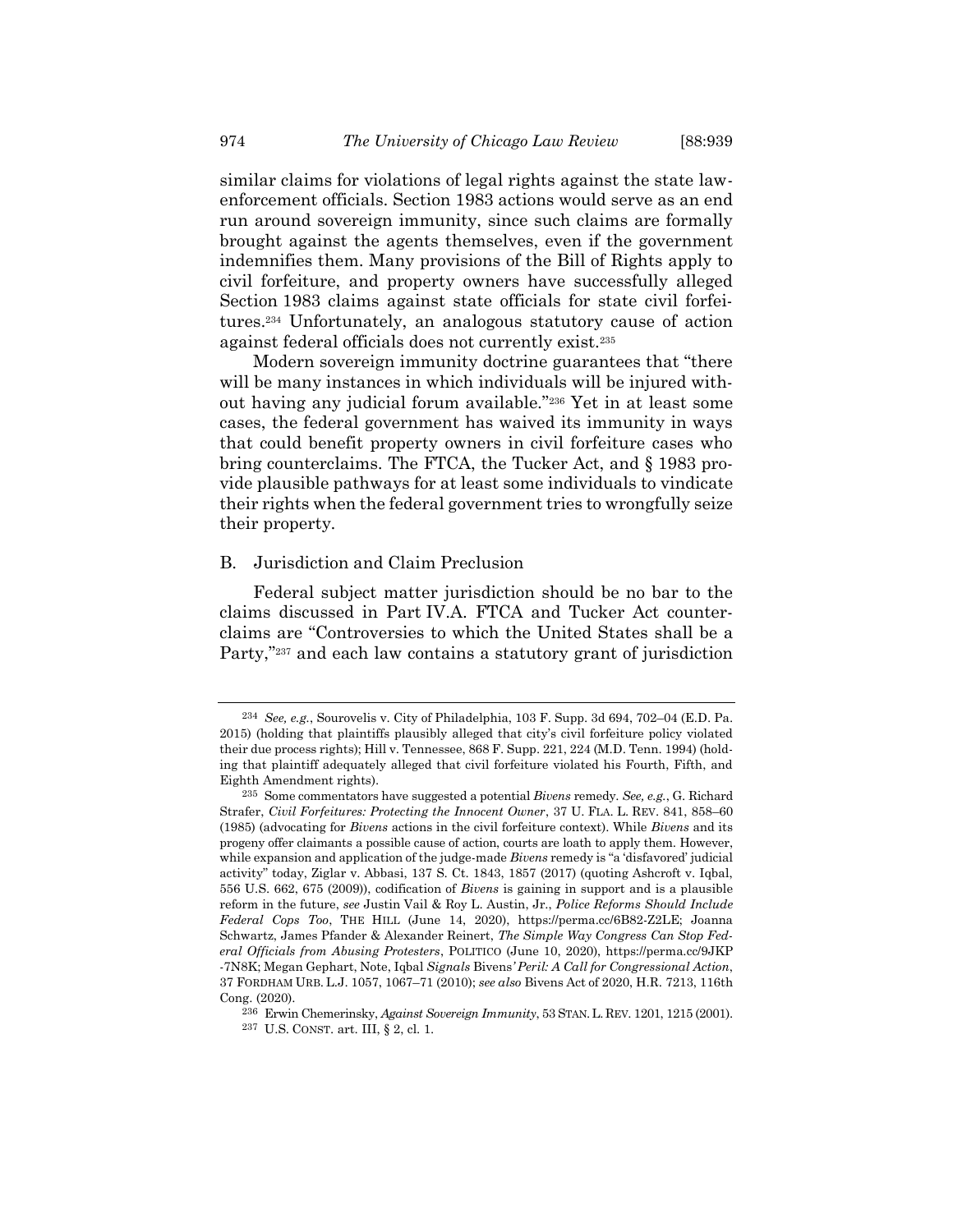similar claims for violations of legal rights against the state law-enforcement officials. Section 1983 actions would serve as an end run around sovereign immunity, since such claims are formally brought against the agents themselves, even if the government indemnifies them. Many provisions of the Bill of Rights apply to civil forfeiture, and property owners have successfully alleged Section 1983 claims against state officials for state civil forfeitures.[234] Unfortunately, an analogous statutory cause of action against federal officials does not currently exist.[235]

Modern sovereign immunity doctrine guarantees that "there will be many instances in which individuals will be injured without having any judicial forum available."[236] Yet in at least some cases, the federal government has waived its immunity in ways that could benefit property owners in civil forfeiture cases who bring counterclaims. The FTCA, the Tucker Act, and § 1983 provide plausible pathways for at least some individuals to vindicate their rights when the federal government tries to wrongfully seize their property.

## B. Jurisdiction and Claim Preclusion

Federal subject matter jurisdiction should be no bar to the claims discussed in Part IV.A. FTCA and Tucker Act counterclaims are "Controversies to which the United States shall be a Party,"[237] and each law contains a statutory grant of jurisdiction

---

[234] *See, e.g.*, Sourovelis v. City of Philadelphia, 103 F. Supp. 3d 694, 702–04 (E.D. Pa. 2015) (holding that plaintiffs plausibly alleged that city's civil forfeiture policy violated their due process rights); Hill v. Tennessee, 868 F. Supp. 221, 224 (M.D. Tenn. 1994) (holding that plaintiff adequately alleged that civil forfeiture violated his Fourth, Fifth, and Eighth Amendment rights).

[235] Some commentators have suggested a potential *Bivens* remedy. *See, e.g.*, G. Richard Strafer, *Civil Forfeitures: Protecting the Innocent Owner*, 37 U. FLA. L. REV. 841, 858–60 (1985) (advocating for *Bivens* actions in the civil forfeiture context). While *Bivens* and its progeny offer claimants a possible cause of action, courts are loath to apply them. However, while expansion and application of the judge-made *Bivens* remedy is "a 'disfavored' judicial activity" today, Ziglar v. Abbasi, 137 S. Ct. 1843, 1857 (2017) (quoting Ashcroft v. Iqbal, 556 U.S. 662, 675 (2009)), codification of *Bivens* is gaining in support and is a plausible reform in the future, *see* Justin Vail & Roy L. Austin, Jr., *Police Reforms Should Include Federal Cops Too*, THE HILL (June 14, 2020), https://perma.cc/6B82-Z2LE; Joanna Schwartz, James Pfander & Alexander Reinert, *The Simple Way Congress Can Stop Federal Officials from Abusing Protesters*, POLITICO (June 10, 2020), https://perma.cc/9JKP-7N8K; Megan Gephart, Note, Iqbal *Signals* Bivens*' Peril: A Call for Congressional Action*, 37 FORDHAM URB. L.J. 1057, 1067–71 (2010); *see also* Bivens Act of 2020, H.R. 7213, 116th Cong. (2020).

[236] Erwin Chemerinsky, *Against Sovereign Immunity*, 53 STAN. L. REV. 1201, 1215 (2001).

[237] U.S. CONST. art. III, § 2, cl. 1.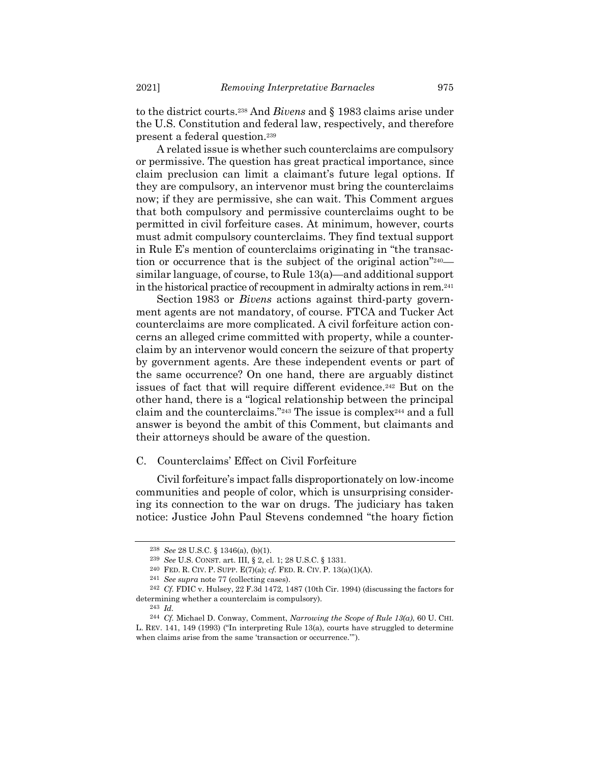to the district courts.[238] And *Bivens* and § 1983 claims arise under the U.S. Constitution and federal law, respectively, and therefore present a federal question.[239]

A related issue is whether such counterclaims are compulsory or permissive. The question has great practical importance, since claim preclusion can limit a claimant's future legal options. If they are compulsory, an intervenor must bring the counterclaims now; if they are permissive, she can wait. This Comment argues that both compulsory and permissive counterclaims ought to be permitted in civil forfeiture cases. At minimum, however, courts must admit compulsory counterclaims. They find textual support in Rule E's mention of counterclaims originating in "the transaction or occurrence that is the subject of the original action"[240]—similar language, of course, to Rule 13(a)—and additional support in the historical practice of recoupment in admiralty actions in rem.[241]

Section 1983 or *Bivens* actions against third-party government agents are not mandatory, of course. FTCA and Tucker Act counterclaims are more complicated. A civil forfeiture action concerns an alleged crime committed with property, while a counterclaim by an intervenor would concern the seizure of that property by government agents. Are these independent events or part of the same occurrence? On one hand, there are arguably distinct issues of fact that will require different evidence.[242] But on the other hand, there is a "logical relationship between the principal claim and the counterclaims."[243] The issue is complex[244] and a full answer is beyond the ambit of this Comment, but claimants and their attorneys should be aware of the question.

## C. Counterclaims' Effect on Civil Forfeiture

Civil forfeiture's impact falls disproportionately on low-income communities and people of color, which is unsurprising considering its connection to the war on drugs. The judiciary has taken notice: Justice John Paul Stevens condemned "the hoary fiction

---

[238] *See* 28 U.S.C. § 1346(a), (b)(1).

[239] *See* U.S. CONST. art. III, § 2, cl. 1; 28 U.S.C. § 1331.

[240] FED. R. CIV. P. SUPP. E(7)(a); *cf.* FED. R. CIV. P. 13(a)(1)(A).

[241] *See supra* note 77 (collecting cases).

[242] *Cf.* FDIC v. Hulsey, 22 F.3d 1472, 1487 (10th Cir. 1994) (discussing the factors for determining whether a counterclaim is compulsory).

[243] *Id.*

[244] *Cf.* Michael D. Conway, Comment, *Narrowing the Scope of Rule 13(a)*, 60 U. CHI. L. REV. 141, 149 (1993) ("In interpreting Rule 13(a), courts have struggled to determine when claims arise from the same 'transaction or occurrence.'").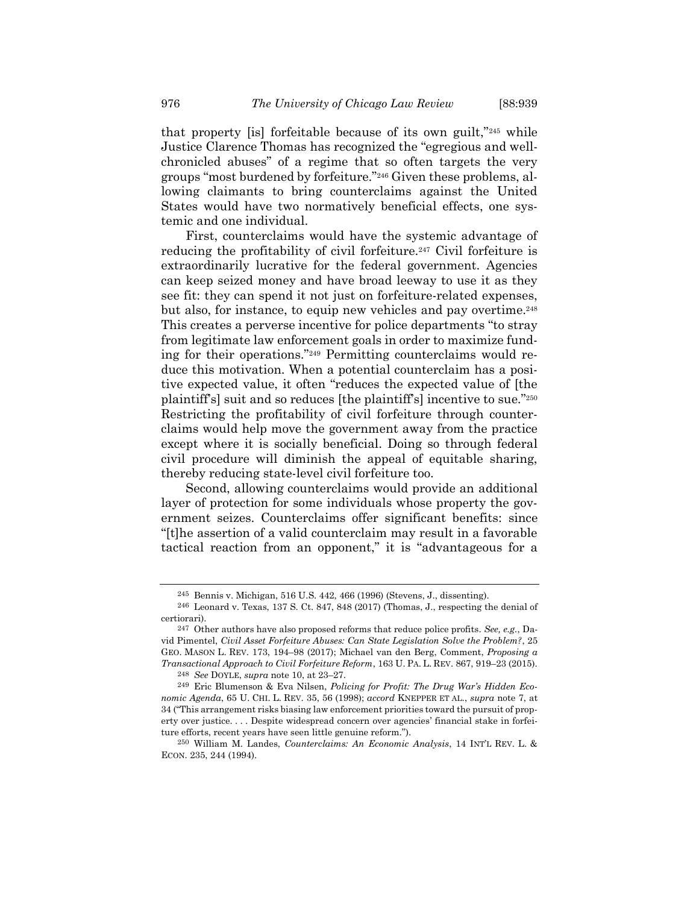that property [is] forfeitable because of its own guilt,"[245] while Justice Clarence Thomas has recognized the "egregious and well-chronicled abuses" of a regime that so often targets the very groups "most burdened by forfeiture."[246] Given these problems, allowing claimants to bring counterclaims against the United States would have two normatively beneficial effects, one systemic and one individual.

First, counterclaims would have the systemic advantage of reducing the profitability of civil forfeiture.[247] Civil forfeiture is extraordinarily lucrative for the federal government. Agencies can keep seized money and have broad leeway to use it as they see fit: they can spend it not just on forfeiture-related expenses, but also, for instance, to equip new vehicles and pay overtime.[248] This creates a perverse incentive for police departments "to stray from legitimate law enforcement goals in order to maximize funding for their operations."[249] Permitting counterclaims would reduce this motivation. When a potential counterclaim has a positive expected value, it often "reduces the expected value of [the plaintiff's] suit and so reduces [the plaintiff's] incentive to sue."[250] Restricting the profitability of civil forfeiture through counterclaims would help move the government away from the practice except where it is socially beneficial. Doing so through federal civil procedure will diminish the appeal of equitable sharing, thereby reducing state-level civil forfeiture too.

Second, allowing counterclaims would provide an additional layer of protection for some individuals whose property the government seizes. Counterclaims offer significant benefits: since "[t]he assertion of a valid counterclaim may result in a favorable tactical reaction from an opponent," it is "advantageous for a

---

[245] Bennis v. Michigan, 516 U.S. 442, 466 (1996) (Stevens, J., dissenting).

[246] Leonard v. Texas, 137 S. Ct. 847, 848 (2017) (Thomas, J., respecting the denial of certiorari).

[247] Other authors have also proposed reforms that reduce police profits. *See, e.g.*, David Pimentel, *Civil Asset Forfeiture Abuses: Can State Legislation Solve the Problem?*, 25 GEO. MASON L. REV. 173, 194–98 (2017); Michael van den Berg, Comment, *Proposing a Transactional Approach to Civil Forfeiture Reform*, 163 U. PA. L. REV. 867, 919–23 (2015).

[248] *See* DOYLE, *supra* note 10, at 23–27.

[249] Eric Blumenson & Eva Nilsen, *Policing for Profit: The Drug War's Hidden Economic Agenda*, 65 U. CHI. L. REV. 35, 56 (1998); *accord* KNEPPER ET AL., *supra* note 7, at 34 ("This arrangement risks biasing law enforcement priorities toward the pursuit of property over justice. . . . Despite widespread concern over agencies' financial stake in forfeiture efforts, recent years have seen little genuine reform.").

[250] William M. Landes, *Counterclaims: An Economic Analysis*, 14 INT'L REV. L. & ECON. 235, 244 (1994).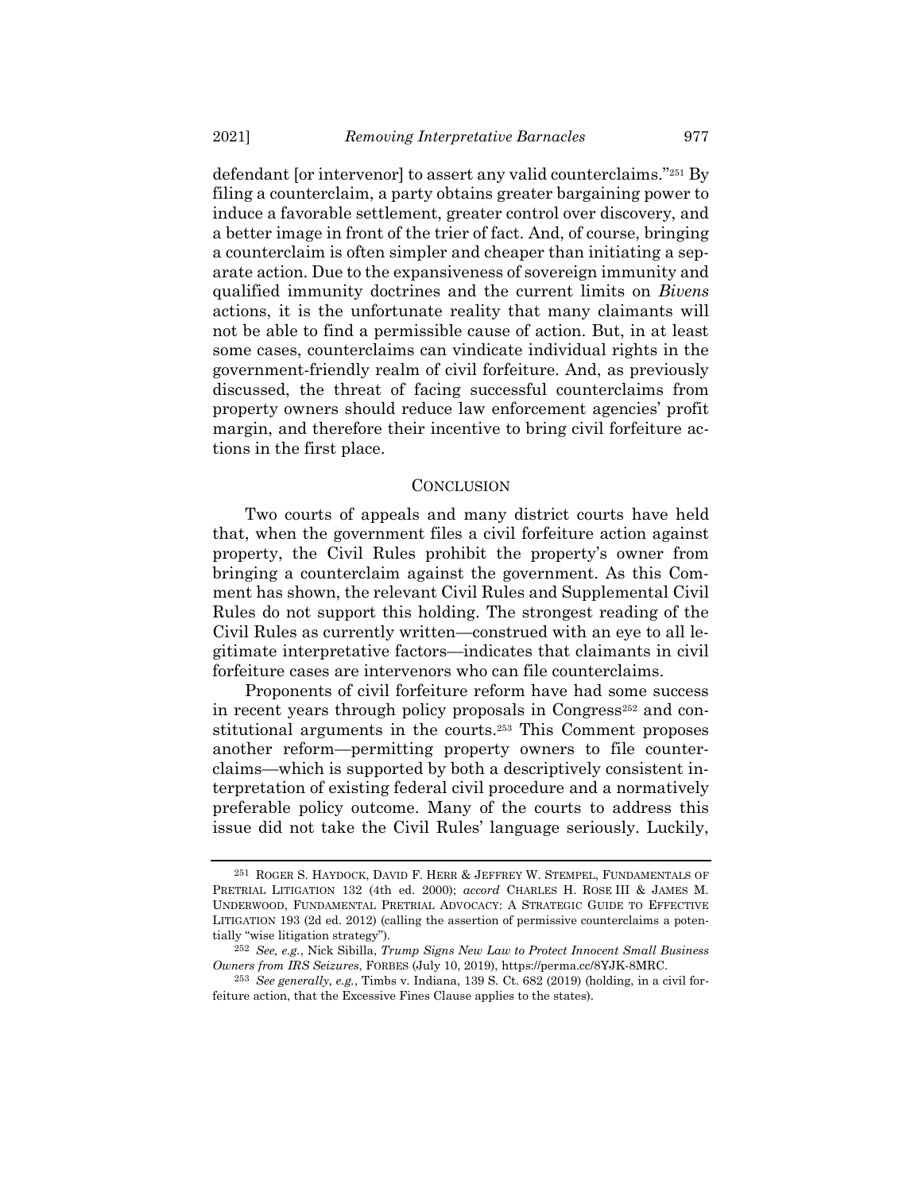defendant [or intervenor] to assert any valid counterclaims."[251] By filing a counterclaim, a party obtains greater bargaining power to induce a favorable settlement, greater control over discovery, and a better image in front of the trier of fact. And, of course, bringing a counterclaim is often simpler and cheaper than initiating a separate action. Due to the expansiveness of sovereign immunity and qualified immunity doctrines and the current limits on *Bivens* actions, it is the unfortunate reality that many claimants will not be able to find a permissible cause of action. But, in at least some cases, counterclaims can vindicate individual rights in the government-friendly realm of civil forfeiture. And, as previously discussed, the threat of facing successful counterclaims from property owners should reduce law enforcement agencies' profit margin, and therefore their incentive to bring civil forfeiture actions in the first place.

## CONCLUSION

Two courts of appeals and many district courts have held that, when the government files a civil forfeiture action against property, the Civil Rules prohibit the property's owner from bringing a counterclaim against the government. As this Comment has shown, the relevant Civil Rules and Supplemental Civil Rules do not support this holding. The strongest reading of the Civil Rules as currently written—construed with an eye to all legitimate interpretative factors—indicates that claimants in civil forfeiture cases are intervenors who can file counterclaims.

Proponents of civil forfeiture reform have had some success in recent years through policy proposals in Congress[252] and constitutional arguments in the courts.[253] This Comment proposes another reform—permitting property owners to file counterclaims—which is supported by both a descriptively consistent interpretation of existing federal civil procedure and a normatively preferable policy outcome. Many of the courts to address this issue did not take the Civil Rules' language seriously. Luckily,

---

[251] ROGER S. HAYDOCK, DAVID F. HERR & JEFFREY W. STEMPEL, FUNDAMENTALS OF PRETRIAL LITIGATION 132 (4th ed. 2000); *accord* CHARLES H. ROSE III & JAMES M. UNDERWOOD, FUNDAMENTAL PRETRIAL ADVOCACY: A STRATEGIC GUIDE TO EFFECTIVE LITIGATION 193 (2d ed. 2012) (calling the assertion of permissive counterclaims a potentially "wise litigation strategy").

[252] *See, e.g.*, Nick Sibilla, *Trump Signs New Law to Protect Innocent Small Business Owners from IRS Seizures*, FORBES (July 10, 2019), https://perma.cc/8YJK-8MRC.

[253] *See generally, e.g.*, Timbs v. Indiana, 139 S. Ct. 682 (2019) (holding, in a civil forfeiture action, that the Excessive Fines Clause applies to the states).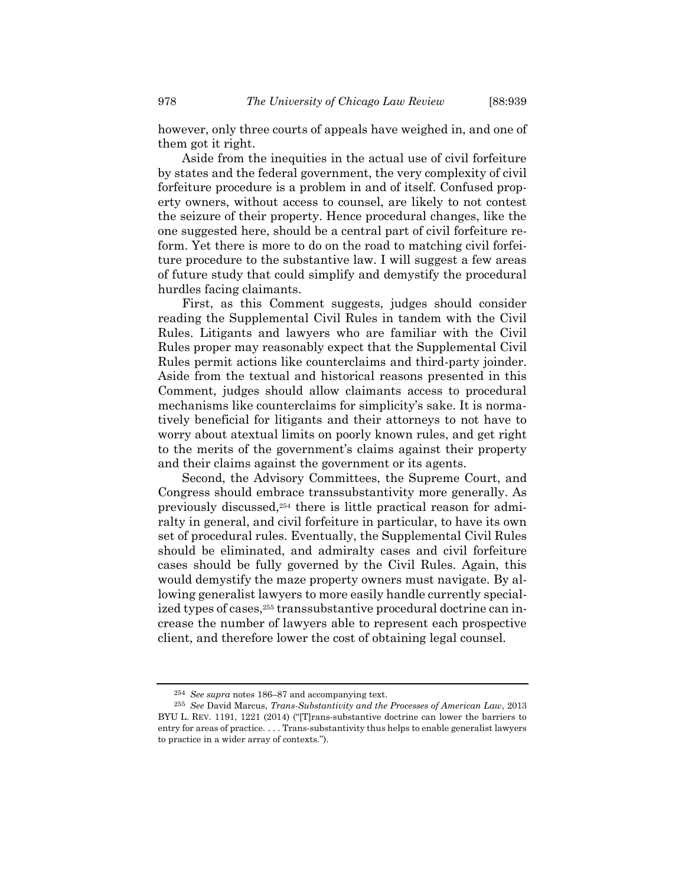however, only three courts of appeals have weighed in, and one of them got it right.

Aside from the inequities in the actual use of civil forfeiture by states and the federal government, the very complexity of civil forfeiture procedure is a problem in and of itself. Confused property owners, without access to counsel, are likely to not contest the seizure of their property. Hence procedural changes, like the one suggested here, should be a central part of civil forfeiture reform. Yet there is more to do on the road to matching civil forfeiture procedure to the substantive law. I will suggest a few areas of future study that could simplify and demystify the procedural hurdles facing claimants.

First, as this Comment suggests, judges should consider reading the Supplemental Civil Rules in tandem with the Civil Rules. Litigants and lawyers who are familiar with the Civil Rules proper may reasonably expect that the Supplemental Civil Rules permit actions like counterclaims and third-party joinder. Aside from the textual and historical reasons presented in this Comment, judges should allow claimants access to procedural mechanisms like counterclaims for simplicity's sake. It is normatively beneficial for litigants and their attorneys to not have to worry about atextual limits on poorly known rules, and get right to the merits of the government's claims against their property and their claims against the government or its agents.

Second, the Advisory Committees, the Supreme Court, and Congress should embrace transsubstantivity more generally. As previously discussed,[254] there is little practical reason for admiralty in general, and civil forfeiture in particular, to have its own set of procedural rules. Eventually, the Supplemental Civil Rules should be eliminated, and admiralty cases and civil forfeiture cases should be fully governed by the Civil Rules. Again, this would demystify the maze property owners must navigate. By allowing generalist lawyers to more easily handle currently specialized types of cases,[255] transsubstantive procedural doctrine can increase the number of lawyers able to represent each prospective client, and therefore lower the cost of obtaining legal counsel.

---

[254] *See supra* notes 186–87 and accompanying text.

[255] *See* David Marcus, *Trans-Substantivity and the Processes of American Law*, 2013 BYU L. REV. 1191, 1221 (2014) ("[T]rans-substantive doctrine can lower the barriers to entry for areas of practice. . . . Trans-substantivity thus helps to enable generalist lawyers to practice in a wider array of contexts.").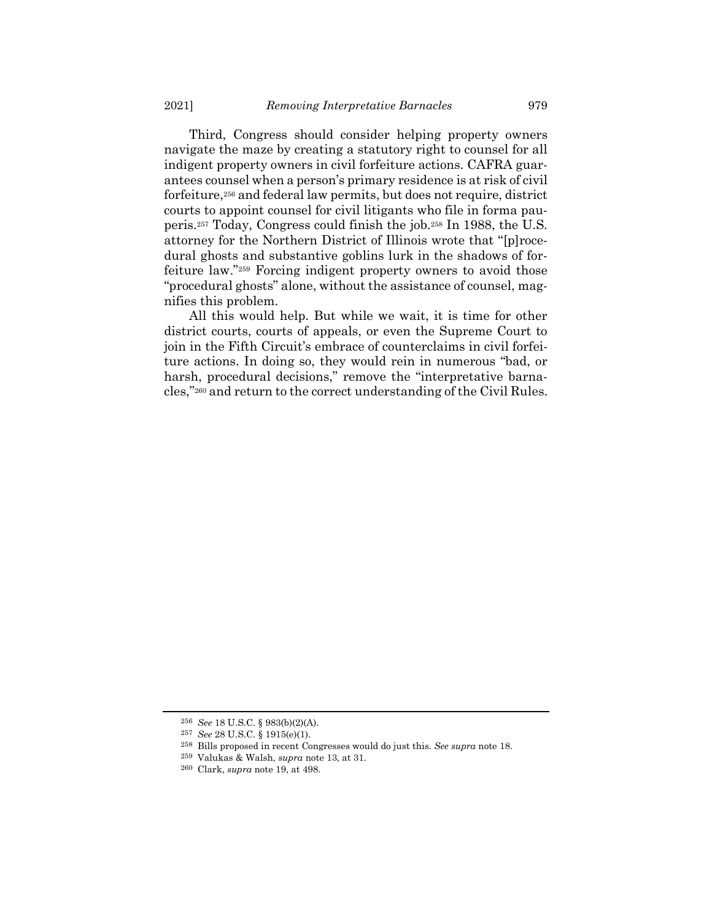Third, Congress should consider helping property owners navigate the maze by creating a statutory right to counsel for all indigent property owners in civil forfeiture actions. CAFRA guarantees counsel when a person's primary residence is at risk of civil forfeiture,[256] and federal law permits, but does not require, district courts to appoint counsel for civil litigants who file in forma pauperis.[257] Today, Congress could finish the job.[258] In 1988, the U.S. attorney for the Northern District of Illinois wrote that "[p]rocedural ghosts and substantive goblins lurk in the shadows of forfeiture law."[259] Forcing indigent property owners to avoid those "procedural ghosts" alone, without the assistance of counsel, magnifies this problem.

All this would help. But while we wait, it is time for other district courts, courts of appeals, or even the Supreme Court to join in the Fifth Circuit's embrace of counterclaims in civil forfeiture actions. In doing so, they would rein in numerous "bad, or harsh, procedural decisions," remove the "interpretative barnacles,"[260] and return to the correct understanding of the Civil Rules.

---

[256] *See* 18 U.S.C. § 983(b)(2)(A).

[257] *See* 28 U.S.C. § 1915(e)(1).

[258] Bills proposed in recent Congresses would do just this. *See supra* note 18.

[259] Valukas & Walsh, *supra* note 13, at 31.

[260] Clark, *supra* note 19, at 498.